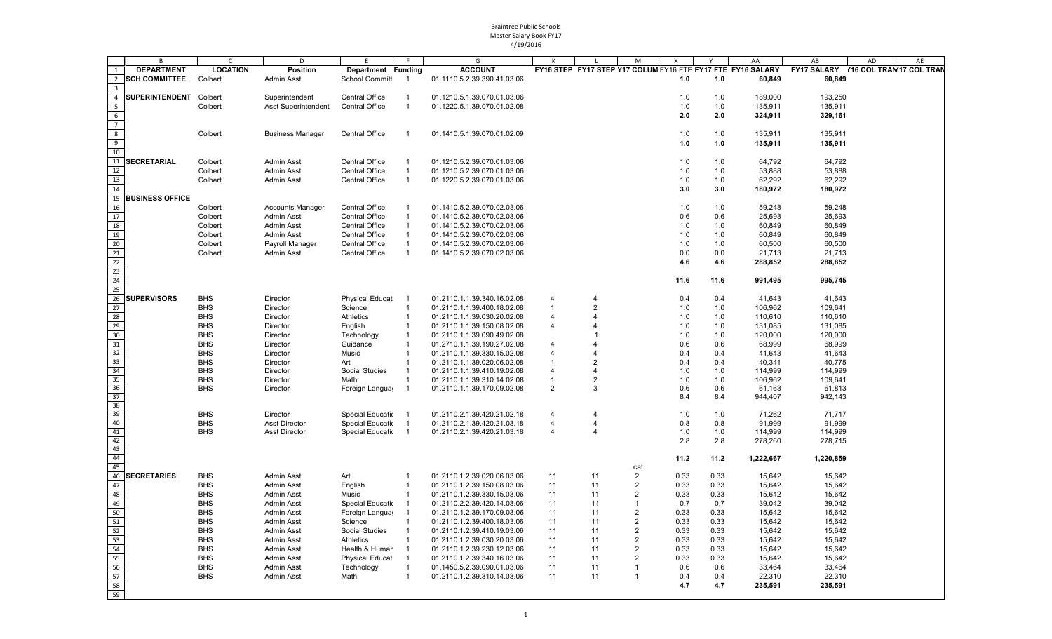Braintree Public Schools
Master Salary Book FY17
4/19/2016

| | B | C | D | E | F | G | K | L | M | X | Y | AA | AB | AD | AE |
|---|---|---|---|---|---|---|---|---|---|---|---|---|---|---|---|
| 1 | DEPARTMENT | LOCATION | Position | Department | Funding | ACCOUNT | FY16 STEP | FY17 STEP | Y17 COLUM | FY16 FTE | FY17 FTE | FY16 SALARY | FY17 SALARY | Y16 COL TRAN | Y17 COL TRAN |
| 2 | SCH COMMITTEE | Colbert | Admin Asst | School Committ | 1 | 01.1110.5.2.39.390.41.03.06 | | | | 1.0 | 1.0 | 60,849 | 60,849 | | |
| 3 | | | | | | | | | | | | | | | |
| 4 | SUPERINTENDENT | Colbert | Superintendent | Central Office | 1 | 01.1210.5.1.39.070.01.03.06 | | | | 1.0 | 1.0 | 189,000 | 193,250 | | |
| 5 | | Colbert | Asst Superintendent | Central Office | 1 | 01.1220.5.1.39.070.01.02.08 | | | | 1.0 | 1.0 | 135,911 | 135,911 | | |
| 6 | | | | | | | | | | 2.0 | 2.0 | 324,911 | 329,161 | | |
| 7 | | | | | | | | | | | | | | | |
| 8 | | Colbert | Business Manager | Central Office | 1 | 01.1410.5.1.39.070.01.02.09 | | | | 1.0 | 1.0 | 135,911 | 135,911 | | |
| 9 | | | | | | | | | | 1.0 | 1.0 | 135,911 | 135,911 | | |
| 10 | | | | | | | | | | | | | | | |
| 11 | SECRETARIAL | Colbert | Admin Asst | Central Office | 1 | 01.1210.5.2.39.070.01.03.06 | | | | 1.0 | 1.0 | 64,792 | 64,792 | | |
| 12 | | Colbert | Admin Asst | Central Office | 1 | 01.1210.5.2.39.070.01.03.06 | | | | 1.0 | 1.0 | 53,888 | 53,888 | | |
| 13 | | Colbert | Admin Asst | Central Office | 1 | 01.1220.5.2.39.070.01.03.06 | | | | 1.0 | 1.0 | 62,292 | 62,292 | | |
| 14 | | | | | | | | | | 3.0 | 3.0 | 180,972 | 180,972 | | |
| 15 | BUSINESS OFFICE | | | | | | | | | | | | | | |
| 16 | | Colbert | Accounts Manager | Central Office | 1 | 01.1410.5.2.39.070.02.03.06 | | | | 1.0 | 1.0 | 59,248 | 59,248 | | |
| 17 | | Colbert | Admin Asst | Central Office | 1 | 01.1410.5.2.39.070.02.03.06 | | | | 0.6 | 0.6 | 25,693 | 25,693 | | |
| 18 | | Colbert | Admin Asst | Central Office | 1 | 01.1410.5.2.39.070.02.03.06 | | | | 1.0 | 1.0 | 60,849 | 60,849 | | |
| 19 | | Colbert | Admin Asst | Central Office | 1 | 01.1410.5.2.39.070.02.03.06 | | | | 1.0 | 1.0 | 60,849 | 60,849 | | |
| 20 | | Colbert | Payroll Manager | Central Office | 1 | 01.1410.5.2.39.070.02.03.06 | | | | 1.0 | 1.0 | 60,500 | 60,500 | | |
| 21 | | Colbert | Admin Asst | Central Office | 1 | 01.1410.5.2.39.070.02.03.06 | | | | 0.0 | 0.0 | 21,713 | 21,713 | | |
| 22 | | | | | | | | | | 4.6 | 4.6 | 288,852 | 288,852 | | |
| 23 | | | | | | | | | | | | | | | |
| 24 | | | | | | | | | | 11.6 | 11.6 | 991,495 | 995,745 | | |
| 25 | | | | | | | | | | | | | | | |
| 26 | SUPERVISORS | BHS | Director | Physical Educat | 1 | 01.2110.1.1.39.340.16.02.08 | 4 | 4 | | 0.4 | 0.4 | 41,643 | 41,643 | | |
| 27 | | BHS | Director | Science | 1 | 01.2110.1.1.39.400.18.02.08 | 1 | 2 | | 1.0 | 1.0 | 106,962 | 109,641 | | |
| 28 | | BHS | Director | Athletics | 1 | 01.2110.1.1.39.030.20.02.08 | 4 | 4 | | 1.0 | 1.0 | 110,610 | 110,610 | | |
| 29 | | BHS | Director | English | 1 | 01.2110.1.1.39.150.08.02.08 | 4 | 4 | | 1.0 | 1.0 | 131,085 | 131,085 | | |
| 30 | | BHS | Director | Technology | 1 | 01.2110.1.1.39.090.49.02.08 | | 1 | | 1.0 | 1.0 | 120,000 | 120,000 | | |
| 31 | | BHS | Director | Guidance | 1 | 01.2710.1.1.39.190.27.02.08 | 4 | 4 | | 0.6 | 0.6 | 68,999 | 68,999 | | |
| 32 | | BHS | Director | Music | 1 | 01.2110.1.1.39.330.15.02.08 | 4 | 4 | | 0.4 | 0.4 | 41,643 | 41,643 | | |
| 33 | | BHS | Director | Art | 1 | 01.2110.1.1.39.020.06.02.08 | 1 | 2 | | 0.4 | 0.4 | 40,341 | 40,775 | | |
| 34 | | BHS | Director | Social Studies | 1 | 01.2110.1.1.39.410.19.02.08 | 4 | 4 | | 1.0 | 1.0 | 114,999 | 114,999 | | |
| 35 | | BHS | Director | Math | 1 | 01.2110.1.1.39.310.14.02.08 | 1 | 2 | | 1.0 | 1.0 | 106,962 | 109,641 | | |
| 36 | | BHS | Director | Foreign Langua | 1 | 01.2110.1.1.39.170.09.02.08 | 2 | 3 | | 0.6 | 0.6 | 61,163 | 61,813 | | |
| 37 | | | | | | | | | | 8.4 | 8.4 | 944,407 | 942,143 | | |
| 38 | | | | | | | | | | | | | | | |
| 39 | | BHS | Director | Special Educatio | 1 | 01.2110.2.1.39.420.21.02.18 | 4 | 4 | | 1.0 | 1.0 | 71,262 | 71,717 | | |
| 40 | | BHS | Asst Director | Special Educatio | 1 | 01.2110.2.1.39.420.21.03.18 | 4 | 4 | | 0.8 | 0.8 | 91,999 | 91,999 | | |
| 41 | | BHS | Asst Director | Special Educatio | 1 | 01.2110.2.1.39.420.21.03.18 | 4 | 4 | | 1.0 | 1.0 | 114,999 | 114,999 | | |
| 42 | | | | | | | | | | 2.8 | 2.8 | 278,260 | 278,715 | | |
| 43 | | | | | | | | | | | | | | | |
| 44 | | | | | | | | | | 11.2 | 11.2 | 1,222,667 | 1,220,859 | | |
| 45 | | | | | | | | | cat | | | | | | |
| 46 | SECRETARIES | BHS | Admin Asst | Art | 1 | 01.2110.1.2.39.020.06.03.06 | 11 | 11 | 2 | 0.33 | 0.33 | 15,642 | 15,642 | | |
| 47 | | BHS | Admin Asst | English | 1 | 01.2110.1.2.39.150.08.03.06 | 11 | 11 | 2 | 0.33 | 0.33 | 15,642 | 15,642 | | |
| 48 | | BHS | Admin Asst | Music | 1 | 01.2110.1.2.39.330.15.03.06 | 11 | 11 | 2 | 0.33 | 0.33 | 15,642 | 15,642 | | |
| 49 | | BHS | Admin Asst | Special Educatio | 1 | 01.2110.2.2.39.420.14.03.06 | 11 | 11 | 1 | 0.7 | 0.7 | 39,042 | 39,042 | | |
| 50 | | BHS | Admin Asst | Foreign Langua | 1 | 01.2110.1.2.39.170.09.03.06 | 11 | 11 | 2 | 0.33 | 0.33 | 15,642 | 15,642 | | |
| 51 | | BHS | Admin Asst | Science | 1 | 01.2110.1.2.39.400.18.03.06 | 11 | 11 | 2 | 0.33 | 0.33 | 15,642 | 15,642 | | |
| 52 | | BHS | Admin Asst | Social Studies | 1 | 01.2110.1.2.39.410.19.03.06 | 11 | 11 | 2 | 0.33 | 0.33 | 15,642 | 15,642 | | |
| 53 | | BHS | Admin Asst | Athletics | 1 | 01.2110.1.2.39.030.20.03.06 | 11 | 11 | 2 | 0.33 | 0.33 | 15,642 | 15,642 | | |
| 54 | | BHS | Admin Asst | Health & Humar | 1 | 01.2110.1.2.39.230.12.03.06 | 11 | 11 | 2 | 0.33 | 0.33 | 15,642 | 15,642 | | |
| 55 | | BHS | Admin Asst | Physical Educat | 1 | 01.2110.1.2.39.340.16.03.06 | 11 | 11 | 2 | 0.33 | 0.33 | 15,642 | 15,642 | | |
| 56 | | BHS | Admin Asst | Technology | 1 | 01.1450.5.2.39.090.01.03.06 | 11 | 11 | 1 | 0.6 | 0.6 | 33,464 | 33,464 | | |
| 57 | | BHS | Admin Asst | Math | 1 | 01.2110.1.2.39.310.14.03.06 | 11 | 11 | 1 | 0.4 | 0.4 | 22,310 | 22,310 | | |
| 58 | | | | | | | | | | 4.7 | 4.7 | 235,591 | 235,591 | | |
| 59 | | | | | | | | | | | | | | | |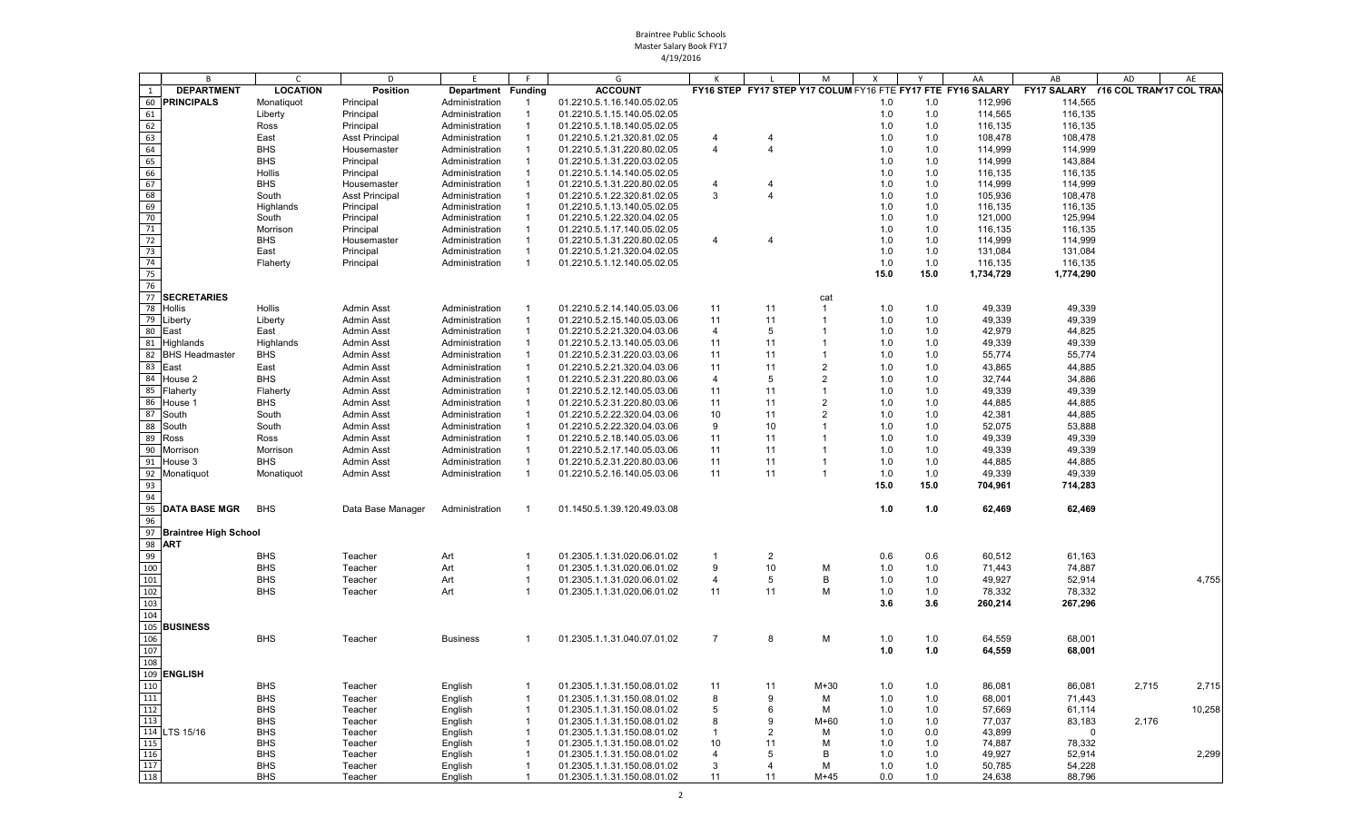Braintree Public Schools
Master Salary Book FY17
4/19/2016

| | B | C | D | E | F | G | K | L | M | X | Y | AA | AB | AD | AE |
|---|---|---|---|---|---|---|---|---|---|---|---|---|---|---|---|
| 1 | DEPARTMENT | LOCATION | Position | Department | Funding | ACCOUNT | FY16 STEP | FY17 STEP | Y17 COLUM | FY16 FTE | FY17 FTE | FY16 SALARY | FY17 SALARY | '16 COL TRAN | '17 COL TRAN |
| 60 | PRINCIPALS | Monatiquot | Principal | Administration | 1 | 01.2210.5.1.16.140.05.02.05 | | | | 1.0 | 1.0 | 112,996 | 114,565 | | |
| 61 | | Liberty | Principal | Administration | 1 | 01.2210.5.1.15.140.05.02.05 | | | | 1.0 | 1.0 | 114,565 | 116,135 | | |
| 62 | | Ross | Principal | Administration | 1 | 01.2210.5.1.18.140.05.02.05 | | | | 1.0 | 1.0 | 116,135 | 116,135 | | |
| 63 | | East | Asst Principal | Administration | 1 | 01.2210.5.1.21.320.81.02.05 | 4 | 4 | | 1.0 | 1.0 | 108,478 | 108,478 | | |
| 64 | | BHS | Housemaster | Administration | 1 | 01.2210.5.1.31.220.80.02.05 | 4 | 4 | | 1.0 | 1.0 | 114,999 | 114,999 | | |
| 65 | | BHS | Principal | Administration | 1 | 01.2210.5.1.31.220.03.02.05 | | | | 1.0 | 1.0 | 114,999 | 143,884 | | |
| 66 | | Hollis | Principal | Administration | 1 | 01.2210.5.1.14.140.05.02.05 | | | | 1.0 | 1.0 | 116,135 | 116,135 | | |
| 67 | | BHS | Housemaster | Administration | 1 | 01.2210.5.1.31.220.80.02.05 | 4 | 4 | | 1.0 | 1.0 | 114,999 | 114,999 | | |
| 68 | | South | Asst Principal | Administration | 1 | 01.2210.5.1.22.320.81.02.05 | 3 | 4 | | 1.0 | 1.0 | 105,936 | 108,478 | | |
| 69 | | Highlands | Principal | Administration | 1 | 01.2210.5.1.13.140.05.02.05 | | | | 1.0 | 1.0 | 116,135 | 116,135 | | |
| 70 | | South | Principal | Administration | 1 | 01.2210.5.1.22.320.04.02.05 | | | | 1.0 | 1.0 | 121,000 | 125,994 | | |
| 71 | | Morrison | Principal | Administration | 1 | 01.2210.5.1.17.140.05.02.05 | | | | 1.0 | 1.0 | 116,135 | 116,135 | | |
| 72 | | BHS | Housemaster | Administration | 1 | 01.2210.5.1.31.220.80.02.05 | 4 | 4 | | 1.0 | 1.0 | 114,999 | 114,999 | | |
| 73 | | East | Principal | Administration | 1 | 01.2210.5.1.21.320.04.02.05 | | | | 1.0 | 1.0 | 131,084 | 131,084 | | |
| 74 | | Flaherty | Principal | Administration | 1 | 01.2210.5.1.12.140.05.02.05 | | | | 1.0 | 1.0 | 116,135 | 116,135 | | |
| 75 | | | | | | | | | | 15.0 | 15.0 | 1,734,729 | 1,774,290 | | |
| 76 | | | | | | | | | | | | | | | |
| 77 | SECRETARIES | | | | | | | | cat | | | | | | |
| 78 | Hollis | Hollis | Admin Asst | Administration | 1 | 01.2210.5.2.14.140.05.03.06 | 11 | 11 | 1 | 1.0 | 1.0 | 49,339 | 49,339 | | |
| 79 | Liberty | Liberty | Admin Asst | Administration | 1 | 01.2210.5.2.15.140.05.03.06 | 11 | 11 | 1 | 1.0 | 1.0 | 49,339 | 49,339 | | |
| 80 | East | East | Admin Asst | Administration | 1 | 01.2210.5.2.21.320.04.03.06 | 4 | 5 | 1 | 1.0 | 1.0 | 42,979 | 44,825 | | |
| 81 | Highlands | Highlands | Admin Asst | Administration | 1 | 01.2210.5.2.13.140.05.03.06 | 11 | 11 | 1 | 1.0 | 1.0 | 49,339 | 49,339 | | |
| 82 | BHS Headmaster | BHS | Admin Asst | Administration | 1 | 01.2210.5.2.31.220.03.03.06 | 11 | 11 | 1 | 1.0 | 1.0 | 55,774 | 55,774 | | |
| 83 | East | East | Admin Asst | Administration | 1 | 01.2210.5.2.21.320.04.03.06 | 11 | 11 | 2 | 1.0 | 1.0 | 43,865 | 44,885 | | |
| 84 | House 2 | BHS | Admin Asst | Administration | 1 | 01.2210.5.2.31.220.80.03.06 | 4 | 5 | 2 | 1.0 | 1.0 | 32,744 | 34,886 | | |
| 85 | Flaherty | Flaherty | Admin Asst | Administration | 1 | 01.2210.5.2.12.140.05.03.06 | 11 | 11 | 1 | 1.0 | 1.0 | 49,339 | 49,339 | | |
| 86 | House 1 | BHS | Admin Asst | Administration | 1 | 01.2210.5.2.31.220.80.03.06 | 11 | 11 | 2 | 1.0 | 1.0 | 44,885 | 44,885 | | |
| 87 | South | South | Admin Asst | Administration | 1 | 01.2210.5.2.22.320.04.03.06 | 10 | 11 | 2 | 1.0 | 1.0 | 42,381 | 44,885 | | |
| 88 | South | South | Admin Asst | Administration | 1 | 01.2210.5.2.22.320.04.03.06 | 9 | 10 | 1 | 1.0 | 1.0 | 52,075 | 53,888 | | |
| 89 | Ross | Ross | Admin Asst | Administration | 1 | 01.2210.5.2.18.140.05.03.06 | 11 | 11 | 1 | 1.0 | 1.0 | 49,339 | 49,339 | | |
| 90 | Morrison | Morrison | Admin Asst | Administration | 1 | 01.2210.5.2.17.140.05.03.06 | 11 | 11 | 1 | 1.0 | 1.0 | 49,339 | 49,339 | | |
| 91 | House 3 | BHS | Admin Asst | Administration | 1 | 01.2210.5.2.31.220.80.03.06 | 11 | 11 | 1 | 1.0 | 1.0 | 44,885 | 44,885 | | |
| 92 | Monatiquot | Monatiquot | Admin Asst | Administration | 1 | 01.2210.5.2.16.140.05.03.06 | 11 | 11 | 1 | 1.0 | 1.0 | 49,339 | 49,339 | | |
| 93 | | | | | | | | | | 15.0 | 15.0 | 704,961 | 714,283 | | |
| 94 | | | | | | | | | | | | | | | |
| 95 | DATA BASE MGR | BHS | Data Base Manager | Administration | 1 | 01.1450.5.1.39.120.49.03.08 | | | | 1.0 | 1.0 | 62,469 | 62,469 | | |
| 96 | | | | | | | | | | | | | | | |
| 97 | Braintree High School | | | | | | | | | | | | | | |
| 98 | ART | | | | | | | | | | | | | | |
| 99 | | BHS | Teacher | Art | 1 | 01.2305.1.1.31.020.06.01.02 | 1 | 2 | | 0.6 | 0.6 | 60,512 | 61,163 | | |
| 100 | | BHS | Teacher | Art | 1 | 01.2305.1.1.31.020.06.01.02 | 9 | 10 | M | 1.0 | 1.0 | 71,443 | 74,887 | | |
| 101 | | BHS | Teacher | Art | 1 | 01.2305.1.1.31.020.06.01.02 | 4 | 5 | B | 1.0 | 1.0 | 49,927 | 52,914 | | 4,755 |
| 102 | | BHS | Teacher | Art | 1 | 01.2305.1.1.31.020.06.01.02 | 11 | 11 | M | 1.0 | 1.0 | 78,332 | 78,332 | | |
| 103 | | | | | | | | | | 3.6 | 3.6 | 260,214 | 267,296 | | |
| 104 | | | | | | | | | | | | | | | |
| 105 | BUSINESS | | | | | | | | | | | | | | |
| 106 | | BHS | Teacher | Business | 1 | 01.2305.1.1.31.040.07.01.02 | 7 | 8 | M | 1.0 | 1.0 | 64,559 | 68,001 | | |
| 107 | | | | | | | | | | 1.0 | 1.0 | 64,559 | 68,001 | | |
| 108 | | | | | | | | | | | | | | | |
| 109 | ENGLISH | | | | | | | | | | | | | | |
| 110 | | BHS | Teacher | English | 1 | 01.2305.1.1.31.150.08.01.02 | 11 | 11 | M+30 | 1.0 | 1.0 | 86,081 | 86,081 | 2,715 | 2,715 |
| 111 | | BHS | Teacher | English | 1 | 01.2305.1.1.31.150.08.01.02 | 8 | 9 | M | 1.0 | 1.0 | 68,001 | 71,443 | | |
| 112 | | BHS | Teacher | English | 1 | 01.2305.1.1.31.150.08.01.02 | 5 | 6 | M | 1.0 | 1.0 | 57,669 | 61,114 | | 10,258 |
| 113 | | BHS | Teacher | English | 1 | 01.2305.1.1.31.150.08.01.02 | 8 | 9 | M+60 | 1.0 | 1.0 | 77,037 | 83,183 | 2,176 | |
| 114 | LTS 15/16 | BHS | Teacher | English | 1 | 01.2305.1.1.31.150.08.01.02 | 1 | 2 | M | 1.0 | 0.0 | 43,899 | 0 | | |
| 115 | | BHS | Teacher | English | 1 | 01.2305.1.1.31.150.08.01.02 | 10 | 11 | M | 1.0 | 1.0 | 74,887 | 78,332 | | |
| 116 | | BHS | Teacher | English | 1 | 01.2305.1.1.31.150.08.01.02 | 4 | 5 | B | 1.0 | 1.0 | 49,927 | 52,914 | | 2,299 |
| 117 | | BHS | Teacher | English | 1 | 01.2305.1.1.31.150.08.01.02 | 3 | 4 | M | 1.0 | 1.0 | 50,785 | 54,228 | | |
| 118 | | BHS | Teacher | English | 1 | 01.2305.1.1.31.150.08.01.02 | 11 | 11 | M+45 | 0.0 | 1.0 | 24,638 | 88,796 | | |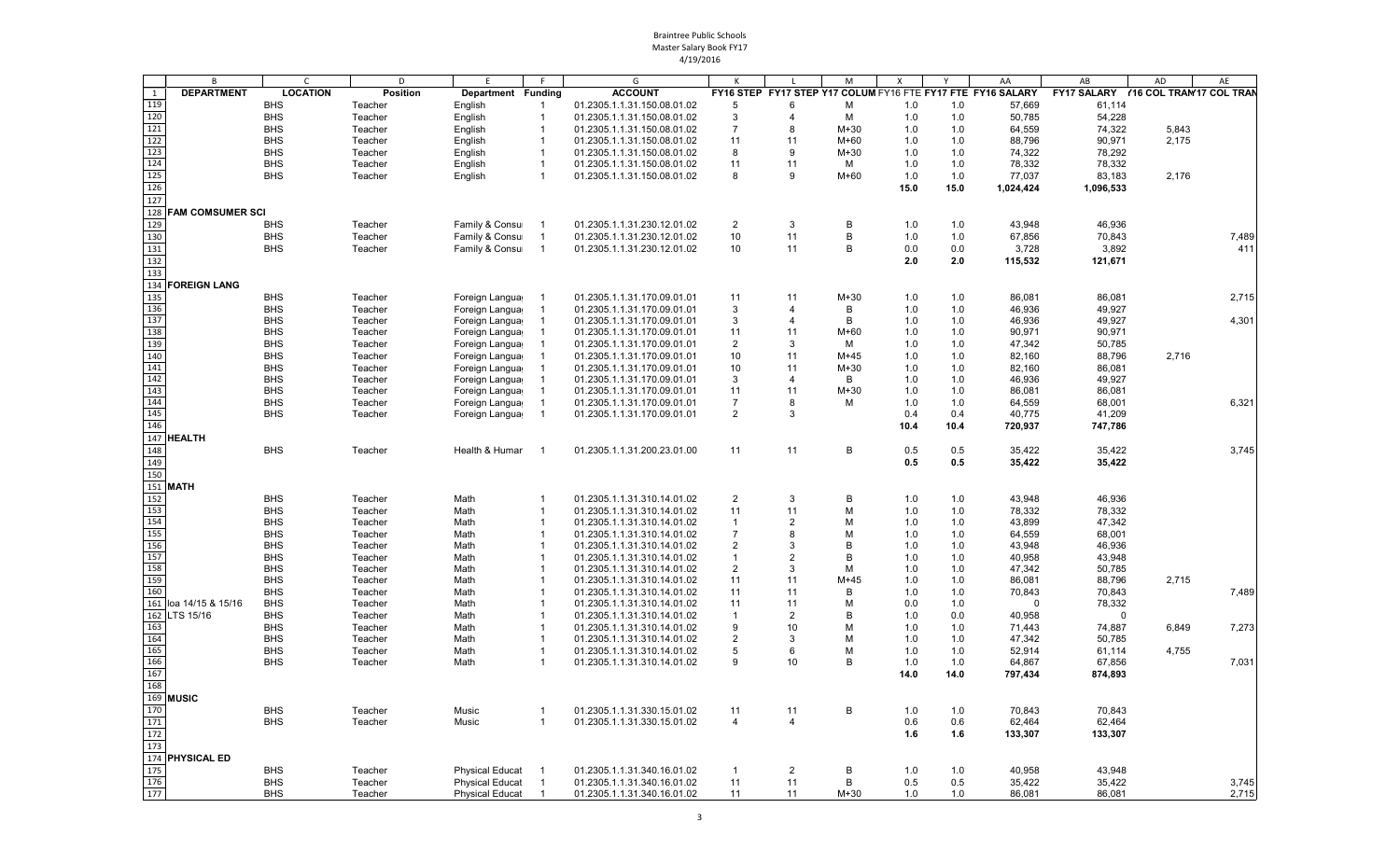Braintree Public Schools
Master Salary Book FY17
4/19/2016

| | B | C | D | E | F | G | K | L | M | X | Y | AA | AB | AD | AE |
|---|---|---|---|---|---|---|---|---|---|---|---|---|---|---|---|
| 1 | DEPARTMENT | LOCATION | Position | Department | Funding | ACCOUNT | FY16 STEP | FY17 STEP | Y17 COLUM | FY16 FTE | FY17 FTE | FY16 SALARY | FY17 SALARY | (16 COL TRAN | '17 COL TRAN |
| 119 | | BHS | Teacher | English | 1 | 01.2305.1.1.31.150.08.01.02 | 5 | 6 | M | 1.0 | 1.0 | 57,669 | 61,114 | | |
| 120 | | BHS | Teacher | English | 1 | 01.2305.1.1.31.150.08.01.02 | 3 | 4 | M | 1.0 | 1.0 | 50,785 | 54,228 | | |
| 121 | | BHS | Teacher | English | 1 | 01.2305.1.1.31.150.08.01.02 | 7 | 8 | M+30 | 1.0 | 1.0 | 64,559 | 74,322 | 5,843 | |
| 122 | | BHS | Teacher | English | 1 | 01.2305.1.1.31.150.08.01.02 | 11 | 11 | M+60 | 1.0 | 1.0 | 88,796 | 90,971 | 2,175 | |
| 123 | | BHS | Teacher | English | 1 | 01.2305.1.1.31.150.08.01.02 | 8 | 9 | M+30 | 1.0 | 1.0 | 74,322 | 78,292 | | |
| 124 | | BHS | Teacher | English | 1 | 01.2305.1.1.31.150.08.01.02 | 11 | 11 | M | 1.0 | 1.0 | 78,332 | 78,332 | | |
| 125 | | BHS | Teacher | English | 1 | 01.2305.1.1.31.150.08.01.02 | 8 | 9 | M+60 | 1.0 | 1.0 | 77,037 | 83,183 | 2,176 | |
| 126 | | | | | | | | | | 15.0 | 15.0 | 1,024,424 | 1,096,533 | | |
| 127 | | | | | | | | | | | | | | | |
| 128 | FAM COMSUMER SCI | | | | | | | | | | | | | | |
| 129 | | BHS | Teacher | Family & Consu | 1 | 01.2305.1.1.31.230.12.01.02 | 2 | 3 | B | 1.0 | 1.0 | 43,948 | 46,936 | | |
| 130 | | BHS | Teacher | Family & Consu | 1 | 01.2305.1.1.31.230.12.01.02 | 10 | 11 | B | 1.0 | 1.0 | 67,856 | 70,843 | | 7,489 |
| 131 | | BHS | Teacher | Family & Consu | 1 | 01.2305.1.1.31.230.12.01.02 | 10 | 11 | B | 0.0 | 0.0 | 3,728 | 3,892 | | 411 |
| 132 | | | | | | | | | | 2.0 | 2.0 | 115,532 | 121,671 | | |
| 133 | | | | | | | | | | | | | | | |
| 134 | FOREIGN LANG | | | | | | | | | | | | | | |
| 135 | | BHS | Teacher | Foreign Langua | 1 | 01.2305.1.1.31.170.09.01.01 | 11 | 11 | M+30 | 1.0 | 1.0 | 86,081 | 86,081 | | 2,715 |
| 136 | | BHS | Teacher | Foreign Langua | 1 | 01.2305.1.1.31.170.09.01.01 | 3 | 4 | B | 1.0 | 1.0 | 46,936 | 49,927 | | |
| 137 | | BHS | Teacher | Foreign Langua | 1 | 01.2305.1.1.31.170.09.01.01 | 3 | 4 | B | 1.0 | 1.0 | 46,936 | 49,927 | | 4,301 |
| 138 | | BHS | Teacher | Foreign Langua | 1 | 01.2305.1.1.31.170.09.01.01 | 11 | 11 | M+60 | 1.0 | 1.0 | 90,971 | 90,971 | | |
| 139 | | BHS | Teacher | Foreign Langua | 1 | 01.2305.1.1.31.170.09.01.01 | 2 | 3 | M | 1.0 | 1.0 | 47,342 | 50,785 | | |
| 140 | | BHS | Teacher | Foreign Langua | 1 | 01.2305.1.1.31.170.09.01.01 | 10 | 11 | M+45 | 1.0 | 1.0 | 82,160 | 88,796 | 2,716 | |
| 141 | | BHS | Teacher | Foreign Langua | 1 | 01.2305.1.1.31.170.09.01.01 | 10 | 11 | M+30 | 1.0 | 1.0 | 82,160 | 86,081 | | |
| 142 | | BHS | Teacher | Foreign Langua | 1 | 01.2305.1.1.31.170.09.01.01 | 3 | 4 | B | 1.0 | 1.0 | 46,936 | 49,927 | | |
| 143 | | BHS | Teacher | Foreign Langua | 1 | 01.2305.1.1.31.170.09.01.01 | 11 | 11 | M+30 | 1.0 | 1.0 | 86,081 | 86,081 | | |
| 144 | | BHS | Teacher | Foreign Langua | 1 | 01.2305.1.1.31.170.09.01.01 | 7 | 8 | M | 1.0 | 1.0 | 64,559 | 68,001 | | 6,321 |
| 145 | | BHS | Teacher | Foreign Langua | 1 | 01.2305.1.1.31.170.09.01.01 | 2 | 3 | | 0.4 | 0.4 | 40,775 | 41,209 | | |
| 146 | | | | | | | | | | 10.4 | 10.4 | 720,937 | 747,786 | | |
| 147 | HEALTH | | | | | | | | | | | | | | |
| 148 | | BHS | Teacher | Health & Humar | 1 | 01.2305.1.1.31.200.23.01.00 | 11 | 11 | B | 0.5 | 0.5 | 35,422 | 35,422 | | 3,745 |
| 149 | | | | | | | | | | 0.5 | 0.5 | 35,422 | 35,422 | | |
| 150 | | | | | | | | | | | | | | | |
| 151 | MATH | | | | | | | | | | | | | | |
| 152 | | BHS | Teacher | Math | 1 | 01.2305.1.1.31.310.14.01.02 | 2 | 3 | B | 1.0 | 1.0 | 43,948 | 46,936 | | |
| 153 | | BHS | Teacher | Math | 1 | 01.2305.1.1.31.310.14.01.02 | 11 | 11 | M | 1.0 | 1.0 | 78,332 | 78,332 | | |
| 154 | | BHS | Teacher | Math | 1 | 01.2305.1.1.31.310.14.01.02 | 1 | 2 | M | 1.0 | 1.0 | 43,899 | 47,342 | | |
| 155 | | BHS | Teacher | Math | 1 | 01.2305.1.1.31.310.14.01.02 | 7 | 8 | M | 1.0 | 1.0 | 64,559 | 68,001 | | |
| 156 | | BHS | Teacher | Math | 1 | 01.2305.1.1.31.310.14.01.02 | 2 | 3 | B | 1.0 | 1.0 | 43,948 | 46,936 | | |
| 157 | | BHS | Teacher | Math | 1 | 01.2305.1.1.31.310.14.01.02 | 1 | 2 | B | 1.0 | 1.0 | 40,958 | 43,948 | | |
| 158 | | BHS | Teacher | Math | 1 | 01.2305.1.1.31.310.14.01.02 | 2 | 3 | M | 1.0 | 1.0 | 47,342 | 50,785 | | |
| 159 | | BHS | Teacher | Math | 1 | 01.2305.1.1.31.310.14.01.02 | 11 | 11 | M+45 | 1.0 | 1.0 | 86,081 | 88,796 | 2,715 | |
| 160 | | BHS | Teacher | Math | 1 | 01.2305.1.1.31.310.14.01.02 | 11 | 11 | B | 1.0 | 1.0 | 70,843 | 70,843 | | 7,489 |
| 161 | loa 14/15 & 15/16 | BHS | Teacher | Math | 1 | 01.2305.1.1.31.310.14.01.02 | 11 | 11 | M | 0.0 | 1.0 | 0 | 78,332 | | |
| 162 | LTS 15/16 | BHS | Teacher | Math | 1 | 01.2305.1.1.31.310.14.01.02 | 1 | 2 | B | 1.0 | 0.0 | 40,958 | 0 | | |
| 163 | | BHS | Teacher | Math | 1 | 01.2305.1.1.31.310.14.01.02 | 9 | 10 | M | 1.0 | 1.0 | 71,443 | 74,887 | 6,849 | 7,273 |
| 164 | | BHS | Teacher | Math | 1 | 01.2305.1.1.31.310.14.01.02 | 2 | 3 | M | 1.0 | 1.0 | 47,342 | 50,785 | | |
| 165 | | BHS | Teacher | Math | 1 | 01.2305.1.1.31.310.14.01.02 | 5 | 6 | M | 1.0 | 1.0 | 52,914 | 61,114 | 4,755 | |
| 166 | | BHS | Teacher | Math | 1 | 01.2305.1.1.31.310.14.01.02 | 9 | 10 | B | 1.0 | 1.0 | 64,867 | 67,856 | | 7,031 |
| 167 | | | | | | | | | | 14.0 | 14.0 | 797,434 | 874,893 | | |
| 168 | | | | | | | | | | | | | | | |
| 169 | MUSIC | | | | | | | | | | | | | | |
| 170 | | BHS | Teacher | Music | 1 | 01.2305.1.1.31.330.15.01.02 | 11 | 11 | B | 1.0 | 1.0 | 70,843 | 70,843 | | |
| 171 | | BHS | Teacher | Music | 1 | 01.2305.1.1.31.330.15.01.02 | 4 | 4 | | 0.6 | 0.6 | 62,464 | 62,464 | | |
| 172 | | | | | | | | | | 1.6 | 1.6 | 133,307 | 133,307 | | |
| 173 | | | | | | | | | | | | | | | |
| 174 | PHYSICAL ED | | | | | | | | | | | | | | |
| 175 | | BHS | Teacher | Physical Educat | 1 | 01.2305.1.1.31.340.16.01.02 | 1 | 2 | B | 1.0 | 1.0 | 40,958 | 43,948 | | |
| 176 | | BHS | Teacher | Physical Educat | 1 | 01.2305.1.1.31.340.16.01.02 | 11 | 11 | B | 0.5 | 0.5 | 35,422 | 35,422 | | 3,745 |
| 177 | | BHS | Teacher | Physical Educat | 1 | 01.2305.1.1.31.340.16.01.02 | 11 | 11 | M+30 | 1.0 | 1.0 | 86,081 | 86,081 | | 2,715 |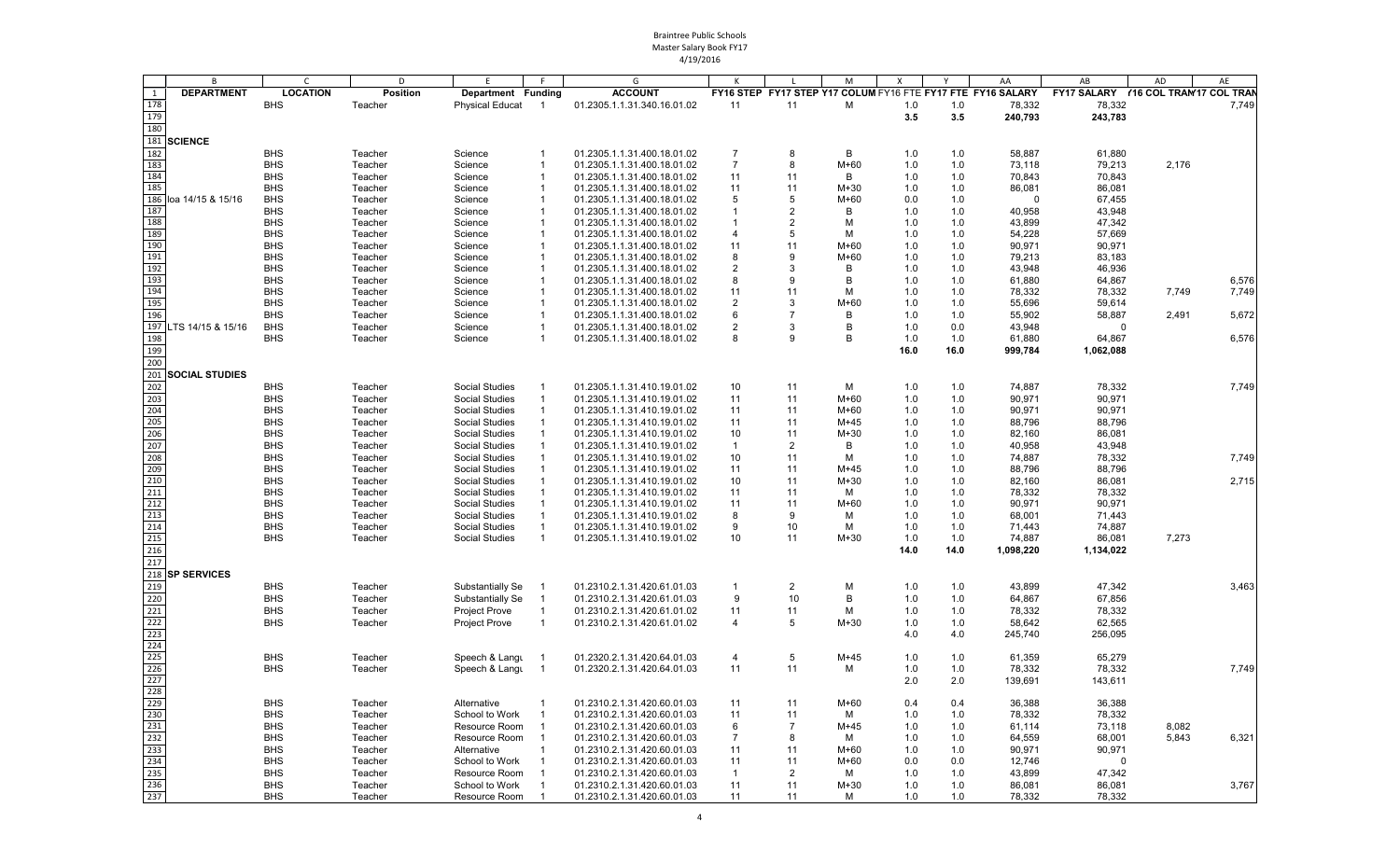Braintree Public Schools
Master Salary Book FY17
4/19/2016

| | B | C | D | E | F | G | K | L | M | X | Y | AA | AB | AD | AE |
|---|---|---|---|---|---|---|---|---|---|---|---|---|---|---|---|
| 1 | DEPARTMENT | LOCATION | Position | Department | Funding | ACCOUNT | FY16 STEP | FY17 STEP | Y17 COLUM | FY16 FTE | FY17 FTE | FY16 SALARY | FY17 SALARY | Y16 COL TRAN | Y17 COL TRAN |
| 178 | | BHS | Teacher | Physical Educat | 1 | 01.2305.1.1.31.340.16.01.02 | 11 | 11 | M | 1.0 | 1.0 | 78,332 | 78,332 | | 7,749 |
| 179 | | | | | | | | | | 3.5 | 3.5 | 240,793 | 243,783 | | |
| 180 | | | | | | | | | | | | | | | |
| 181 | SCIENCE | | | | | | | | | | | | | | |
| 182 | | BHS | Teacher | Science | 1 | 01.2305.1.1.31.400.18.01.02 | 7 | 8 | B | 1.0 | 1.0 | 58,887 | 61,880 | | |
| 183 | | BHS | Teacher | Science | 1 | 01.2305.1.1.31.400.18.01.02 | 7 | 8 | M+60 | 1.0 | 1.0 | 73,118 | 79,213 | 2,176 | |
| 184 | | BHS | Teacher | Science | 1 | 01.2305.1.1.31.400.18.01.02 | 11 | 11 | B | 1.0 | 1.0 | 70,843 | 70,843 | | |
| 185 | | BHS | Teacher | Science | 1 | 01.2305.1.1.31.400.18.01.02 | 11 | 11 | M+30 | 1.0 | 1.0 | 86,081 | 86,081 | | |
| 186 | loa 14/15 & 15/16 | BHS | Teacher | Science | 1 | 01.2305.1.1.31.400.18.01.02 | 5 | 5 | M+60 | 0.0 | 1.0 | 0 | 67,455 | | |
| 187 | | BHS | Teacher | Science | 1 | 01.2305.1.1.31.400.18.01.02 | 1 | 2 | B | 1.0 | 1.0 | 40,958 | 43,948 | | |
| 188 | | BHS | Teacher | Science | 1 | 01.2305.1.1.31.400.18.01.02 | 1 | 2 | M | 1.0 | 1.0 | 43,899 | 47,342 | | |
| 189 | | BHS | Teacher | Science | 1 | 01.2305.1.1.31.400.18.01.02 | 4 | 5 | M | 1.0 | 1.0 | 54,228 | 57,669 | | |
| 190 | | BHS | Teacher | Science | 1 | 01.2305.1.1.31.400.18.01.02 | 11 | 11 | M+60 | 1.0 | 1.0 | 90,971 | 90,971 | | |
| 191 | | BHS | Teacher | Science | 1 | 01.2305.1.1.31.400.18.01.02 | 8 | 9 | M+60 | 1.0 | 1.0 | 79,213 | 83,183 | | |
| 192 | | BHS | Teacher | Science | 1 | 01.2305.1.1.31.400.18.01.02 | 2 | 3 | B | 1.0 | 1.0 | 43,948 | 46,936 | | |
| 193 | | BHS | Teacher | Science | 1 | 01.2305.1.1.31.400.18.01.02 | 8 | 9 | B | 1.0 | 1.0 | 61,880 | 64,867 | | 6,576 |
| 194 | | BHS | Teacher | Science | 1 | 01.2305.1.1.31.400.18.01.02 | 11 | 11 | M | 1.0 | 1.0 | 78,332 | 78,332 | 7,749 | 7,749 |
| 195 | | BHS | Teacher | Science | 1 | 01.2305.1.1.31.400.18.01.02 | 2 | 3 | M+60 | 1.0 | 1.0 | 55,696 | 59,614 | | |
| 196 | | BHS | Teacher | Science | 1 | 01.2305.1.1.31.400.18.01.02 | 6 | 7 | B | 1.0 | 1.0 | 55,902 | 58,887 | 2,491 | 5,672 |
| 197 | LTS 14/15 & 15/16 | BHS | Teacher | Science | 1 | 01.2305.1.1.31.400.18.01.02 | 2 | 3 | B | 1.0 | 0.0 | 43,948 | 0 | | |
| 198 | | BHS | Teacher | Science | 1 | 01.2305.1.1.31.400.18.01.02 | 8 | 9 | B | 1.0 | 1.0 | 61,880 | 64,867 | | 6,576 |
| 199 | | | | | | | | | | 16.0 | 16.0 | 999,784 | 1,062,088 | | |
| 200 | | | | | | | | | | | | | | | |
| 201 | SOCIAL STUDIES | | | | | | | | | | | | | | |
| 202 | | BHS | Teacher | Social Studies | 1 | 01.2305.1.1.31.410.19.01.02 | 10 | 11 | M | 1.0 | 1.0 | 74,887 | 78,332 | | 7,749 |
| 203 | | BHS | Teacher | Social Studies | 1 | 01.2305.1.1.31.410.19.01.02 | 11 | 11 | M+60 | 1.0 | 1.0 | 90,971 | 90,971 | | |
| 204 | | BHS | Teacher | Social Studies | 1 | 01.2305.1.1.31.410.19.01.02 | 11 | 11 | M+60 | 1.0 | 1.0 | 90,971 | 90,971 | | |
| 205 | | BHS | Teacher | Social Studies | 1 | 01.2305.1.1.31.410.19.01.02 | 11 | 11 | M+45 | 1.0 | 1.0 | 88,796 | 88,796 | | |
| 206 | | BHS | Teacher | Social Studies | 1 | 01.2305.1.1.31.410.19.01.02 | 10 | 11 | M+30 | 1.0 | 1.0 | 82,160 | 86,081 | | |
| 207 | | BHS | Teacher | Social Studies | 1 | 01.2305.1.1.31.410.19.01.02 | 1 | 2 | B | 1.0 | 1.0 | 40,958 | 43,948 | | |
| 208 | | BHS | Teacher | Social Studies | 1 | 01.2305.1.1.31.410.19.01.02 | 10 | 11 | M | 1.0 | 1.0 | 74,887 | 78,332 | | 7,749 |
| 209 | | BHS | Teacher | Social Studies | 1 | 01.2305.1.1.31.410.19.01.02 | 11 | 11 | M+45 | 1.0 | 1.0 | 88,796 | 88,796 | | |
| 210 | | BHS | Teacher | Social Studies | 1 | 01.2305.1.1.31.410.19.01.02 | 10 | 11 | M+30 | 1.0 | 1.0 | 82,160 | 86,081 | | 2,715 |
| 211 | | BHS | Teacher | Social Studies | 1 | 01.2305.1.1.31.410.19.01.02 | 11 | 11 | M | 1.0 | 1.0 | 78,332 | 78,332 | | |
| 212 | | BHS | Teacher | Social Studies | 1 | 01.2305.1.1.31.410.19.01.02 | 11 | 11 | M+60 | 1.0 | 1.0 | 90,971 | 90,971 | | |
| 213 | | BHS | Teacher | Social Studies | 1 | 01.2305.1.1.31.410.19.01.02 | 8 | 9 | M | 1.0 | 1.0 | 68,001 | 71,443 | | |
| 214 | | BHS | Teacher | Social Studies | 1 | 01.2305.1.1.31.410.19.01.02 | 9 | 10 | M | 1.0 | 1.0 | 71,443 | 74,887 | | |
| 215 | | BHS | Teacher | Social Studies | 1 | 01.2305.1.1.31.410.19.01.02 | 10 | 11 | M+30 | 1.0 | 1.0 | 74,887 | 86,081 | 7,273 | |
| 216 | | | | | | | | | | 14.0 | 14.0 | 1,098,220 | 1,134,022 | | |
| 217 | | | | | | | | | | | | | | | |
| 218 | SP SERVICES | | | | | | | | | | | | | | |
| 219 | | BHS | Teacher | Substantially Se | 1 | 01.2310.2.1.31.420.61.01.03 | 1 | 2 | M | 1.0 | 1.0 | 43,899 | 47,342 | | 3,463 |
| 220 | | BHS | Teacher | Substantially Se | 1 | 01.2310.2.1.31.420.61.01.03 | 9 | 10 | B | 1.0 | 1.0 | 64,867 | 67,856 | | |
| 221 | | BHS | Teacher | Project Prove | 1 | 01.2310.2.1.31.420.61.01.03 | 11 | 11 | M | 1.0 | 1.0 | 78,332 | 78,332 | | |
| 222 | | BHS | Teacher | Project Prove | 1 | 01.2310.2.1.31.420.61.01.02 | 4 | 5 | M+30 | 1.0 | 1.0 | 58,642 | 62,565 | | |
| 223 | | | | | | | | | | 4.0 | 4.0 | 245,740 | 256,095 | | |
| 224 | | | | | | | | | | | | | | | |
| 225 | | BHS | Teacher | Speech & Langu | 1 | 01.2320.2.1.31.420.64.01.03 | 4 | 5 | M+45 | 1.0 | 1.0 | 61,359 | 65,279 | | |
| 226 | | BHS | Teacher | Speech & Langu | 1 | 01.2320.2.1.31.420.64.01.03 | 11 | 11 | M | 1.0 | 1.0 | 78,332 | 78,332 | | 7,749 |
| 227 | | | | | | | | | | 2.0 | 2.0 | 139,691 | 143,611 | | |
| 228 | | | | | | | | | | | | | | | |
| 229 | | BHS | Teacher | Alternative | 1 | 01.2310.2.1.31.420.60.01.03 | 11 | 11 | M+60 | 0.4 | 0.4 | 36,388 | 36,388 | | |
| 230 | | BHS | Teacher | School to Work | 1 | 01.2310.2.1.31.420.60.01.03 | 11 | 11 | M | 1.0 | 1.0 | 78,332 | 78,332 | | |
| 231 | | BHS | Teacher | Resource Room | 1 | 01.2310.2.1.31.420.60.01.03 | 6 | 7 | M+45 | 1.0 | 1.0 | 61,114 | 73,118 | 8,082 | |
| 232 | | BHS | Teacher | Resource Room | 1 | 01.2310.2.1.31.420.60.01.03 | 7 | 8 | M | 1.0 | 1.0 | 64,559 | 68,001 | 5,843 | 6,321 |
| 233 | | BHS | Teacher | Alternative | 1 | 01.2310.2.1.31.420.60.01.03 | 11 | 11 | M+60 | 1.0 | 1.0 | 90,971 | 90,971 | | |
| 234 | | BHS | Teacher | School to Work | 1 | 01.2310.2.1.31.420.60.01.03 | 11 | 11 | M+60 | 0.0 | 0.0 | 12,746 | 0 | | |
| 235 | | BHS | Teacher | Resource Room | 1 | 01.2310.2.1.31.420.60.01.03 | 1 | 2 | M | 1.0 | 1.0 | 43,899 | 47,342 | | |
| 236 | | BHS | Teacher | School to Work | 1 | 01.2310.2.1.31.420.60.01.03 | 11 | 11 | M+30 | 1.0 | 1.0 | 86,081 | 86,081 | | 3,767 |
| 237 | | BHS | Teacher | Resource Room | 1 | 01.2310.2.1.31.420.60.01.03 | 11 | 11 | M | 1.0 | 1.0 | 78,332 | 78,332 | | |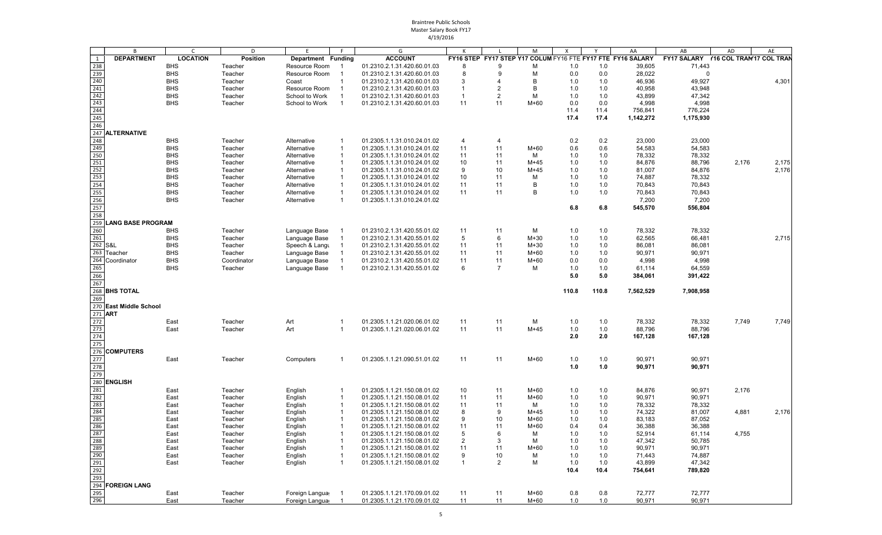Braintree Public Schools
Master Salary Book FY17
4/19/2016

| | B | C | D | E | F | G | K | L | M | X | Y | AA | AB | AD | AE |
|---|---|---|---|---|---|---|---|---|---|---|---|---|---|---|---|
| 1 | DEPARTMENT | LOCATION | Position | Department | Funding | ACCOUNT | FY16 STEP | FY17 STEP | Y17 COLUM | FY16 FTE | FY17 FTE | FY16 SALARY | FY17 SALARY | Y16 COL TRAN | Y17 COL TRAN |
| 238 | | BHS | Teacher | Resource Room | 1 | 01.2310.2.1.31.420.60.01.03 | 8 | 9 | M | 1.0 | 1.0 | 39,605 | 71,443 | | |
| 239 | | BHS | Teacher | Resource Room | 1 | 01.2310.2.1.31.420.60.01.03 | 8 | 9 | M | 0.0 | 0.0 | 28,022 | 0 | | |
| 240 | | BHS | Teacher | Coast | 1 | 01.2310.2.1.31.420.60.01.03 | 3 | 4 | B | 1.0 | 1.0 | 46,936 | 49,927 | | 4,301 |
| 241 | | BHS | Teacher | Resource Room | 1 | 01.2310.2.1.31.420.60.01.03 | 1 | 2 | B | 1.0 | 1.0 | 40,958 | 43,948 | | |
| 242 | | BHS | Teacher | School to Work | 1 | 01.2310.2.1.31.420.60.01.03 | 1 | 2 | M | 1.0 | 1.0 | 43,899 | 47,342 | | |
| 243 | | BHS | Teacher | School to Work | 1 | 01.2310.2.1.31.420.60.01.03 | 11 | 11 | M+60 | 0.0 | 0.0 | 4,998 | 4,998 | | |
| 244 | | | | | | | | | | 11.4 | 11.4 | 756,841 | 776,224 | | |
| 245 | | | | | | | | | | 17.4 | 17.4 | 1,142,272 | 1,175,930 | | |
| 246 | | | | | | | | | | | | | | | |
| 247 | ALTERNATIVE | | | | | | | | | | | | | | |
| 248 | | BHS | Teacher | Alternative | 1 | 01.2305.1.1.31.010.24.01.02 | 4 | 4 | | 0.2 | 0.2 | 23,000 | 23,000 | | |
| 249 | | BHS | Teacher | Alternative | 1 | 01.2305.1.1.31.010.24.01.02 | 11 | 11 | M+60 | 0.6 | 0.6 | 54,583 | 54,583 | | |
| 250 | | BHS | Teacher | Alternative | 1 | 01.2305.1.1.31.010.24.01.02 | 11 | 11 | M | 1.0 | 1.0 | 78,332 | 78,332 | | |
| 251 | | BHS | Teacher | Alternative | 1 | 01.2305.1.1.31.010.24.01.02 | 10 | 11 | M+45 | 1.0 | 1.0 | 84,876 | 88,796 | 2,176 | 2,175 |
| 252 | | BHS | Teacher | Alternative | 1 | 01.2305.1.1.31.010.24.01.02 | 9 | 10 | M+45 | 1.0 | 1.0 | 81,007 | 84,876 | | 2,176 |
| 253 | | BHS | Teacher | Alternative | 1 | 01.2305.1.1.31.010.24.01.02 | 10 | 11 | M | 1.0 | 1.0 | 74,887 | 78,332 | | |
| 254 | | BHS | Teacher | Alternative | 1 | 01.2305.1.1.31.010.24.01.02 | 11 | 11 | B | 1.0 | 1.0 | 70,843 | 70,843 | | |
| 255 | | BHS | Teacher | Alternative | 1 | 01.2305.1.1.31.010.24.01.02 | 11 | 11 | B | 1.0 | 1.0 | 70,843 | 70,843 | | |
| 256 | | BHS | Teacher | Alternative | 1 | 01.2305.1.1.31.010.24.01.02 | | | | | | 7,200 | 7,200 | | |
| 257 | | | | | | | | | | 6.8 | 6.8 | 545,570 | 556,804 | | |
| 258 | | | | | | | | | | | | | | | |
| 259 | LANG BASE PROGRAM | | | | | | | | | | | | | | |
| 260 | | BHS | Teacher | Language Base | 1 | 01.2310.2.1.31.420.55.01.02 | 11 | 11 | M | 1.0 | 1.0 | 78,332 | 78,332 | | |
| 261 | | BHS | Teacher | Language Base | 1 | 01.2310.2.1.31.420.55.01.02 | 5 | 6 | M+30 | 1.0 | 1.0 | 62,565 | 66,481 | | 2,715 |
| 262 | S&L | BHS | Teacher | Speech & Langu | 1 | 01.2310.2.1.31.420.55.01.02 | 11 | 11 | M+30 | 1.0 | 1.0 | 86,081 | 86,081 | | |
| 263 | Teacher | BHS | Teacher | Language Base | 1 | 01.2310.2.1.31.420.55.01.02 | 11 | 11 | M+60 | 1.0 | 1.0 | 90,971 | 90,971 | | |
| 264 | Coordinator | BHS | Coordinator | Language Base | 1 | 01.2310.2.1.31.420.55.01.02 | 11 | 11 | M+60 | 0.0 | 0.0 | 4,998 | 4,998 | | |
| 265 | | BHS | Teacher | Language Base | 1 | 01.2310.2.1.31.420.55.01.02 | 6 | 7 | M | 1.0 | 1.0 | 61,114 | 64,559 | | |
| 266 | | | | | | | | | | 5.0 | 5.0 | 384,061 | 391,422 | | |
| 267 | | | | | | | | | | | | | | | |
| 268 | BHS TOTAL | | | | | | | | | 110.8 | 110.8 | 7,562,529 | 7,908,958 | | |
| 269 | | | | | | | | | | | | | | | |
| 270 | East Middle School | | | | | | | | | | | | | | |
| 271 | ART | | | | | | | | | | | | | | |
| 272 | | East | Teacher | Art | 1 | 01.2305.1.1.21.020.06.01.02 | 11 | 11 | M | 1.0 | 1.0 | 78,332 | 78,332 | 7,749 | 7,749 |
| 273 | | East | Teacher | Art | 1 | 01.2305.1.1.21.020.06.01.02 | 11 | 11 | M+45 | 1.0 | 1.0 | 88,796 | 88,796 | | |
| 274 | | | | | | | | | | 2.0 | 2.0 | 167,128 | 167,128 | | |
| 275 | | | | | | | | | | | | | | | |
| 276 | COMPUTERS | | | | | | | | | | | | | | |
| 277 | | East | Teacher | Computers | 1 | 01.2305.1.1.21.090.51.01.02 | 11 | 11 | M+60 | 1.0 | 1.0 | 90,971 | 90,971 | | |
| 278 | | | | | | | | | | 1.0 | 1.0 | 90,971 | 90,971 | | |
| 279 | | | | | | | | | | | | | | | |
| 280 | ENGLISH | | | | | | | | | | | | | | |
| 281 | | East | Teacher | English | 1 | 01.2305.1.1.21.150.08.01.02 | 10 | 11 | M+60 | 1.0 | 1.0 | 84,876 | 90,971 | 2,176 | |
| 282 | | East | Teacher | English | 1 | 01.2305.1.1.21.150.08.01.02 | 11 | 11 | M+60 | 1.0 | 1.0 | 90,971 | 90,971 | | |
| 283 | | East | Teacher | English | 1 | 01.2305.1.1.21.150.08.01.02 | 11 | 11 | M | 1.0 | 1.0 | 78,332 | 78,332 | | |
| 284 | | East | Teacher | English | 1 | 01.2305.1.1.21.150.08.01.02 | 8 | 9 | M+45 | 1.0 | 1.0 | 74,322 | 81,007 | 4,881 | 2,176 |
| 285 | | East | Teacher | English | 1 | 01.2305.1.1.21.150.08.01.02 | 9 | 10 | M+60 | 1.0 | 1.0 | 83,183 | 87,052 | | |
| 286 | | East | Teacher | English | 1 | 01.2305.1.1.21.150.08.01.02 | 11 | 11 | M+60 | 0.4 | 0.4 | 36,388 | 36,388 | | |
| 287 | | East | Teacher | English | 1 | 01.2305.1.1.21.150.08.01.02 | 5 | 6 | M | 1.0 | 1.0 | 52,914 | 61,114 | 4,755 | |
| 288 | | East | Teacher | English | 1 | 01.2305.1.1.21.150.08.01.02 | 2 | 3 | M | 1.0 | 1.0 | 47,342 | 50,785 | | |
| 289 | | East | Teacher | English | 1 | 01.2305.1.1.21.150.08.01.02 | 11 | 11 | M+60 | 1.0 | 1.0 | 90,971 | 90,971 | | |
| 290 | | East | Teacher | English | 1 | 01.2305.1.1.21.150.08.01.02 | 9 | 10 | M | 1.0 | 1.0 | 71,443 | 74,887 | | |
| 291 | | East | Teacher | English | 1 | 01.2305.1.1.21.150.08.01.02 | 1 | 2 | M | 1.0 | 1.0 | 43,899 | 47,342 | | |
| 292 | | | | | | | | | | 10.4 | 10.4 | 754,641 | 789,820 | | |
| 293 | | | | | | | | | | | | | | | |
| 294 | FOREIGN LANG | | | | | | | | | | | | | | |
| 295 | | East | Teacher | Foreign Langua | 1 | 01.2305.1.1.21.170.09.01.02 | 11 | 11 | M+60 | 0.8 | 0.8 | 72,777 | 72,777 | | |
| 296 | | East | Teacher | Foreign Langua | 1 | 01.2305.1.1.21.170.09.01.02 | 11 | 11 | M+60 | 1.0 | 1.0 | 90,971 | 90,971 | | |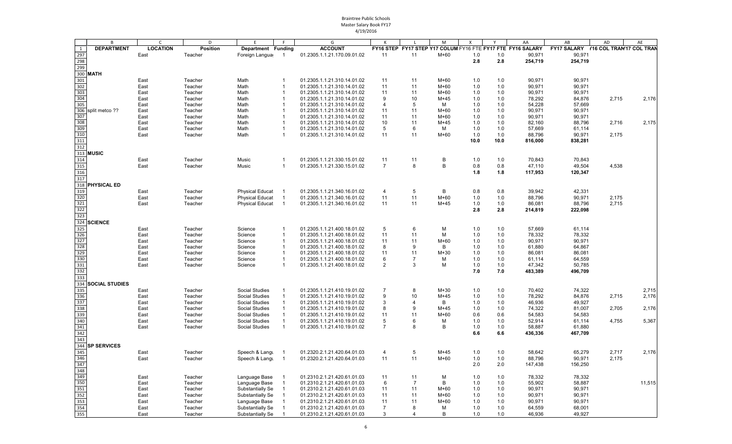| | B | C | D | E | F | G | K | L | M | X | Y | AA | AB | AD | AE |
|---|---|---|---|---|---|---|---|---|---|---|---|---|---|---|---|
| 1 | **DEPARTMENT** | **LOCATION** | **Position** | **Department** | **Funding** | **ACCOUNT** | **FY16 STEP** | **FY17 STEP** | **FY17 COLUM** | **FY16 FTE** | **FY17 FTE** | **FY16 SALARY** | **FY17 SALARY** | **FY16 COL TRAN** | **FY17 COL TRAN** |
| 297 | | East | Teacher | Foreign Langua | 1 | 01.2305.1.1.21.170.09.01.02 | 11 | 11 | M+60 | 1.0 | 1.0 | 90,971 | 90,971 | | |
| 298 | | | | | | | | | | **2.8** | **2.8** | **254,719** | **254,719** | | |
| 299 | | | | | | | | | | | | | | | |
| 300 | **MATH** | | | | | | | | | | | | | | |
| 301 | | East | Teacher | Math | 1 | 01.2305.1.1.21.310.14.01.02 | 11 | 11 | M+60 | 1.0 | 1.0 | 90,971 | 90,971 | | |
| 302 | | East | Teacher | Math | 1 | 01.2305.1.1.21.310.14.01.02 | 11 | 11 | M+60 | 1.0 | 1.0 | 90,971 | 90,971 | | |
| 303 | | East | Teacher | Math | 1 | 01.2305.1.1.21.310.14.01.02 | 11 | 11 | M+60 | 1.0 | 1.0 | 90,971 | 90,971 | | |
| 304 | | East | Teacher | Math | 1 | 01.2305.1.1.21.310.14.01.02 | 9 | 10 | M+45 | 1.0 | 1.0 | 78,292 | 84,876 | 2,715 | 2,176 |
| 305 | | East | Teacher | Math | 1 | 01.2305.1.1.21.310.14.01.02 | 4 | 5 | M | 1.0 | 1.0 | 54,228 | 57,669 | | |
| 306 | split metco ?? | East | Teacher | Math | 1 | 01.2305.1.1.21.310.14.01.02 | 11 | 11 | M+60 | 1.0 | 1.0 | 90,971 | 90,971 | | |
| 307 | | East | Teacher | Math | 1 | 01.2305.1.1.21.310.14.01.02 | 11 | 11 | M+60 | 1.0 | 1.0 | 90,971 | 90,971 | | |
| 308 | | East | Teacher | Math | 1 | 01.2305.1.1.21.310.14.01.02 | 10 | 11 | M+45 | 1.0 | 1.0 | 82,160 | 88,796 | 2,716 | 2,175 |
| 309 | | East | Teacher | Math | 1 | 01.2305.1.1.21.310.14.01.02 | 5 | 6 | M | 1.0 | 1.0 | 57,669 | 61,114 | | |
| 310 | | East | Teacher | Math | 1 | 01.2305.1.1.21.310.14.01.02 | 11 | 11 | M+60 | 1.0 | 1.0 | 88,796 | 90,971 | 2,175 | |
| 311 | | | | | | | | | | **10.0** | **10.0** | **816,000** | **838,281** | | |
| 312 | | | | | | | | | | | | | | | |
| 313 | **MUSIC** | | | | | | | | | | | | | | |
| 314 | | East | Teacher | Music | 1 | 01.2305.1.1.21.330.15.01.02 | 11 | 11 | B | 1.0 | 1.0 | 70,843 | 70,843 | | |
| 315 | | East | Teacher | Music | 1 | 01.2305.1.1.21.330.15.01.02 | 7 | 8 | B | 0.8 | 0.8 | 47,110 | 49,504 | 4,538 | |
| 316 | | | | | | | | | | **1.8** | **1.8** | **117,953** | **120,347** | | |
| 317 | | | | | | | | | | | | | | | |
| 318 | **PHYSICAL ED** | | | | | | | | | | | | | | |
| 319 | | East | Teacher | Physical Educat | 1 | 01.2305.1.1.21.340.16.01.02 | 4 | 5 | B | 0.8 | 0.8 | 39,942 | 42,331 | | |
| 320 | | East | Teacher | Physical Educat | 1 | 01.2305.1.1.21.340.16.01.02 | 11 | 11 | M+60 | 1.0 | 1.0 | 88,796 | 90,971 | 2,175 | |
| 321 | | East | Teacher | Physical Educat | 1 | 01.2305.1.1.21.340.16.01.02 | 11 | 11 | M+45 | 1.0 | 1.0 | 86,081 | 88,796 | 2,715 | |
| 322 | | | | | | | | | | **2.8** | **2.8** | **214,819** | **222,098** | | |
| 323 | | | | | | | | | | | | | | | |
| 324 | **SCIENCE** | | | | | | | | | | | | | | |
| 325 | | East | Teacher | Science | 1 | 01.2305.1.1.21.400.18.01.02 | 5 | 6 | M | 1.0 | 1.0 | 57,669 | 61,114 | | |
| 326 | | East | Teacher | Science | 1 | 01.2305.1.1.21.400.18.01.02 | 11 | 11 | M | 1.0 | 1.0 | 78,332 | 78,332 | | |
| 327 | | East | Teacher | Science | 1 | 01.2305.1.1.21.400.18.01.02 | 11 | 11 | M+60 | 1.0 | 1.0 | 90,971 | 90,971 | | |
| 328 | | East | Teacher | Science | 1 | 01.2305.1.1.21.400.18.01.02 | 8 | 9 | B | 1.0 | 1.0 | 61,880 | 64,867 | | |
| 329 | | East | Teacher | Science | 1 | 01.2305.1.1.21.400.18.01.02 | 11 | 11 | M+30 | 1.0 | 1.0 | 86,081 | 86,081 | | |
| 330 | | East | Teacher | Science | 1 | 01.2305.1.1.21.400.18.01.02 | 6 | 7 | M | 1.0 | 1.0 | 61,114 | 64,559 | | |
| 331 | | East | Teacher | Science | 1 | 01.2305.1.1.21.400.18.01.02 | 2 | 3 | M | 1.0 | 1.0 | 47,342 | 50,785 | | |
| 332 | | | | | | | | | | **7.0** | **7.0** | **483,389** | **496,709** | | |
| 333 | | | | | | | | | | | | | | | |
| 334 | **SOCIAL STUDIES** | | | | | | | | | | | | | | |
| 335 | | East | Teacher | Social Studies | 1 | 01.2305.1.1.21.410.19.01.02 | 7 | 8 | M+30 | 1.0 | 1.0 | 70,402 | 74,322 | | 2,715 |
| 336 | | East | Teacher | Social Studies | 1 | 01.2305.1.1.21.410.19.01.02 | 9 | 10 | M+45 | 1.0 | 1.0 | 78,292 | 84,876 | 2,715 | 2,176 |
| 337 | | East | Teacher | Social Studies | 1 | 01.2305.1.1.21.410.19.01.02 | 3 | 4 | B | 1.0 | 1.0 | 46,936 | 49,927 | | |
| 338 | | East | Teacher | Social Studies | 1 | 01.2305.1.1.21.410.19.01.02 | 8 | 9 | M+45 | 1.0 | 1.0 | 74,322 | 81,007 | 2,705 | 2,176 |
| 339 | | East | Teacher | Social Studies | 1 | 01.2305.1.1.21.410.19.01.02 | 11 | 11 | M+60 | 0.6 | 0.6 | 54,583 | 54,583 | | |
| 340 | | East | Teacher | Social Studies | 1 | 01.2305.1.1.21.410.19.01.02 | 5 | 6 | M | 1.0 | 1.0 | 52,914 | 61,114 | 4,755 | 5,367 |
| 341 | | East | Teacher | Social Studies | 1 | 01.2305.1.1.21.410.19.01.02 | 7 | 8 | B | 1.0 | 1.0 | 58,887 | 61,880 | | |
| 342 | | | | | | | | | | **6.6** | **6.6** | **436,336** | **467,709** | | |
| 343 | | | | | | | | | | | | | | | |
| 344 | **SP SERVICES** | | | | | | | | | | | | | | |
| 345 | | East | Teacher | Speech & Langu | 1 | 01.2320.2.1.21.420.64.01.03 | 4 | 5 | M+45 | 1.0 | 1.0 | 58,642 | 65,279 | 2,717 | 2,176 |
| 346 | | East | Teacher | Speech & Langu | 1 | 01.2320.2.1.21.420.64.01.03 | 11 | 11 | M+60 | 1.0 | 1.0 | 88,796 | 90,971 | 2,175 | |
| 347 | | | | | | | | | | 2.0 | 2.0 | 147,438 | 156,250 | | |
| 348 | | | | | | | | | | | | | | | |
| 349 | | East | Teacher | Language Base | 1 | 01.2310.2.1.21.420.61.01.03 | 11 | 11 | M | 1.0 | 1.0 | 78,332 | 78,332 | | |
| 350 | | East | Teacher | Language Base | 1 | 01.2310.2.1.21.420.61.01.03 | 6 | 7 | B | 1.0 | 1.0 | 55,902 | 58,887 | | 11,515 |
| 351 | | East | Teacher | Substantially Se | 1 | 01.2310.2.1.21.420.61.01.03 | 11 | 11 | M+60 | 1.0 | 1.0 | 90,971 | 90,971 | | |
| 352 | | East | Teacher | Substantially Se | 1 | 01.2310.2.1.21.420.61.01.03 | 11 | 11 | M+60 | 1.0 | 1.0 | 90,971 | 90,971 | | |
| 353 | | East | Teacher | Language Base | 1 | 01.2310.2.1.21.420.61.01.03 | 11 | 11 | M+60 | 1.0 | 1.0 | 90,971 | 90,971 | | |
| 354 | | East | Teacher | Substantially Se | 1 | 01.2310.2.1.21.420.61.01.03 | 7 | 8 | M | 1.0 | 1.0 | 64,559 | 68,001 | | |
| 355 | | East | Teacher | Substantially Se | 1 | 01.2310.2.1.21.420.61.01.03 | 3 | 4 | B | 1.0 | 1.0 | 46,936 | 49,927 | | |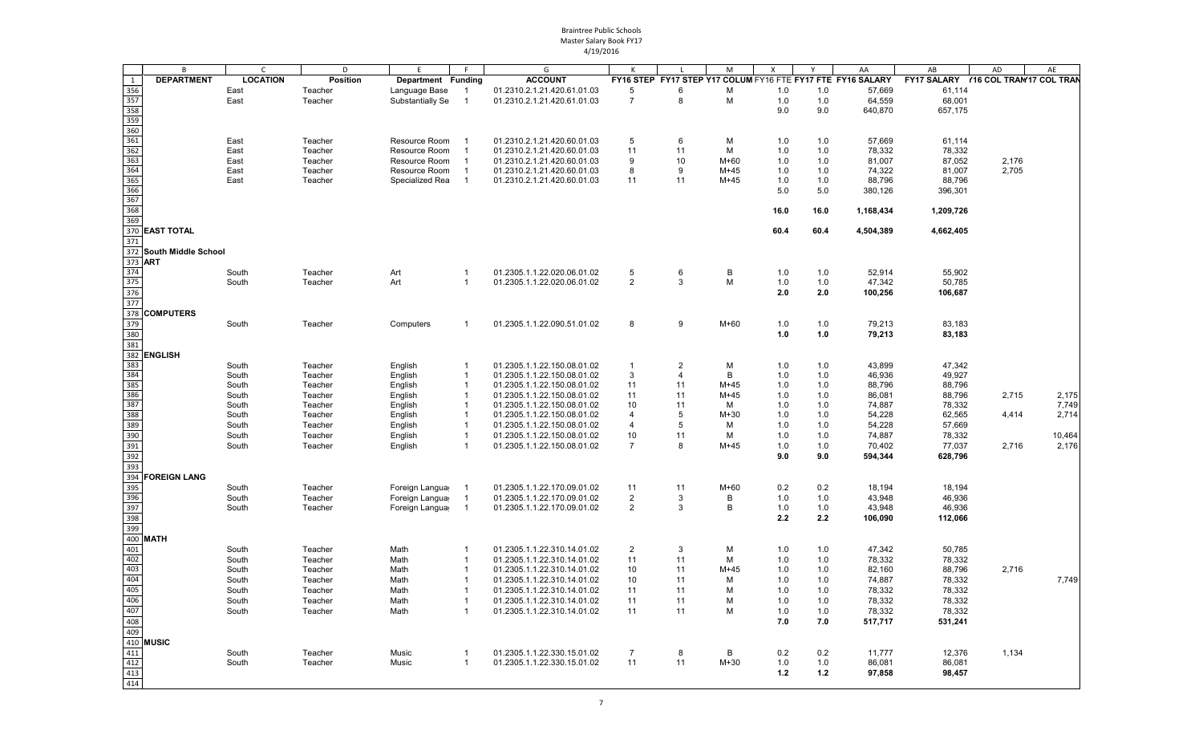Braintree Public Schools
Master Salary Book FY17
4/19/2016

| | B | C | D | E | F | G | K | L | M | X | Y | AA | AB | AD | AE |
|---|---|---|---|---|---|---|---|---|---|---|---|---|---|---|---|
| 1 | DEPARTMENT | LOCATION | Position | Department | Funding | ACCOUNT | FY16 STEP | FY17 STEP | Y17 COLUM | FY16 FTE | FY17 FTE | FY16 SALARY | FY17 SALARY | Y16 COL TRAN | Y17 COL TRAN |
| 356 | | East | Teacher | Language Base | 1 | 01.2310.2.1.21.420.61.01.03 | 5 | 6 | M | 1.0 | 1.0 | 57,669 | 61,114 | | |
| 357 | | East | Teacher | Substantially Se | 1 | 01.2310.2.1.21.420.61.01.03 | 7 | 8 | M | 1.0 | 1.0 | 64,559 | 68,001 | | |
| 358 | | | | | | | | | | 9.0 | 9.0 | 640,870 | 657,175 | | |
| 359 | | | | | | | | | | | | | | | |
| 360 | | | | | | | | | | | | | | | |
| 361 | | East | Teacher | Resource Room | 1 | 01.2310.2.1.21.420.60.01.03 | 5 | 6 | M | 1.0 | 1.0 | 57,669 | 61,114 | | |
| 362 | | East | Teacher | Resource Room | 1 | 01.2310.2.1.21.420.60.01.03 | 11 | 11 | M | 1.0 | 1.0 | 78,332 | 78,332 | | |
| 363 | | East | Teacher | Resource Room | 1 | 01.2310.2.1.21.420.60.01.03 | 9 | 10 | M+60 | 1.0 | 1.0 | 81,007 | 87,052 | 2,176 | |
| 364 | | East | Teacher | Resource Room | 1 | 01.2310.2.1.21.420.60.01.03 | 8 | 9 | M+45 | 1.0 | 1.0 | 74,322 | 81,007 | 2,705 | |
| 365 | | East | Teacher | Specialized Rea | 1 | 01.2310.2.1.21.420.60.01.03 | 11 | 11 | M+45 | 1.0 | 1.0 | 88,796 | 88,796 | | |
| 366 | | | | | | | | | | 5.0 | 5.0 | 380,126 | 396,301 | | |
| 367 | | | | | | | | | | | | | | | |
| 368 | | | | | | | | | | 16.0 | 16.0 | 1,168,434 | 1,209,726 | | |
| 369 | | | | | | | | | | | | | | | |
| 370 | EAST TOTAL | | | | | | | | | 60.4 | 60.4 | 4,504,389 | 4,662,405 | | |
| 371 | | | | | | | | | | | | | | | |
| 372 | South Middle School | | | | | | | | | | | | | | |
| 373 | ART | | | | | | | | | | | | | | |
| 374 | | South | Teacher | Art | 1 | 01.2305.1.1.22.020.06.01.02 | 5 | 6 | B | 1.0 | 1.0 | 52,914 | 55,902 | | |
| 375 | | South | Teacher | Art | 1 | 01.2305.1.1.22.020.06.01.02 | 2 | 3 | M | 1.0 | 1.0 | 47,342 | 50,785 | | |
| 376 | | | | | | | | | | 2.0 | 2.0 | 100,256 | 106,687 | | |
| 377 | | | | | | | | | | | | | | | |
| 378 | COMPUTERS | | | | | | | | | | | | | | |
| 379 | | South | Teacher | Computers | 1 | 01.2305.1.1.22.090.51.01.02 | 8 | 9 | M+60 | 1.0 | 1.0 | 79,213 | 83,183 | | |
| 380 | | | | | | | | | | 1.0 | 1.0 | 79,213 | 83,183 | | |
| 381 | | | | | | | | | | | | | | | |
| 382 | ENGLISH | | | | | | | | | | | | | | |
| 383 | | South | Teacher | English | 1 | 01.2305.1.1.22.150.08.01.02 | 1 | 2 | M | 1.0 | 1.0 | 43,899 | 47,342 | | |
| 384 | | South | Teacher | English | 1 | 01.2305.1.1.22.150.08.01.02 | 3 | 4 | B | 1.0 | 1.0 | 46,936 | 49,927 | | |
| 385 | | South | Teacher | English | 1 | 01.2305.1.1.22.150.08.01.02 | 11 | 11 | M+45 | 1.0 | 1.0 | 88,796 | 88,796 | | |
| 386 | | South | Teacher | English | 1 | 01.2305.1.1.22.150.08.01.02 | 11 | 11 | M+45 | 1.0 | 1.0 | 86,081 | 88,796 | 2,715 | 2,175 |
| 387 | | South | Teacher | English | 1 | 01.2305.1.1.22.150.08.01.02 | 10 | 11 | M | 1.0 | 1.0 | 74,887 | 78,332 | | 7,749 |
| 388 | | South | Teacher | English | 1 | 01.2305.1.1.22.150.08.01.02 | 4 | 5 | M+30 | 1.0 | 1.0 | 54,228 | 62,565 | 4,414 | 2,714 |
| 389 | | South | Teacher | English | 1 | 01.2305.1.1.22.150.08.01.02 | 4 | 5 | M | 1.0 | 1.0 | 54,228 | 57,669 | | |
| 390 | | South | Teacher | English | 1 | 01.2305.1.1.22.150.08.01.02 | 10 | 11 | M | 1.0 | 1.0 | 74,887 | 78,332 | | 10,464 |
| 391 | | South | Teacher | English | 1 | 01.2305.1.1.22.150.08.01.02 | 7 | 8 | M+45 | 1.0 | 1.0 | 70,402 | 77,037 | 2,716 | 2,176 |
| 392 | | | | | | | | | | 9.0 | 9.0 | 594,344 | 628,796 | | |
| 393 | | | | | | | | | | | | | | | |
| 394 | FOREIGN LANG | | | | | | | | | | | | | | |
| 395 | | South | Teacher | Foreign Langua | 1 | 01.2305.1.1.22.170.09.01.02 | 11 | 11 | M+60 | 0.2 | 0.2 | 18,194 | 18,194 | | |
| 396 | | South | Teacher | Foreign Langua | 1 | 01.2305.1.1.22.170.09.01.02 | 2 | 3 | B | 1.0 | 1.0 | 43,948 | 46,936 | | |
| 397 | | South | Teacher | Foreign Langua | 1 | 01.2305.1.1.22.170.09.01.02 | 2 | 3 | B | 1.0 | 1.0 | 43,948 | 46,936 | | |
| 398 | | | | | | | | | | 2.2 | 2.2 | 106,090 | 112,066 | | |
| 399 | | | | | | | | | | | | | | | |
| 400 | MATH | | | | | | | | | | | | | | |
| 401 | | South | Teacher | Math | 1 | 01.2305.1.1.22.310.14.01.02 | 2 | 3 | M | 1.0 | 1.0 | 47,342 | 50,785 | | |
| 402 | | South | Teacher | Math | 1 | 01.2305.1.1.22.310.14.01.02 | 11 | 11 | M | 1.0 | 1.0 | 78,332 | 78,332 | | |
| 403 | | South | Teacher | Math | 1 | 01.2305.1.1.22.310.14.01.02 | 10 | 11 | M+45 | 1.0 | 1.0 | 82,160 | 88,796 | 2,716 | |
| 404 | | South | Teacher | Math | 1 | 01.2305.1.1.22.310.14.01.02 | 10 | 11 | M | 1.0 | 1.0 | 74,887 | 78,332 | | 7,749 |
| 405 | | South | Teacher | Math | 1 | 01.2305.1.1.22.310.14.01.02 | 11 | 11 | M | 1.0 | 1.0 | 78,332 | 78,332 | | |
| 406 | | South | Teacher | Math | 1 | 01.2305.1.1.22.310.14.01.02 | 11 | 11 | M | 1.0 | 1.0 | 78,332 | 78,332 | | |
| 407 | | South | Teacher | Math | 1 | 01.2305.1.1.22.310.14.01.02 | 11 | 11 | M | 1.0 | 1.0 | 78,332 | 78,332 | | |
| 408 | | | | | | | | | | 7.0 | 7.0 | 517,717 | 531,241 | | |
| 409 | | | | | | | | | | | | | | | |
| 410 | MUSIC | | | | | | | | | | | | | | |
| 411 | | South | Teacher | Music | 1 | 01.2305.1.1.22.330.15.01.02 | 7 | 8 | B | 0.2 | 0.2 | 11,777 | 12,376 | 1,134 | |
| 412 | | South | Teacher | Music | 1 | 01.2305.1.1.22.330.15.01.02 | 11 | 11 | M+30 | 1.0 | 1.0 | 86,081 | 86,081 | | |
| 413 | | | | | | | | | | 1.2 | 1.2 | 97,858 | 98,457 | | |
| 414 | | | | | | | | | | | | | | | |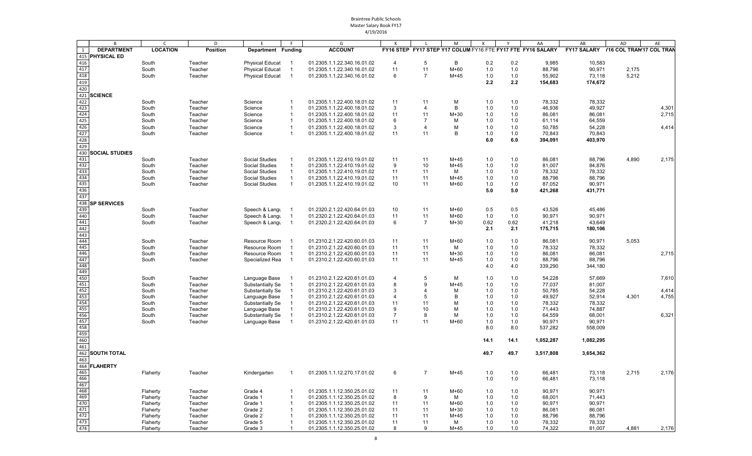Braintree Public Schools
Master Salary Book FY17
4/19/2016

| | B | C | D | E | F | G | K | L | M | X | Y | AA | AB | AD | AE |
|---|---|---|---|---|---|---|---|---|---|---|---|---|---|---|---|
| 1 | DEPARTMENT | LOCATION | Position | Department | Funding | ACCOUNT | FY16 STEP | FY17 STEP | Y17 COLUM | FY16 FTE | FY17 FTE | FY16 SALARY | FY17 SALARY | Y16 COL TRAN | Y17 COL TRAN |
| 415 | PHYSICAL ED | | | | | | | | | | | | | | |
| 416 | | South | Teacher | Physical Educat | 1 | 01.2305.1.1.22.340.16.01.02 | 4 | 5 | B | 0.2 | 0.2 | 9,985 | 10,583 | | |
| 417 | | South | Teacher | Physical Educat | 1 | 01.2305.1.1.22.340.16.01.02 | 11 | 11 | M+60 | 1.0 | 1.0 | 88,796 | 90,971 | 2,175 | |
| 418 | | South | Teacher | Physical Educat | 1 | 01.2305.1.1.22.340.16.01.02 | 6 | 7 | M+45 | 1.0 | 1.0 | 55,902 | 73,118 | 5,212 | |
| 419 | | | | | | | | | | 2.2 | 2.2 | 154,683 | 174,672 | | |
| 420 | | | | | | | | | | | | | | | |
| 421 | SCIENCE | | | | | | | | | | | | | | |
| 422 | | South | Teacher | Science | 1 | 01.2305.1.1.22.400.18.01.02 | 11 | 11 | M | 1.0 | 1.0 | 78,332 | 78,332 | | |
| 423 | | South | Teacher | Science | 1 | 01.2305.1.1.22.400.18.01.02 | 3 | 4 | B | 1.0 | 1.0 | 46,936 | 49,927 | | 4,301 |
| 424 | | South | Teacher | Science | 1 | 01.2305.1.1.22.400.18.01.02 | 11 | 11 | M+30 | 1.0 | 1.0 | 86,081 | 86,081 | | 2,715 |
| 425 | | South | Teacher | Science | 1 | 01.2305.1.1.22.400.18.01.02 | 6 | 7 | M | 1.0 | 1.0 | 61,114 | 64,559 | | |
| 426 | | South | Teacher | Science | 1 | 01.2305.1.1.22.400.18.01.02 | 3 | 4 | M | 1.0 | 1.0 | 50,785 | 54,228 | | 4,414 |
| 427 | | South | Teacher | Science | 1 | 01.2305.1.1.22.400.18.01.02 | 11 | 11 | B | 1.0 | 1.0 | 70,843 | 70,843 | | |
| 428 | | | | | | | | | | 6.0 | 6.0 | 394,091 | 403,970 | | |
| 429 | | | | | | | | | | | | | | | |
| 430 | SOCIAL STUDIES | | | | | | | | | | | | | | |
| 431 | | South | Teacher | Social Studies | 1 | 01.2305.1.1.22.410.19.01.02 | 11 | 11 | M+45 | 1.0 | 1.0 | 86,081 | 88,796 | 4,890 | 2,175 |
| 432 | | South | Teacher | Social Studies | 1 | 01.2305.1.1.22.410.19.01.02 | 9 | 10 | M+45 | 1.0 | 1.0 | 81,007 | 84,876 | | |
| 433 | | South | Teacher | Social Studies | 1 | 01.2305.1.1.22.410.19.01.02 | 11 | 11 | M | 1.0 | 1.0 | 78,332 | 78,332 | | |
| 434 | | South | Teacher | Social Studies | 1 | 01.2305.1.1.22.410.19.01.02 | 11 | 11 | M+45 | 1.0 | 1.0 | 88,796 | 88,796 | | |
| 435 | | South | Teacher | Social Studies | 1 | 01.2305.1.1.22.410.19.01.02 | 10 | 11 | M+60 | 1.0 | 1.0 | 87,052 | 90,971 | | |
| 436 | | | | | | | | | | 5.0 | 5.0 | 421,268 | 431,771 | | |
| 437 | | | | | | | | | | | | | | | |
| 438 | SP SERVICES | | | | | | | | | | | | | | |
| 439 | | South | Teacher | Speech & Langu | 1 | 01.2320.2.1.22.420.64.01.03 | 10 | 11 | M+60 | 0.5 | 0.5 | 43,526 | 45,486 | | |
| 440 | | South | Teacher | Speech & Langu | 1 | 01.2320.2.1.22.420.64.01.03 | 11 | 11 | M+60 | 1.0 | 1.0 | 90,971 | 90,971 | | |
| 441 | | South | Teacher | Speech & Langu | 1 | 01.2320.2.1.22.420.64.01.03 | 6 | 7 | M+30 | 0.62 | 0.62 | 41,218 | 43,649 | | |
| 442 | | | | | | | | | | 2.1 | 2.1 | 175,715 | 180,106 | | |
| 443 | | | | | | | | | | | | | | | |
| 444 | | South | Teacher | Resource Room | 1 | 01.2310.2.1.22.420.60.01.03 | 11 | 11 | M+60 | 1.0 | 1.0 | 86,081 | 90,971 | 5,053 | |
| 445 | | South | Teacher | Resource Room | 1 | 01.2310.2.1.22.420.60.01.03 | 11 | 11 | M | 1.0 | 1.0 | 78,332 | 78,332 | | |
| 446 | | South | Teacher | Resource Room | 1 | 01.2310.2.1.22.420.60.01.03 | 11 | 11 | M+30 | 1.0 | 1.0 | 86,081 | 86,081 | | 2,715 |
| 447 | | South | Teacher | Specialized Rea | 1 | 01.2310.2.1.22.420.60.01.03 | 11 | 11 | M+45 | 1.0 | 1.0 | 88,796 | 88,796 | | |
| 448 | | | | | | | | | | 4.0 | 4.0 | 339,290 | 344,180 | | |
| 449 | | | | | | | | | | | | | | | |
| 450 | | South | Teacher | Language Base | 1 | 01.2310.2.1.22.420.61.01.03 | 4 | 5 | M | 1.0 | 1.0 | 54,228 | 57,669 | | 7,610 |
| 451 | | South | Teacher | Substantially Se | 1 | 01.2310.2.1.22.420.61.01.03 | 8 | 9 | M+45 | 1.0 | 1.0 | 77,037 | 81,007 | | |
| 452 | | South | Teacher | Substantially Se | 1 | 01.2310.2.1.22.420.61.01.03 | 3 | 4 | M | 1.0 | 1.0 | 50,785 | 54,228 | | 4,414 |
| 453 | | South | Teacher | Language Base | 1 | 01.2310.2.1.22.420.61.01.03 | 4 | 5 | B | 1.0 | 1.0 | 49,927 | 52,914 | 4,301 | 4,755 |
| 454 | | South | Teacher | Substantially Se | 1 | 01.2310.2.1.22.420.61.01.03 | 11 | 11 | M | 1.0 | 1.0 | 78,332 | 78,332 | | |
| 455 | | South | Teacher | Language Base | 1 | 01.2310.2.1.22.420.61.01.03 | 9 | 10 | M | 1.0 | 1.0 | 71,443 | 74,887 | | |
| 456 | | South | Teacher | Substantially Se | 1 | 01.2310.2.1.22.420.61.01.03 | 7 | 8 | M | 1.0 | 1.0 | 64,559 | 68,001 | | 6,321 |
| 457 | | South | Teacher | Language Base | 1 | 01.2310.2.1.22.420.61.01.03 | 11 | 11 | M+60 | 1.0 | 1.0 | 90,971 | 90,971 | | |
| 458 | | | | | | | | | | 8.0 | 8.0 | 537,282 | 558,009 | | |
| 459 | | | | | | | | | | | | | | | |
| 460 | | | | | | | | | | 14.1 | 14.1 | 1,052,287 | 1,082,295 | | |
| 461 | | | | | | | | | | | | | | | |
| 462 | SOUTH TOTAL | | | | | | | | | 49.7 | 49.7 | 3,517,808 | 3,654,362 | | |
| 463 | | | | | | | | | | | | | | | |
| 464 | FLAHERTY | | | | | | | | | | | | | | |
| 465 | | Flaherty | Teacher | Kindergarten | 1 | 01.2305.1.1.12.270.17.01.02 | 6 | 7 | M+45 | 1.0 | 1.0 | 66,481 | 73,118 | 2,715 | 2,176 |
| 466 | | | | | | | | | | 1.0 | 1.0 | 66,481 | 73,118 | | |
| 467 | | | | | | | | | | | | | | | |
| 468 | | Flaherty | Teacher | Grade 4 | 1 | 01.2305.1.1.12.350.25.01.02 | 11 | 11 | M+60 | 1.0 | 1.0 | 90,971 | 90,971 | | |
| 469 | | Flaherty | Teacher | Grade 1 | 1 | 01.2305.1.1.12.350.25.01.02 | 8 | 9 | M | 1.0 | 1.0 | 68,001 | 71,443 | | |
| 470 | | Flaherty | Teacher | Grade 1 | 1 | 01.2305.1.1.12.350.25.01.02 | 11 | 11 | M+60 | 1.0 | 1.0 | 90,971 | 90,971 | | |
| 471 | | Flaherty | Teacher | Grade 2 | 1 | 01.2305.1.1.12.350.25.01.02 | 11 | 11 | M+30 | 1.0 | 1.0 | 86,081 | 86,081 | | |
| 472 | | Flaherty | Teacher | Grade 2 | 1 | 01.2305.1.1.12.350.25.01.02 | 11 | 11 | M+45 | 1.0 | 1.0 | 88,796 | 88,796 | | |
| 473 | | Flaherty | Teacher | Grade 5 | 1 | 01.2305.1.1.12.350.25.01.02 | 11 | 11 | M | 1.0 | 1.0 | 78,332 | 78,332 | | |
| 474 | | Flaherty | Teacher | Grade 3 | 1 | 01.2305.1.1.12.350.25.01.02 | 8 | 9 | M+45 | 1.0 | 1.0 | 74,322 | 81,007 | 4,881 | 2,176 |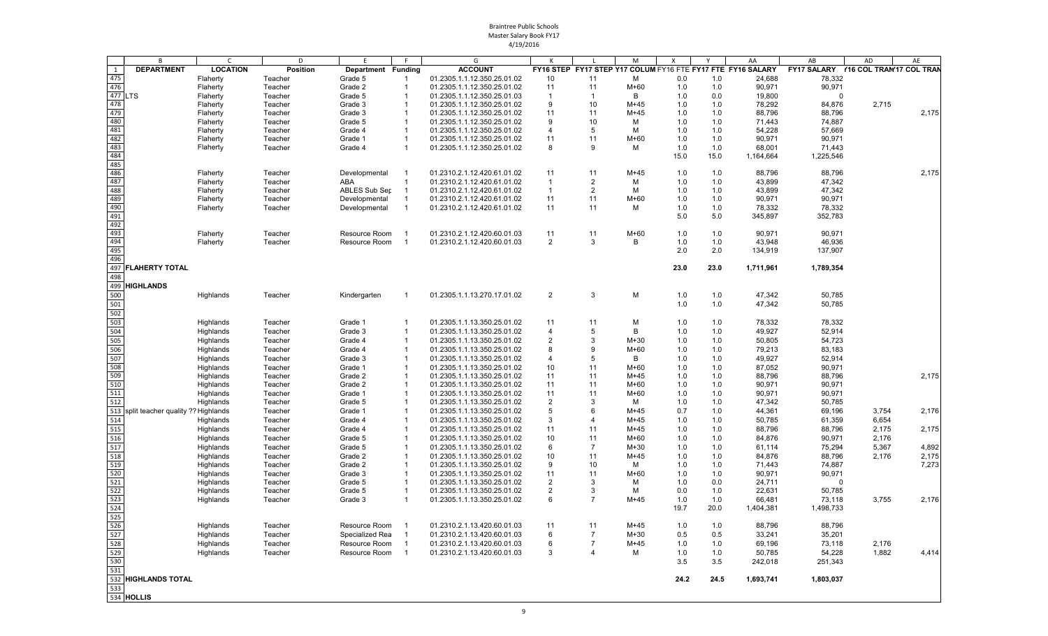Braintree Public Schools
Master Salary Book FY17
4/19/2016

| | B | C | D | E | F | G | K | L | M | X | Y | AA | AB | AD | AE |
|---|---|---|---|---|---|---|---|---|---|---|---|---|---|---|---|
| 1 | DEPARTMENT | LOCATION | Position | Department | Funding | ACCOUNT | FY16 STEP | FY17 STEP | Y17 COLUM | FY16 FTE | FY17 FTE | FY16 SALARY | FY17 SALARY | Y16 COL TRAN | Y17 COL TRAN |
| 475 | | Flaherty | Teacher | Grade 5 | 1 | 01.2305.1.1.12.350.25.01.02 | 10 | 11 | M | 0.0 | 1.0 | 24,688 | 78,332 | | |
| 476 | | Flaherty | Teacher | Grade 2 | 1 | 01.2305.1.1.12.350.25.01.02 | 11 | 11 | M+60 | 1.0 | 1.0 | 90,971 | 90,971 | | |
| 477 | LTS | Flaherty | Teacher | Grade 5 | 1 | 01.2305.1.1.12.350.25.01.03 | 1 | 1 | B | 1.0 | 0.0 | 19,800 | 0 | | |
| 478 | | Flaherty | Teacher | Grade 3 | 1 | 01.2305.1.1.12.350.25.01.02 | 9 | 10 | M+45 | 1.0 | 1.0 | 78,292 | 84,876 | 2,715 | |
| 479 | | Flaherty | Teacher | Grade 3 | 1 | 01.2305.1.1.12.350.25.01.02 | 11 | 11 | M+45 | 1.0 | 1.0 | 88,796 | 88,796 | | 2,175 |
| 480 | | Flaherty | Teacher | Grade 5 | 1 | 01.2305.1.1.12.350.25.01.02 | 9 | 10 | M | 1.0 | 1.0 | 71,443 | 74,887 | | |
| 481 | | Flaherty | Teacher | Grade 4 | 1 | 01.2305.1.1.12.350.25.01.02 | 4 | 5 | M | 1.0 | 1.0 | 54,228 | 57,669 | | |
| 482 | | Flaherty | Teacher | Grade 1 | 1 | 01.2305.1.1.12.350.25.01.02 | 11 | 11 | M+60 | 1.0 | 1.0 | 90,971 | 90,971 | | |
| 483 | | Flaherty | Teacher | Grade 4 | 1 | 01.2305.1.1.12.350.25.01.02 | 8 | 9 | M | 1.0 | 1.0 | 68,001 | 71,443 | | |
| 484 | | | | | | | | | | 15.0 | 15.0 | 1,164,664 | 1,225,546 | | |
| 485 | | | | | | | | | | | | | | | |
| 486 | | Flaherty | Teacher | Developmental | 1 | 01.2310.2.1.12.420.61.01.02 | 11 | 11 | M+45 | 1.0 | 1.0 | 88,796 | 88,796 | | 2,175 |
| 487 | | Flaherty | Teacher | ABA | 1 | 01.2310.2.1.12.420.61.01.02 | 1 | 2 | M | 1.0 | 1.0 | 43,899 | 47,342 | | |
| 488 | | Flaherty | Teacher | ABLES Sub Sep | 1 | 01.2310.2.1.12.420.61.01.02 | 1 | 2 | M | 1.0 | 1.0 | 43,899 | 47,342 | | |
| 489 | | Flaherty | Teacher | Developmental | 1 | 01.2310.2.1.12.420.61.01.02 | 11 | 11 | M+60 | 1.0 | 1.0 | 90,971 | 90,971 | | |
| 490 | | Flaherty | Teacher | Developmental | 1 | 01.2310.2.1.12.420.61.01.02 | 11 | 11 | M | 1.0 | 1.0 | 78,332 | 78,332 | | |
| 491 | | | | | | | | | | 5.0 | 5.0 | 345,897 | 352,783 | | |
| 492 | | | | | | | | | | | | | | | |
| 493 | | Flaherty | Teacher | Resource Room | 1 | 01.2310.2.1.12.420.60.01.03 | 11 | 11 | M+60 | 1.0 | 1.0 | 90,971 | 90,971 | | |
| 494 | | Flaherty | Teacher | Resource Room | 1 | 01.2310.2.1.12.420.60.01.03 | 2 | 3 | B | 1.0 | 1.0 | 43,948 | 46,936 | | |
| 495 | | | | | | | | | | 2.0 | 2.0 | 134,919 | 137,907 | | |
| 496 | | | | | | | | | | | | | | | |
| 497 | **FLAHERTY TOTAL** | | | | | | | | | **23.0** | **23.0** | **1,711,961** | **1,789,354** | | |
| 498 | | | | | | | | | | | | | | | |
| 499 | **HIGHLANDS** | | | | | | | | | | | | | | |
| 500 | | Highlands | Teacher | Kindergarten | 1 | 01.2305.1.1.13.270.17.01.02 | 2 | 3 | M | 1.0 | 1.0 | 47,342 | 50,785 | | |
| 501 | | | | | | | | | | 1.0 | 1.0 | 47,342 | 50,785 | | |
| 502 | | | | | | | | | | | | | | | |
| 503 | | Highlands | Teacher | Grade 1 | 1 | 01.2305.1.1.13.350.25.01.02 | 11 | 11 | M | 1.0 | 1.0 | 78,332 | 78,332 | | |
| 504 | | Highlands | Teacher | Grade 3 | 1 | 01.2305.1.1.13.350.25.01.02 | 4 | 5 | B | 1.0 | 1.0 | 49,927 | 52,914 | | |
| 505 | | Highlands | Teacher | Grade 4 | 1 | 01.2305.1.1.13.350.25.01.02 | 2 | 3 | M+30 | 1.0 | 1.0 | 50,805 | 54,723 | | |
| 506 | | Highlands | Teacher | Grade 4 | 1 | 01.2305.1.1.13.350.25.01.02 | 8 | 9 | M+60 | 1.0 | 1.0 | 79,213 | 83,183 | | |
| 507 | | Highlands | Teacher | Grade 3 | 1 | 01.2305.1.1.13.350.25.01.02 | 4 | 5 | B | 1.0 | 1.0 | 49,927 | 52,914 | | |
| 508 | | Highlands | Teacher | Grade 1 | 1 | 01.2305.1.1.13.350.25.01.02 | 10 | 11 | M+60 | 1.0 | 1.0 | 87,052 | 90,971 | | |
| 509 | | Highlands | Teacher | Grade 2 | 1 | 01.2305.1.1.13.350.25.01.02 | 11 | 11 | M+45 | 1.0 | 1.0 | 88,796 | 88,796 | | 2,175 |
| 510 | | Highlands | Teacher | Grade 2 | 1 | 01.2305.1.1.13.350.25.01.02 | 11 | 11 | M+60 | 1.0 | 1.0 | 90,971 | 90,971 | | |
| 511 | | Highlands | Teacher | Grade 1 | 1 | 01.2305.1.1.13.350.25.01.02 | 11 | 11 | M+60 | 1.0 | 1.0 | 90,971 | 90,971 | | |
| 512 | | Highlands | Teacher | Grade 5 | 1 | 01.2305.1.1.13.350.25.01.02 | 2 | 3 | M | 1.0 | 1.0 | 47,342 | 50,785 | | |
| 513 | split teacher quality ?? | Highlands | Teacher | Grade 1 | 1 | 01.2305.1.1.13.350.25.01.02 | 5 | 6 | M+45 | 0.7 | 1.0 | 44,361 | 69,196 | 3,754 | 2,176 |
| 514 | | Highlands | Teacher | Grade 4 | 1 | 01.2305.1.1.13.350.25.01.02 | 3 | 4 | M+45 | 1.0 | 1.0 | 50,785 | 61,359 | 6,654 | |
| 515 | | Highlands | Teacher | Grade 4 | 1 | 01.2305.1.1.13.350.25.01.02 | 11 | 11 | M+45 | 1.0 | 1.0 | 88,796 | 88,796 | 2,175 | 2,175 |
| 516 | | Highlands | Teacher | Grade 5 | 1 | 01.2305.1.1.13.350.25.01.02 | 10 | 11 | M+60 | 1.0 | 1.0 | 84,876 | 90,971 | 2,176 | |
| 517 | | Highlands | Teacher | Grade 5 | 1 | 01.2305.1.1.13.350.25.01.02 | 6 | 7 | M+30 | 1.0 | 1.0 | 61,114 | 75,294 | 5,367 | 4,892 |
| 518 | | Highlands | Teacher | Grade 2 | 1 | 01.2305.1.1.13.350.25.01.02 | 10 | 11 | M+45 | 1.0 | 1.0 | 84,876 | 88,796 | 2,176 | 2,175 |
| 519 | | Highlands | Teacher | Grade 2 | 1 | 01.2305.1.1.13.350.25.01.02 | 9 | 10 | M | 1.0 | 1.0 | 71,443 | 74,887 | | 7,273 |
| 520 | | Highlands | Teacher | Grade 3 | 1 | 01.2305.1.1.13.350.25.01.02 | 11 | 11 | M+60 | 1.0 | 1.0 | 90,971 | 90,971 | | |
| 521 | | Highlands | Teacher | Grade 5 | 1 | 01.2305.1.1.13.350.25.01.02 | 2 | 3 | M | 1.0 | 0.0 | 24,711 | 0 | | |
| 522 | | Highlands | Teacher | Grade 5 | 1 | 01.2305.1.1.13.350.25.01.02 | 2 | 3 | M | 0.0 | 1.0 | 22,631 | 50,785 | | |
| 523 | | Highlands | Teacher | Grade 3 | 1 | 01.2305.1.1.13.350.25.01.02 | 6 | 7 | M+45 | 1.0 | 1.0 | 66,481 | 73,118 | 3,755 | 2,176 |
| 524 | | | | | | | | | | 19.7 | 20.0 | 1,404,381 | 1,498,733 | | |
| 525 | | | | | | | | | | | | | | | |
| 526 | | Highlands | Teacher | Resource Room | 1 | 01.2310.2.1.13.420.60.01.03 | 11 | 11 | M+45 | 1.0 | 1.0 | 88,796 | 88,796 | | |
| 527 | | Highlands | Teacher | Specialized Rea | 1 | 01.2310.2.1.13.420.60.01.03 | 6 | 7 | M+30 | 0.5 | 0.5 | 33,241 | 35,201 | | |
| 528 | | Highlands | Teacher | Resource Room | 1 | 01.2310.2.1.13.420.60.01.03 | 6 | 7 | M+45 | 1.0 | 1.0 | 69,196 | 73,118 | 2,176 | |
| 529 | | Highlands | Teacher | Resource Room | 1 | 01.2310.2.1.13.420.60.01.03 | 3 | 4 | M | 1.0 | 1.0 | 50,785 | 54,228 | 1,882 | 4,414 |
| 530 | | | | | | | | | | 3.5 | 3.5 | 242,018 | 251,343 | | |
| 531 | | | | | | | | | | | | | | | |
| 532 | **HIGHLANDS TOTAL** | | | | | | | | | **24.2** | **24.5** | **1,693,741** | **1,803,037** | | |
| 533 | | | | | | | | | | | | | | | |
| 534 | **HOLLIS** | | | | | | | | | | | | | | |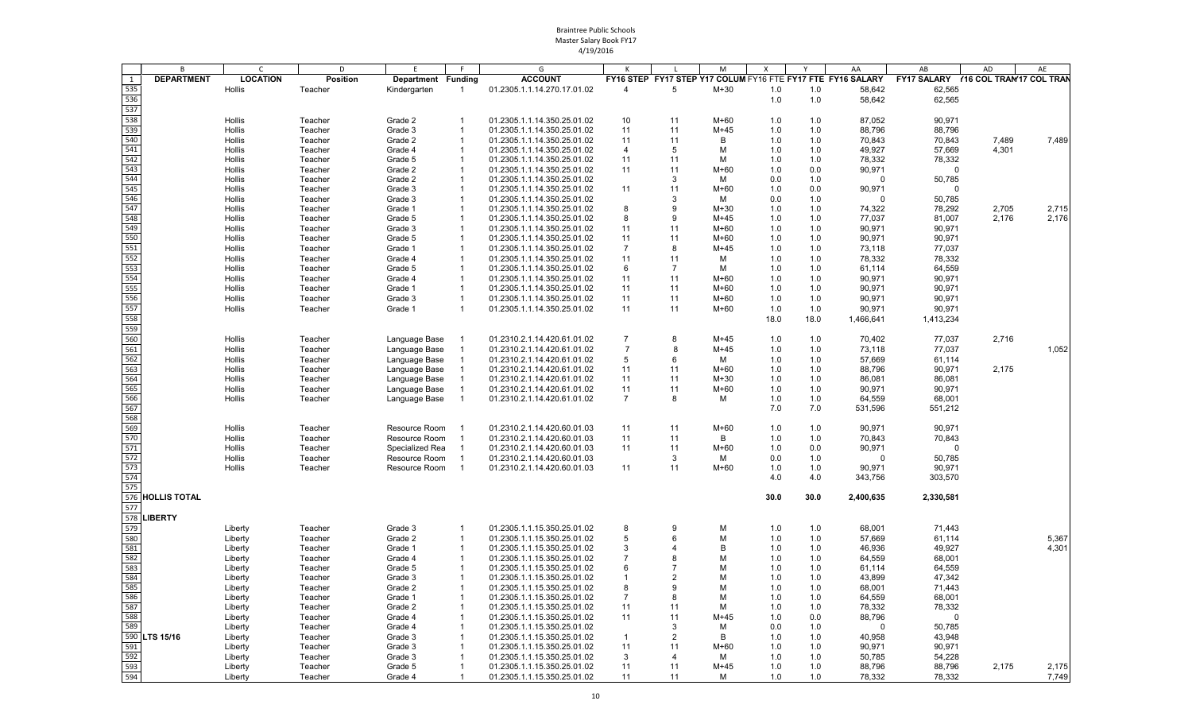Braintree Public Schools
Master Salary Book FY17
4/19/2016

| | B | C | D | E | F | G | K | L | M | X | Y | AA | AB | AD | AE |
|---|---|---|---|---|---|---|---|---|---|---|---|---|---|---|---|
| 1 | DEPARTMENT | LOCATION | Position | Department | Funding | ACCOUNT | FY16 STEP | FY17 STEP | Y17 COLUM | FY16 FTE | FY17 FTE | FY16 SALARY | FY17 SALARY | 16 COL TRAN | 17 COL TRAN |
| 535 | | Hollis | Teacher | Kindergarten | 1 | 01.2305.1.1.14.270.17.01.02 | 4 | 5 | M+30 | 1.0 | 1.0 | 58,642 | 62,565 | | |
| 536 | | | | | | | | | | 1.0 | 1.0 | 58,642 | 62,565 | | |
| 537 | | | | | | | | | | | | | | | |
| 538 | | Hollis | Teacher | Grade 2 | 1 | 01.2305.1.1.14.350.25.01.02 | 10 | 11 | M+60 | 1.0 | 1.0 | 87,052 | 90,971 | | |
| 539 | | Hollis | Teacher | Grade 3 | 1 | 01.2305.1.1.14.350.25.01.02 | 11 | 11 | M+45 | 1.0 | 1.0 | 88,796 | 88,796 | | |
| 540 | | Hollis | Teacher | Grade 2 | 1 | 01.2305.1.1.14.350.25.01.02 | 11 | 11 | B | 1.0 | 1.0 | 70,843 | 70,843 | 7,489 | 7,489 |
| 541 | | Hollis | Teacher | Grade 4 | 1 | 01.2305.1.1.14.350.25.01.02 | 4 | 5 | M | 1.0 | 1.0 | 49,927 | 57,669 | 4,301 | |
| 542 | | Hollis | Teacher | Grade 5 | 1 | 01.2305.1.1.14.350.25.01.02 | 11 | 11 | M | 1.0 | 1.0 | 78,332 | 78,332 | | |
| 543 | | Hollis | Teacher | Grade 2 | 1 | 01.2305.1.1.14.350.25.01.02 | 11 | 11 | M+60 | 1.0 | 0.0 | 90,971 | 0 | | |
| 544 | | Hollis | Teacher | Grade 2 | 1 | 01.2305.1.1.14.350.25.01.02 | | 3 | M | 0.0 | 1.0 | 0 | 50,785 | | |
| 545 | | Hollis | Teacher | Grade 3 | 1 | 01.2305.1.1.14.350.25.01.02 | 11 | 11 | M+60 | 1.0 | 0.0 | 90,971 | 0 | | |
| 546 | | Hollis | Teacher | Grade 3 | 1 | 01.2305.1.1.14.350.25.01.02 | | 3 | M | 0.0 | 1.0 | 0 | 50,785 | | |
| 547 | | Hollis | Teacher | Grade 1 | 1 | 01.2305.1.1.14.350.25.01.02 | 8 | 9 | M+30 | 1.0 | 1.0 | 74,322 | 78,292 | 2,705 | 2,715 |
| 548 | | Hollis | Teacher | Grade 5 | 1 | 01.2305.1.1.14.350.25.01.02 | 8 | 9 | M+45 | 1.0 | 1.0 | 77,037 | 81,007 | 2,176 | 2,176 |
| 549 | | Hollis | Teacher | Grade 3 | 1 | 01.2305.1.1.14.350.25.01.02 | 11 | 11 | M+60 | 1.0 | 1.0 | 90,971 | 90,971 | | |
| 550 | | Hollis | Teacher | Grade 5 | 1 | 01.2305.1.1.14.350.25.01.02 | 11 | 11 | M+60 | 1.0 | 1.0 | 90,971 | 90,971 | | |
| 551 | | Hollis | Teacher | Grade 1 | 1 | 01.2305.1.1.14.350.25.01.02 | 7 | 8 | M+45 | 1.0 | 1.0 | 73,118 | 77,037 | | |
| 552 | | Hollis | Teacher | Grade 4 | 1 | 01.2305.1.1.14.350.25.01.02 | 11 | 11 | M | 1.0 | 1.0 | 78,332 | 78,332 | | |
| 553 | | Hollis | Teacher | Grade 5 | 1 | 01.2305.1.1.14.350.25.01.02 | 6 | 7 | M | 1.0 | 1.0 | 61,114 | 64,559 | | |
| 554 | | Hollis | Teacher | Grade 4 | 1 | 01.2305.1.1.14.350.25.01.02 | 11 | 11 | M+60 | 1.0 | 1.0 | 90,971 | 90,971 | | |
| 555 | | Hollis | Teacher | Grade 1 | 1 | 01.2305.1.1.14.350.25.01.02 | 11 | 11 | M+60 | 1.0 | 1.0 | 90,971 | 90,971 | | |
| 556 | | Hollis | Teacher | Grade 3 | 1 | 01.2305.1.1.14.350.25.01.02 | 11 | 11 | M+60 | 1.0 | 1.0 | 90,971 | 90,971 | | |
| 557 | | Hollis | Teacher | Grade 1 | 1 | 01.2305.1.1.14.350.25.01.02 | 11 | 11 | M+60 | 1.0 | 1.0 | 90,971 | 90,971 | | |
| 558 | | | | | | | | | | 18.0 | 18.0 | 1,466,641 | 1,413,234 | | |
| 559 | | | | | | | | | | | | | | | |
| 560 | | Hollis | Teacher | Language Base | 1 | 01.2310.2.1.14.420.61.01.02 | 7 | 8 | M+45 | 1.0 | 1.0 | 70,402 | 77,037 | 2,716 | |
| 561 | | Hollis | Teacher | Language Base | 1 | 01.2310.2.1.14.420.61.01.02 | 7 | 8 | M+45 | 1.0 | 1.0 | 73,118 | 77,037 | | 1,052 |
| 562 | | Hollis | Teacher | Language Base | 1 | 01.2310.2.1.14.420.61.01.02 | 5 | 6 | M | 1.0 | 1.0 | 57,669 | 61,114 | | |
| 563 | | Hollis | Teacher | Language Base | 1 | 01.2310.2.1.14.420.61.01.02 | 11 | 11 | M+60 | 1.0 | 1.0 | 88,796 | 90,971 | 2,175 | |
| 564 | | Hollis | Teacher | Language Base | 1 | 01.2310.2.1.14.420.61.01.02 | 11 | 11 | M+30 | 1.0 | 1.0 | 86,081 | 86,081 | | |
| 565 | | Hollis | Teacher | Language Base | 1 | 01.2310.2.1.14.420.61.01.02 | 11 | 11 | M+60 | 1.0 | 1.0 | 90,971 | 90,971 | | |
| 566 | | Hollis | Teacher | Language Base | 1 | 01.2310.2.1.14.420.61.01.02 | 7 | 8 | M | 1.0 | 1.0 | 64,559 | 68,001 | | |
| 567 | | | | | | | | | | 7.0 | 7.0 | 531,596 | 551,212 | | |
| 568 | | | | | | | | | | | | | | | |
| 569 | | Hollis | Teacher | Resource Room | 1 | 01.2310.2.1.14.420.60.01.03 | 11 | 11 | M+60 | 1.0 | 1.0 | 90,971 | 90,971 | | |
| 570 | | Hollis | Teacher | Resource Room | 1 | 01.2310.2.1.14.420.60.01.03 | 11 | 11 | B | 1.0 | 1.0 | 70,843 | 70,843 | | |
| 571 | | Hollis | Teacher | Specialized Rea | 1 | 01.2310.2.1.14.420.60.01.03 | 11 | 11 | M+60 | 1.0 | 0.0 | 90,971 | 0 | | |
| 572 | | Hollis | Teacher | Resource Room | 1 | 01.2310.2.1.14.420.60.01.03 | | 3 | M | 0.0 | 1.0 | 0 | 50,785 | | |
| 573 | | Hollis | Teacher | Resource Room | 1 | 01.2310.2.1.14.420.60.01.03 | 11 | 11 | M+60 | 1.0 | 1.0 | 90,971 | 90,971 | | |
| 574 | | | | | | | | | | 4.0 | 4.0 | 343,756 | 303,570 | | |
| 575 | | | | | | | | | | | | | | | |
| 576 | HOLLIS TOTAL | | | | | | | | | 30.0 | 30.0 | 2,400,635 | 2,330,581 | | |
| 577 | | | | | | | | | | | | | | | |
| 578 | LIBERTY | | | | | | | | | | | | | | |
| 579 | | Liberty | Teacher | Grade 3 | 1 | 01.2305.1.1.15.350.25.01.02 | 8 | 9 | M | 1.0 | 1.0 | 68,001 | 71,443 | | |
| 580 | | Liberty | Teacher | Grade 2 | 1 | 01.2305.1.1.15.350.25.01.02 | 5 | 6 | M | 1.0 | 1.0 | 57,669 | 61,114 | | 5,367 |
| 581 | | Liberty | Teacher | Grade 1 | 1 | 01.2305.1.1.15.350.25.01.02 | 3 | 4 | B | 1.0 | 1.0 | 46,936 | 49,927 | | 4,301 |
| 582 | | Liberty | Teacher | Grade 4 | 1 | 01.2305.1.1.15.350.25.01.02 | 7 | 8 | M | 1.0 | 1.0 | 64,559 | 68,001 | | |
| 583 | | Liberty | Teacher | Grade 5 | 1 | 01.2305.1.1.15.350.25.01.02 | 6 | 7 | M | 1.0 | 1.0 | 61,114 | 64,559 | | |
| 584 | | Liberty | Teacher | Grade 3 | 1 | 01.2305.1.1.15.350.25.01.02 | 1 | 2 | M | 1.0 | 1.0 | 43,899 | 47,342 | | |
| 585 | | Liberty | Teacher | Grade 2 | 1 | 01.2305.1.1.15.350.25.01.02 | 8 | 9 | M | 1.0 | 1.0 | 68,001 | 71,443 | | |
| 586 | | Liberty | Teacher | Grade 1 | 1 | 01.2305.1.1.15.350.25.01.02 | 7 | 8 | M | 1.0 | 1.0 | 64,559 | 68,001 | | |
| 587 | | Liberty | Teacher | Grade 2 | 1 | 01.2305.1.1.15.350.25.01.02 | 11 | 11 | M | 1.0 | 1.0 | 78,332 | 78,332 | | |
| 588 | | Liberty | Teacher | Grade 4 | 1 | 01.2305.1.1.15.350.25.01.02 | 11 | 11 | M+45 | 1.0 | 0.0 | 88,796 | 0 | | |
| 589 | | Liberty | Teacher | Grade 4 | 1 | 01.2305.1.1.15.350.25.01.02 | | 3 | M | 0.0 | 1.0 | 0 | 50,785 | | |
| 590 | LTS 15/16 | Liberty | Teacher | Grade 3 | 1 | 01.2305.1.1.15.350.25.01.02 | 1 | 2 | B | 1.0 | 1.0 | 40,958 | 43,948 | | |
| 591 | | Liberty | Teacher | Grade 3 | 1 | 01.2305.1.1.15.350.25.01.02 | 11 | 11 | M+60 | 1.0 | 1.0 | 90,971 | 90,971 | | |
| 592 | | Liberty | Teacher | Grade 3 | 1 | 01.2305.1.1.15.350.25.01.02 | 3 | 4 | M | 1.0 | 1.0 | 50,785 | 54,228 | | |
| 593 | | Liberty | Teacher | Grade 5 | 1 | 01.2305.1.1.15.350.25.01.02 | 11 | 11 | M+45 | 1.0 | 1.0 | 88,796 | 88,796 | 2,175 | 2,175 |
| 594 | | Liberty | Teacher | Grade 4 | 1 | 01.2305.1.1.15.350.25.01.02 | 11 | 11 | M | 1.0 | 1.0 | 78,332 | 78,332 | | 7,749 |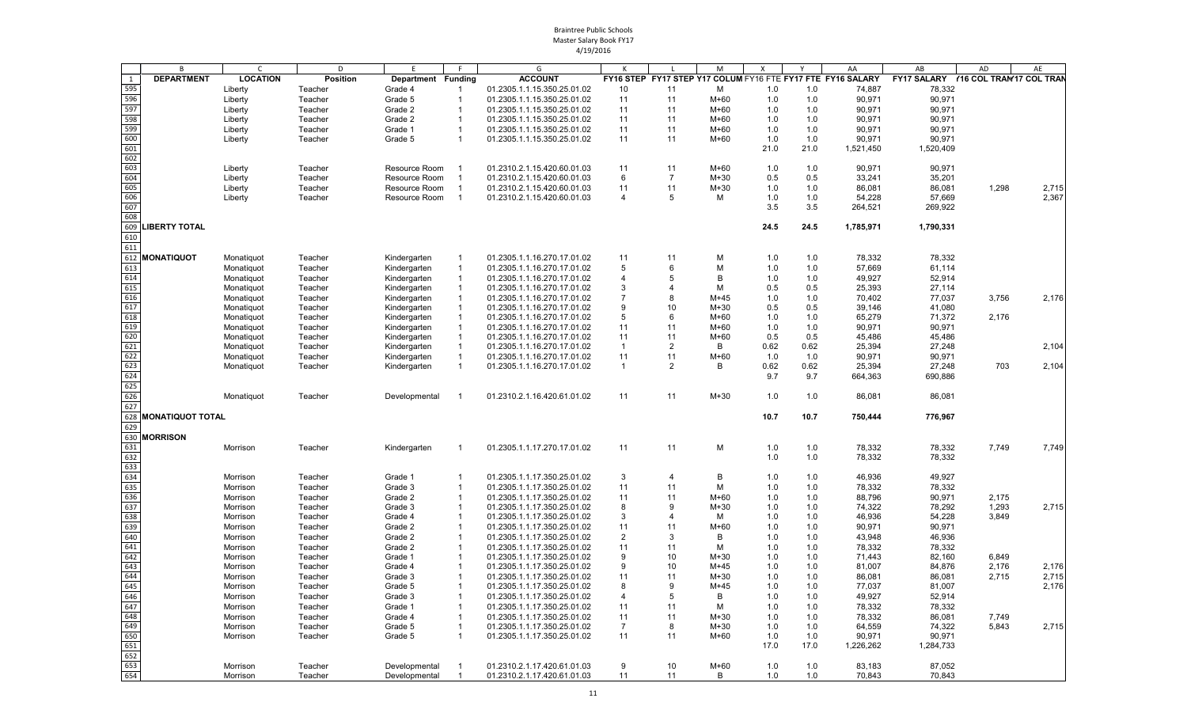Braintree Public Schools
Master Salary Book FY17
4/19/2016

| | B | C | D | E | F | G | K | L | M | X | Y | AA | AB | AD | AE |
|---|---|---|---|---|---|---|---|---|---|---|---|---|---|---|---|
| 1 | DEPARTMENT | LOCATION | Position | Department | Funding | ACCOUNT | FY16 STEP | FY17 STEP | Y17 COLUM | FY16 FTE | FY17 FTE | FY16 SALARY | FY17 SALARY | Y16 COL TRAN | Y17 COL TRAN |
| 595 | | Liberty | Teacher | Grade 4 | 1 | 01.2305.1.1.15.350.25.01.02 | 10 | 11 | M | 1.0 | 1.0 | 74,887 | 78,332 | | |
| 596 | | Liberty | Teacher | Grade 5 | 1 | 01.2305.1.1.15.350.25.01.02 | 11 | 11 | M+60 | 1.0 | 1.0 | 90,971 | 90,971 | | |
| 597 | | Liberty | Teacher | Grade 2 | 1 | 01.2305.1.1.15.350.25.01.02 | 11 | 11 | M+60 | 1.0 | 1.0 | 90,971 | 90,971 | | |
| 598 | | Liberty | Teacher | Grade 2 | 1 | 01.2305.1.1.15.350.25.01.02 | 11 | 11 | M+60 | 1.0 | 1.0 | 90,971 | 90,971 | | |
| 599 | | Liberty | Teacher | Grade 1 | 1 | 01.2305.1.1.15.350.25.01.02 | 11 | 11 | M+60 | 1.0 | 1.0 | 90,971 | 90,971 | | |
| 600 | | Liberty | Teacher | Grade 5 | 1 | 01.2305.1.1.15.350.25.01.02 | 11 | 11 | M+60 | 1.0 | 1.0 | 90,971 | 90,971 | | |
| 601 | | | | | | | | | | 21.0 | 21.0 | 1,521,450 | 1,520,409 | | |
| 602 | | | | | | | | | | | | | | | |
| 603 | | Liberty | Teacher | Resource Room | 1 | 01.2310.2.1.15.420.60.01.03 | 11 | 11 | M+60 | 1.0 | 1.0 | 90,971 | 90,971 | | |
| 604 | | Liberty | Teacher | Resource Room | 1 | 01.2310.2.1.15.420.60.01.03 | 6 | 7 | M+30 | 0.5 | 0.5 | 33,241 | 35,201 | | |
| 605 | | Liberty | Teacher | Resource Room | 1 | 01.2310.2.1.15.420.60.01.03 | 11 | 11 | M+30 | 1.0 | 1.0 | 86,081 | 86,081 | 1,298 | 2,715 |
| 606 | | Liberty | Teacher | Resource Room | 1 | 01.2310.2.1.15.420.60.01.03 | 4 | 5 | M | 1.0 | 1.0 | 54,228 | 57,669 | | 2,367 |
| 607 | | | | | | | | | | 3.5 | 3.5 | 264,521 | 269,922 | | |
| 608 | | | | | | | | | | | | | | | |
| 609 | LIBERTY TOTAL | | | | | | | | | 24.5 | 24.5 | 1,785,971 | 1,790,331 | | |
| 610 | | | | | | | | | | | | | | | |
| 611 | | | | | | | | | | | | | | | |
| 612 | MONATIQUOT | Monatiquot | Teacher | Kindergarten | 1 | 01.2305.1.1.16.270.17.01.02 | 11 | 11 | M | 1.0 | 1.0 | 78,332 | 78,332 | | |
| 613 | | Monatiquot | Teacher | Kindergarten | 1 | 01.2305.1.1.16.270.17.01.02 | 5 | 6 | M | 1.0 | 1.0 | 57,669 | 61,114 | | |
| 614 | | Monatiquot | Teacher | Kindergarten | 1 | 01.2305.1.1.16.270.17.01.02 | 4 | 5 | B | 1.0 | 1.0 | 49,927 | 52,914 | | |
| 615 | | Monatiquot | Teacher | Kindergarten | 1 | 01.2305.1.1.16.270.17.01.02 | 3 | 4 | M | 0.5 | 0.5 | 25,393 | 27,114 | | |
| 616 | | Monatiquot | Teacher | Kindergarten | 1 | 01.2305.1.1.16.270.17.01.02 | 7 | 8 | M+45 | 1.0 | 1.0 | 70,402 | 77,037 | 3,756 | 2,176 |
| 617 | | Monatiquot | Teacher | Kindergarten | 1 | 01.2305.1.1.16.270.17.01.02 | 9 | 10 | M+30 | 0.5 | 0.5 | 39,146 | 41,080 | | |
| 618 | | Monatiquot | Teacher | Kindergarten | 1 | 01.2305.1.1.16.270.17.01.02 | 5 | 6 | M+60 | 1.0 | 1.0 | 65,279 | 71,372 | 2,176 | |
| 619 | | Monatiquot | Teacher | Kindergarten | 1 | 01.2305.1.1.16.270.17.01.02 | 11 | 11 | M+60 | 1.0 | 1.0 | 90,971 | 90,971 | | |
| 620 | | Monatiquot | Teacher | Kindergarten | 1 | 01.2305.1.1.16.270.17.01.02 | 11 | 11 | M+60 | 0.5 | 0.5 | 45,486 | 45,486 | | |
| 621 | | Monatiquot | Teacher | Kindergarten | 1 | 01.2305.1.1.16.270.17.01.02 | 1 | 2 | B | 0.62 | 0.62 | 25,394 | 27,248 | | 2,104 |
| 622 | | Monatiquot | Teacher | Kindergarten | 1 | 01.2305.1.1.16.270.17.01.02 | 11 | 11 | M+60 | 1.0 | 1.0 | 90,971 | 90,971 | | |
| 623 | | Monatiquot | Teacher | Kindergarten | 1 | 01.2305.1.1.16.270.17.01.02 | 1 | 2 | B | 0.62 | 0.62 | 25,394 | 27,248 | 703 | 2,104 |
| 624 | | | | | | | | | | 9.7 | 9.7 | 664,363 | 690,886 | | |
| 625 | | | | | | | | | | | | | | | |
| 626 | | Monatiquot | Teacher | Developmental | 1 | 01.2310.2.1.16.420.61.01.02 | 11 | 11 | M+30 | 1.0 | 1.0 | 86,081 | 86,081 | | |
| 627 | | | | | | | | | | | | | | | |
| 628 | MONATIQUOT TOTAL | | | | | | | | | 10.7 | 10.7 | 750,444 | 776,967 | | |
| 629 | | | | | | | | | | | | | | | |
| 630 | MORRISON | | | | | | | | | | | | | | |
| 631 | | Morrison | Teacher | Kindergarten | 1 | 01.2305.1.1.17.270.17.01.02 | 11 | 11 | M | 1.0 | 1.0 | 78,332 | 78,332 | 7,749 | 7,749 |
| 632 | | | | | | | | | | 1.0 | 1.0 | 78,332 | 78,332 | | |
| 633 | | | | | | | | | | | | | | | |
| 634 | | Morrison | Teacher | Grade 1 | 1 | 01.2305.1.1.17.350.25.01.02 | 3 | 4 | B | 1.0 | 1.0 | 46,936 | 49,927 | | |
| 635 | | Morrison | Teacher | Grade 3 | 1 | 01.2305.1.1.17.350.25.01.02 | 11 | 11 | M | 1.0 | 1.0 | 78,332 | 78,332 | | |
| 636 | | Morrison | Teacher | Grade 2 | 1 | 01.2305.1.1.17.350.25.01.02 | 11 | 11 | M+60 | 1.0 | 1.0 | 88,796 | 90,971 | 2,175 | |
| 637 | | Morrison | Teacher | Grade 3 | 1 | 01.2305.1.1.17.350.25.01.02 | 8 | 9 | M+30 | 1.0 | 1.0 | 74,322 | 78,292 | 1,293 | 2,715 |
| 638 | | Morrison | Teacher | Grade 4 | 1 | 01.2305.1.1.17.350.25.01.02 | 3 | 4 | M | 1.0 | 1.0 | 46,936 | 54,228 | 3,849 | |
| 639 | | Morrison | Teacher | Grade 2 | 1 | 01.2305.1.1.17.350.25.01.02 | 11 | 11 | M+60 | 1.0 | 1.0 | 90,971 | 90,971 | | |
| 640 | | Morrison | Teacher | Grade 2 | 1 | 01.2305.1.1.17.350.25.01.02 | 2 | 3 | B | 1.0 | 1.0 | 43,948 | 46,936 | | |
| 641 | | Morrison | Teacher | Grade 2 | 1 | 01.2305.1.1.17.350.25.01.02 | 11 | 11 | M | 1.0 | 1.0 | 78,332 | 78,332 | | |
| 642 | | Morrison | Teacher | Grade 1 | 1 | 01.2305.1.1.17.350.25.01.02 | 9 | 10 | M+30 | 1.0 | 1.0 | 71,443 | 82,160 | 6,849 | |
| 643 | | Morrison | Teacher | Grade 4 | 1 | 01.2305.1.1.17.350.25.01.02 | 9 | 10 | M+45 | 1.0 | 1.0 | 81,007 | 84,876 | 2,176 | 2,176 |
| 644 | | Morrison | Teacher | Grade 3 | 1 | 01.2305.1.1.17.350.25.01.02 | 11 | 11 | M+30 | 1.0 | 1.0 | 86,081 | 86,081 | 2,715 | 2,715 |
| 645 | | Morrison | Teacher | Grade 5 | 1 | 01.2305.1.1.17.350.25.01.02 | 8 | 9 | M+45 | 1.0 | 1.0 | 77,037 | 81,007 | | 2,176 |
| 646 | | Morrison | Teacher | Grade 3 | 1 | 01.2305.1.1.17.350.25.01.02 | 4 | 5 | B | 1.0 | 1.0 | 49,927 | 52,914 | | |
| 647 | | Morrison | Teacher | Grade 1 | 1 | 01.2305.1.1.17.350.25.01.02 | 11 | 11 | M | 1.0 | 1.0 | 78,332 | 78,332 | | |
| 648 | | Morrison | Teacher | Grade 4 | 1 | 01.2305.1.1.17.350.25.01.02 | 11 | 11 | M+30 | 1.0 | 1.0 | 78,332 | 86,081 | 7,749 | |
| 649 | | Morrison | Teacher | Grade 5 | 1 | 01.2305.1.1.17.350.25.01.02 | 7 | 8 | M+30 | 1.0 | 1.0 | 64,559 | 74,322 | 5,843 | 2,715 |
| 650 | | Morrison | Teacher | Grade 5 | 1 | 01.2305.1.1.17.350.25.01.02 | 11 | 11 | M+60 | 1.0 | 1.0 | 90,971 | 90,971 | | |
| 651 | | | | | | | | | | 17.0 | 17.0 | 1,226,262 | 1,284,733 | | |
| 652 | | | | | | | | | | | | | | | |
| 653 | | Morrison | Teacher | Developmental | 1 | 01.2310.2.1.17.420.61.01.03 | 9 | 10 | M+60 | 1.0 | 1.0 | 83,183 | 87,052 | | |
| 654 | | Morrison | Teacher | Developmental | 1 | 01.2310.2.1.17.420.61.01.03 | 11 | 11 | B | 1.0 | 1.0 | 70,843 | 70,843 | | |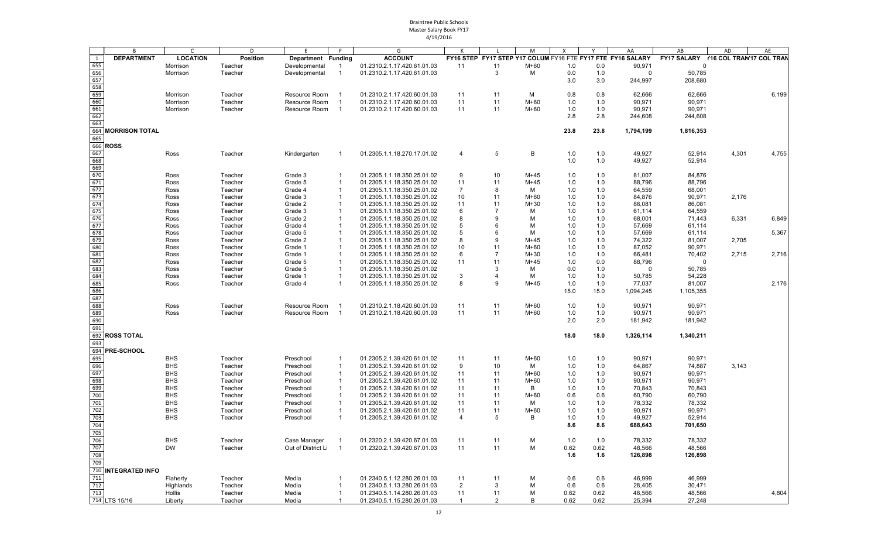Braintree Public Schools
Master Salary Book FY17
4/19/2016

| | B | C | D | E | F | G | K | L | M | X | Y | AA | AB | AD | AE |
|---|---|---|---|---|---|---|---|---|---|---|---|---|---|---|---|
| 1 | DEPARTMENT | LOCATION | Position | Department | Funding | ACCOUNT | FY16 STEP | FY17 STEP | Y17 COLUM | FY16 FTE | FY17 FTE | FY16 SALARY | FY17 SALARY | '16 COL TRAN | '17 COL TRAN |
| 655 | | Morrison | Teacher | Developmental | 1 | 01.2310.2.1.17.420.61.01.03 | 11 | 11 | M+60 | 1.0 | 0.0 | 90,971 | 0 | | |
| 656 | | Morrison | Teacher | Developmental | 1 | 01.2310.2.1.17.420.61.01.03 | | 3 | M | 0.0 | 1.0 | 0 | 50,785 | | |
| 657 | | | | | | | | | | 3.0 | 3.0 | 244,997 | 208,680 | | |
| 658 | | | | | | | | | | | | | | | |
| 659 | | Morrison | Teacher | Resource Room | 1 | 01.2310.2.1.17.420.60.01.03 | 11 | 11 | M | 0.8 | 0.8 | 62,666 | 62,666 | | 6,199 |
| 660 | | Morrison | Teacher | Resource Room | 1 | 01.2310.2.1.17.420.60.01.03 | 11 | 11 | M+60 | 1.0 | 1.0 | 90,971 | 90,971 | | |
| 661 | | Morrison | Teacher | Resource Room | 1 | 01.2310.2.1.17.420.60.01.03 | 11 | 11 | M+60 | 1.0 | 1.0 | 90,971 | 90,971 | | |
| 662 | | | | | | | | | | 2.8 | 2.8 | 244,608 | 244,608 | | |
| 663 | | | | | | | | | | | | | | | |
| 664 | **MORRISON TOTAL** | | | | | | | | | **23.8** | **23.8** | **1,794,199** | **1,816,353** | | |
| 665 | | | | | | | | | | | | | | | |
| 666 | **ROSS** | | | | | | | | | | | | | | |
| 667 | | Ross | Teacher | Kindergarten | 1 | 01.2305.1.1.18.270.17.01.02 | 4 | 5 | B | 1.0 | 1.0 | 49,927 | 52,914 | 4,301 | 4,755 |
| 668 | | | | | | | | | | 1.0 | 1.0 | 49,927 | 52,914 | | |
| 669 | | | | | | | | | | | | | | | |
| 670 | | Ross | Teacher | Grade 3 | 1 | 01.2305.1.1.18.350.25.01.02 | 9 | 10 | M+45 | 1.0 | 1.0 | 81,007 | 84,876 | | |
| 671 | | Ross | Teacher | Grade 5 | 1 | 01.2305.1.1.18.350.25.01.02 | 11 | 11 | M+45 | 1.0 | 1.0 | 88,796 | 88,796 | | |
| 672 | | Ross | Teacher | Grade 4 | 1 | 01.2305.1.1.18.350.25.01.02 | 7 | 8 | M | 1.0 | 1.0 | 64,559 | 68,001 | | |
| 673 | | Ross | Teacher | Grade 3 | 1 | 01.2305.1.1.18.350.25.01.02 | 10 | 11 | M+60 | 1.0 | 1.0 | 84,876 | 90,971 | 2,176 | |
| 674 | | Ross | Teacher | Grade 2 | 1 | 01.2305.1.1.18.350.25.01.02 | 11 | 11 | M+30 | 1.0 | 1.0 | 86,081 | 86,081 | | |
| 675 | | Ross | Teacher | Grade 3 | 1 | 01.2305.1.1.18.350.25.01.02 | 6 | 7 | M | 1.0 | 1.0 | 61,114 | 64,559 | | |
| 676 | | Ross | Teacher | Grade 2 | 1 | 01.2305.1.1.18.350.25.01.02 | 8 | 9 | M | 1.0 | 1.0 | 68,001 | 71,443 | 6,331 | 6,849 |
| 677 | | Ross | Teacher | Grade 4 | 1 | 01.2305.1.1.18.350.25.01.02 | 5 | 6 | M | 1.0 | 1.0 | 57,669 | 61,114 | | |
| 678 | | Ross | Teacher | Grade 5 | 1 | 01.2305.1.1.18.350.25.01.02 | 5 | 6 | M | 1.0 | 1.0 | 57,669 | 61,114 | | 5,367 |
| 679 | | Ross | Teacher | Grade 2 | 1 | 01.2305.1.1.18.350.25.01.02 | 8 | 9 | M+45 | 1.0 | 1.0 | 74,322 | 81,007 | 2,705 | |
| 680 | | Ross | Teacher | Grade 1 | 1 | 01.2305.1.1.18.350.25.01.02 | 10 | 11 | M+60 | 1.0 | 1.0 | 87,052 | 90,971 | | |
| 681 | | Ross | Teacher | Grade 1 | 1 | 01.2305.1.1.18.350.25.01.02 | 6 | 7 | M+30 | 1.0 | 1.0 | 66,481 | 70,402 | 2,715 | 2,716 |
| 682 | | Ross | Teacher | Grade 5 | 1 | 01.2305.1.1.18.350.25.01.02 | 11 | 11 | M+45 | 1.0 | 0.0 | 88,796 | 0 | | |
| 683 | | Ross | Teacher | Grade 5 | 1 | 01.2305.1.1.18.350.25.01.02 | | 3 | M | 0.0 | 1.0 | 0 | 50,785 | | |
| 684 | | Ross | Teacher | Grade 1 | 1 | 01.2305.1.1.18.350.25.01.02 | 3 | 4 | M | 1.0 | 1.0 | 50,785 | 54,228 | | |
| 685 | | Ross | Teacher | Grade 4 | 1 | 01.2305.1.1.18.350.25.01.02 | 8 | 9 | M+45 | 1.0 | 1.0 | 77,037 | 81,007 | | 2,176 |
| 686 | | | | | | | | | | 15.0 | 15.0 | 1,094,245 | 1,105,355 | | |
| 687 | | | | | | | | | | | | | | | |
| 688 | | Ross | Teacher | Resource Room | 1 | 01.2310.2.1.18.420.60.01.03 | 11 | 11 | M+60 | 1.0 | 1.0 | 90,971 | 90,971 | | |
| 689 | | Ross | Teacher | Resource Room | 1 | 01.2310.2.1.18.420.60.01.03 | 11 | 11 | M+60 | 1.0 | 1.0 | 90,971 | 90,971 | | |
| 690 | | | | | | | | | | 2.0 | 2.0 | 181,942 | 181,942 | | |
| 691 | | | | | | | | | | | | | | | |
| 692 | **ROSS TOTAL** | | | | | | | | | **18.0** | **18.0** | **1,326,114** | **1,340,211** | | |
| 693 | | | | | | | | | | | | | | | |
| 694 | **PRE-SCHOOL** | | | | | | | | | | | | | | |
| 695 | | BHS | Teacher | Preschool | 1 | 01.2305.2.1.39.420.61.01.02 | 11 | 11 | M+60 | 1.0 | 1.0 | 90,971 | 90,971 | | |
| 696 | | BHS | Teacher | Preschool | 1 | 01.2305.2.1.39.420.61.01.02 | 9 | 10 | M | 1.0 | 1.0 | 64,867 | 74,887 | 3,143 | |
| 697 | | BHS | Teacher | Preschool | 1 | 01.2305.2.1.39.420.61.01.02 | 11 | 11 | M+60 | 1.0 | 1.0 | 90,971 | 90,971 | | |
| 698 | | BHS | Teacher | Preschool | 1 | 01.2305.2.1.39.420.61.01.02 | 11 | 11 | M+60 | 1.0 | 1.0 | 90,971 | 90,971 | | |
| 699 | | BHS | Teacher | Preschool | 1 | 01.2305.2.1.39.420.61.01.02 | 11 | 11 | B | 1.0 | 1.0 | 70,843 | 70,843 | | |
| 700 | | BHS | Teacher | Preschool | 1 | 01.2305.2.1.39.420.61.01.02 | 11 | 11 | M+60 | 0.6 | 0.6 | 60,790 | 60,790 | | |
| 701 | | BHS | Teacher | Preschool | 1 | 01.2305.2.1.39.420.61.01.02 | 11 | 11 | M | 1.0 | 1.0 | 78,332 | 78,332 | | |
| 702 | | BHS | Teacher | Preschool | 1 | 01.2305.2.1.39.420.61.01.02 | 11 | 11 | M+60 | 1.0 | 1.0 | 90,971 | 90,971 | | |
| 703 | | BHS | Teacher | Preschool | 1 | 01.2305.2.1.39.420.61.01.02 | 4 | 5 | B | 1.0 | 1.0 | 49,927 | 52,914 | | |
| 704 | | | | | | | | | | **8.6** | **8.6** | **688,643** | **701,650** | | |
| 705 | | | | | | | | | | | | | | | |
| 706 | | BHS | Teacher | Case Manager | 1 | 01.2320.2.1.39.420.67.01.03 | 11 | 11 | M | 1.0 | 1.0 | 78,332 | 78,332 | | |
| 707 | | DW | Teacher | Out of District Li | 1 | 01.2320.2.1.39.420.67.01.03 | 11 | 11 | M | 0.62 | 0.62 | 48,566 | 48,566 | | |
| 708 | | | | | | | | | | **1.6** | **1.6** | **126,898** | **126,898** | | |
| 709 | | | | | | | | | | | | | | | |
| 710 | **INTEGRATED INFO** | | | | | | | | | | | | | | |
| 711 | | Flaherty | Teacher | Media | 1 | 01.2340.5.1.12.280.26.01.03 | 11 | 11 | M | 0.6 | 0.6 | 46,999 | 46,999 | | |
| 712 | | Highlands | Teacher | Media | 1 | 01.2340.5.1.13.280.26.01.03 | 2 | 3 | M | 0.6 | 0.6 | 28,405 | 30,471 | | |
| 713 | | Hollis | Teacher | Media | 1 | 01.2340.5.1.14.280.26.01.03 | 11 | 11 | M | 0.62 | 0.62 | 48,566 | 48,566 | | 4,804 |
| 714 | LTS 15/16 | Liberty | Teacher | Media | 1 | 01.2340.5.1.15.280.26.01.03 | 1 | 2 | B | 0.62 | 0.62 | 25,394 | 27,248 | | |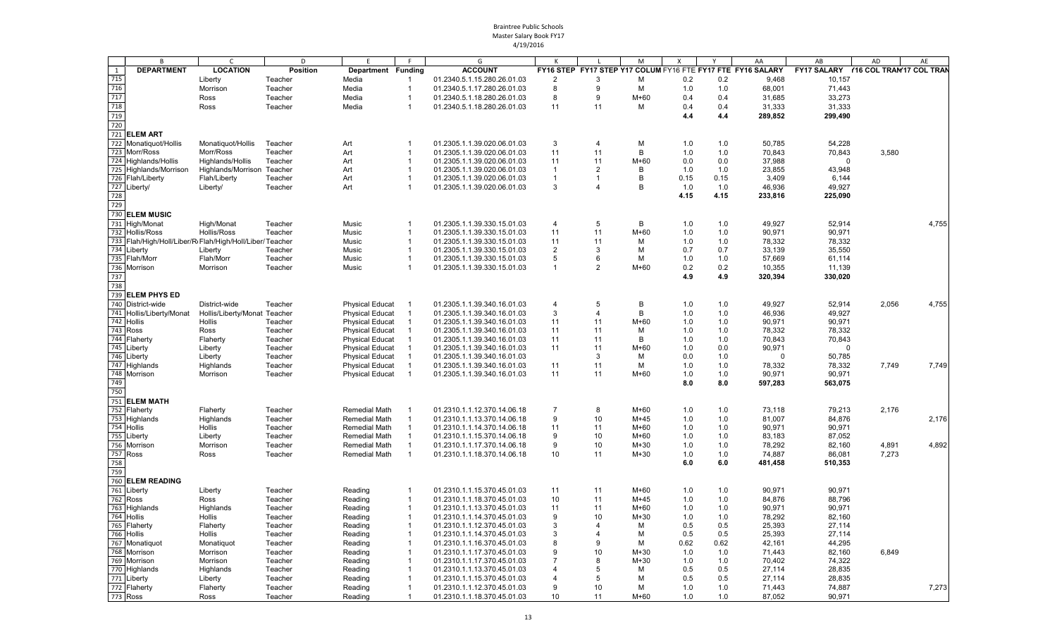Braintree Public Schools
Master Salary Book FY17
4/19/2016

| | B | C | D | E | F | G | K | L | M | X | Y | AA | AB | AD | AE |
|---|---|---|---|---|---|---|---|---|---|---|---|---|---|---|---|
| 1 | DEPARTMENT | LOCATION | Position | Department | Funding | ACCOUNT | FY16 STEP | FY17 STEP | Y17 COLUM | FY16 FTE | FY17 FTE | FY16 SALARY | FY17 SALARY | '16 COL TRAN | '17 COL TRAN |
| 715 | | Liberty | Teacher | Media | 1 | 01.2340.5.1.15.280.26.01.03 | 2 | 3 | M | 0.2 | 0.2 | 9,468 | 10,157 | | |
| 716 | | Morrison | Teacher | Media | 1 | 01.2340.5.1.17.280.26.01.03 | 8 | 9 | M | 1.0 | 1.0 | 68,001 | 71,443 | | |
| 717 | | Ross | Teacher | Media | 1 | 01.2340.5.1.18.280.26.01.03 | 8 | 9 | M+60 | 0.4 | 0.4 | 31,685 | 33,273 | | |
| 718 | | Ross | Teacher | Media | 1 | 01.2340.5.1.18.280.26.01.03 | 11 | 11 | M | 0.4 | 0.4 | 31,333 | 31,333 | | |
| 719 | | | | | | | | | | 4.4 | 4.4 | 289,852 | 299,490 | | |
| 720 | | | | | | | | | | | | | | | |
| 721 | ELEM ART | | | | | | | | | | | | | | |
| 722 | Monatiquot/Hollis | Monatiquot/Hollis | Teacher | Art | 1 | 01.2305.1.1.39.020.06.01.03 | 3 | 4 | M | 1.0 | 1.0 | 50,785 | 54,228 | | |
| 723 | Morr/Ross | Morr/Ross | Teacher | Art | 1 | 01.2305.1.1.39.020.06.01.03 | 11 | 11 | B | 1.0 | 1.0 | 70,843 | 70,843 | 3,580 | |
| 724 | Highlands/Hollis | Highlands/Hollis | Teacher | Art | 1 | 01.2305.1.1.39.020.06.01.03 | 11 | 11 | M+60 | 0.0 | 0.0 | 37,988 | 0 | | |
| 725 | Highlands/Morrison | Highlands/Morrison | Teacher | Art | 1 | 01.2305.1.1.39.020.06.01.03 | 1 | 2 | B | 1.0 | 1.0 | 23,855 | 43,948 | | |
| 726 | Flah/Liberty | Flah/Liberty | Teacher | Art | 1 | 01.2305.1.1.39.020.06.01.03 | 1 | 1 | B | 0.15 | 0.15 | 3,409 | 6,144 | | |
| 727 | Liberty/ | Liberty/ | Teacher | Art | 1 | 01.2305.1.1.39.020.06.01.03 | 3 | 4 | B | 1.0 | 1.0 | 46,936 | 49,927 | | |
| 728 | | | | | | | | | | 4.15 | 4.15 | 233,816 | 225,090 | | |
| 729 | | | | | | | | | | | | | | | |
| 730 | ELEM MUSIC | | | | | | | | | | | | | | |
| 731 | High/Monat | High/Monat | Teacher | Music | 1 | 01.2305.1.1.39.330.15.01.03 | 4 | 5 | B | 1.0 | 1.0 | 49,927 | 52,914 | | 4,755 |
| 732 | Hollis/Ross | Hollis/Ross | Teacher | Music | 1 | 01.2305.1.1.39.330.15.01.03 | 11 | 11 | M+60 | 1.0 | 1.0 | 90,971 | 90,971 | | |
| 733 | Flah/High/Holl/Liber/R | Flah/High/Holl/Liber/ | Teacher | Music | 1 | 01.2305.1.1.39.330.15.01.03 | 11 | 11 | M | 1.0 | 1.0 | 78,332 | 78,332 | | |
| 734 | Liberty | Liberty | Teacher | Music | 1 | 01.2305.1.1.39.330.15.01.03 | 2 | 3 | M | 0.7 | 0.7 | 33,139 | 35,550 | | |
| 735 | Flah/Morr | Flah/Morr | Teacher | Music | 1 | 01.2305.1.1.39.330.15.01.03 | 5 | 6 | M | 1.0 | 1.0 | 57,669 | 61,114 | | |
| 736 | Morrison | Morrison | Teacher | Music | 1 | 01.2305.1.1.39.330.15.01.03 | 1 | 2 | M+60 | 0.2 | 0.2 | 10,355 | 11,139 | | |
| 737 | | | | | | | | | | 4.9 | 4.9 | 320,394 | 330,020 | | |
| 738 | | | | | | | | | | | | | | | |
| 739 | ELEM PHYS ED | | | | | | | | | | | | | | |
| 740 | District-wide | District-wide | Teacher | Physical Educat | 1 | 01.2305.1.1.39.340.16.01.03 | 4 | 5 | B | 1.0 | 1.0 | 49,927 | 52,914 | 2,056 | 4,755 |
| 741 | Hollis/Liberty/Monat | Hollis/Liberty/Monat | Teacher | Physical Educat | 1 | 01.2305.1.1.39.340.16.01.03 | 3 | 4 | B | 1.0 | 1.0 | 46,936 | 49,927 | | |
| 742 | Hollis | Hollis | Teacher | Physical Educat | 1 | 01.2305.1.1.39.340.16.01.03 | 11 | 11 | M+60 | 1.0 | 1.0 | 90,971 | 90,971 | | |
| 743 | Ross | Ross | Teacher | Physical Educat | 1 | 01.2305.1.1.39.340.16.01.03 | 11 | 11 | M | 1.0 | 1.0 | 78,332 | 78,332 | | |
| 744 | Flaherty | Flaherty | Teacher | Physical Educat | 1 | 01.2305.1.1.39.340.16.01.03 | 11 | 11 | B | 1.0 | 1.0 | 70,843 | 70,843 | | |
| 745 | Liberty | Liberty | Teacher | Physical Educat | 1 | 01.2305.1.1.39.340.16.01.03 | 11 | 11 | M+60 | 1.0 | 0.0 | 90,971 | 0 | | |
| 746 | Liberty | Liberty | Teacher | Physical Educat | 1 | 01.2305.1.1.39.340.16.01.03 | | 3 | M | 0.0 | 1.0 | 0 | 50,785 | | |
| 747 | Highlands | Highlands | Teacher | Physical Educat | 1 | 01.2305.1.1.39.340.16.01.03 | 11 | 11 | M | 1.0 | 1.0 | 78,332 | 78,332 | 7,749 | 7,749 |
| 748 | Morrison | Morrison | Teacher | Physical Educat | 1 | 01.2305.1.1.39.340.16.01.03 | 11 | 11 | M+60 | 1.0 | 1.0 | 90,971 | 90,971 | | |
| 749 | | | | | | | | | | 8.0 | 8.0 | 597,283 | 563,075 | | |
| 750 | | | | | | | | | | | | | | | |
| 751 | ELEM MATH | | | | | | | | | | | | | | |
| 752 | Flaherty | Flaherty | Teacher | Remedial Math | 1 | 01.2310.1.1.12.370.14.06.18 | 7 | 8 | M+60 | 1.0 | 1.0 | 73,118 | 79,213 | 2,176 | |
| 753 | Highlands | Highlands | Teacher | Remedial Math | 1 | 01.2310.1.1.13.370.14.06.18 | 9 | 10 | M+45 | 1.0 | 1.0 | 81,007 | 84,876 | | 2,176 |
| 754 | Hollis | Hollis | Teacher | Remedial Math | 1 | 01.2310.1.1.14.370.14.06.18 | 11 | 11 | M+60 | 1.0 | 1.0 | 90,971 | 90,971 | | |
| 755 | Liberty | Liberty | Teacher | Remedial Math | 1 | 01.2310.1.1.15.370.14.06.18 | 9 | 10 | M+60 | 1.0 | 1.0 | 83,183 | 87,052 | | |
| 756 | Morrison | Morrison | Teacher | Remedial Math | 1 | 01.2310.1.1.17.370.14.06.18 | 9 | 10 | M+30 | 1.0 | 1.0 | 78,292 | 82,160 | 4,891 | 4,892 |
| 757 | Ross | Ross | Teacher | Remedial Math | 1 | 01.2310.1.1.18.370.14.06.18 | 10 | 11 | M+30 | 1.0 | 1.0 | 74,887 | 86,081 | 7,273 | |
| 758 | | | | | | | | | | 6.0 | 6.0 | 481,458 | 510,353 | | |
| 759 | | | | | | | | | | | | | | | |
| 760 | ELEM READING | | | | | | | | | | | | | | |
| 761 | Liberty | Liberty | Teacher | Reading | 1 | 01.2310.1.1.15.370.45.01.03 | 11 | 11 | M+60 | 1.0 | 1.0 | 90,971 | 90,971 | | |
| 762 | Ross | Ross | Teacher | Reading | 1 | 01.2310.1.1.18.370.45.01.03 | 10 | 11 | M+45 | 1.0 | 1.0 | 84,876 | 88,796 | | |
| 763 | Highlands | Highlands | Teacher | Reading | 1 | 01.2310.1.1.13.370.45.01.03 | 11 | 11 | M+60 | 1.0 | 1.0 | 90,971 | 90,971 | | |
| 764 | Hollis | Hollis | Teacher | Reading | 1 | 01.2310.1.1.14.370.45.01.03 | 9 | 10 | M+30 | 1.0 | 1.0 | 78,292 | 82,160 | | |
| 765 | Flaherty | Flaherty | Teacher | Reading | 1 | 01.2310.1.1.12.370.45.01.03 | 3 | 4 | M | 0.5 | 0.5 | 25,393 | 27,114 | | |
| 766 | Hollis | Hollis | Teacher | Reading | 1 | 01.2310.1.1.14.370.45.01.03 | 3 | 4 | M | 0.5 | 0.5 | 25,393 | 27,114 | | |
| 767 | Monatiquot | Monatiquot | Teacher | Reading | 1 | 01.2310.1.1.16.370.45.01.03 | 8 | 9 | M | 0.62 | 0.62 | 42,161 | 44,295 | | |
| 768 | Morrison | Morrison | Teacher | Reading | 1 | 01.2310.1.1.17.370.45.01.03 | 9 | 10 | M+30 | 1.0 | 1.0 | 71,443 | 82,160 | 6,849 | |
| 769 | Morrison | Morrison | Teacher | Reading | 1 | 01.2310.1.1.17.370.45.01.03 | 7 | 8 | M+30 | 1.0 | 1.0 | 70,402 | 74,322 | | |
| 770 | Highlands | Highlands | Teacher | Reading | 1 | 01.2310.1.1.13.370.45.01.03 | 4 | 5 | M | 0.5 | 0.5 | 27,114 | 28,835 | | |
| 771 | Liberty | Liberty | Teacher | Reading | 1 | 01.2310.1.1.15.370.45.01.03 | 4 | 5 | M | 0.5 | 0.5 | 27,114 | 28,835 | | |
| 772 | Flaherty | Flaherty | Teacher | Reading | 1 | 01.2310.1.1.12.370.45.01.03 | 9 | 10 | M | 1.0 | 1.0 | 71,443 | 74,887 | | 7,273 |
| 773 | Ross | Ross | Teacher | Reading | 1 | 01.2310.1.1.18.370.45.01.03 | 10 | 11 | M+60 | 1.0 | 1.0 | 87,052 | 90,971 | | |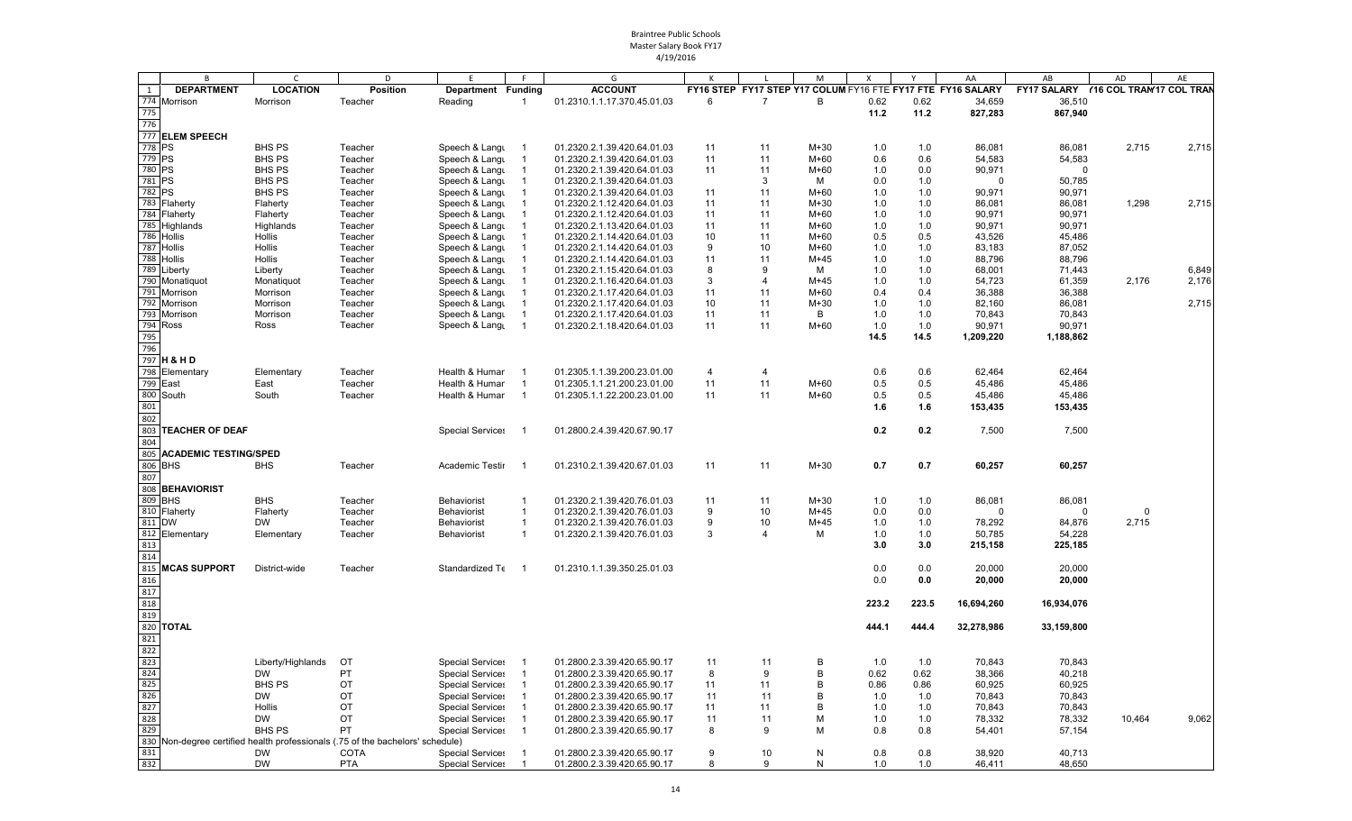Braintree Public Schools
Master Salary Book FY17
4/19/2016

| | B | C | D | E | F | G | K | L | M | X | Y | AA | AB | AD | AE |
|---|---|---|---|---|---|---|---|---|---|---|---|---|---|---|---|
| 1 | DEPARTMENT | LOCATION | Position | Department | Funding | ACCOUNT | FY16 STEP | FY17 STEP | Y17 COLUM | FY16 FTE | FY17 FTE | FY16 SALARY | FY17 SALARY | (16 COL TRAN | '17 COL TRAN |
| 774 | Morrison | Morrison | Teacher | Reading | 1 | 01.2310.1.1.17.370.45.01.03 | 6 | 7 | B | 0.62 | 0.62 | 34,659 | 36,510 | | |
| 775 | | | | | | | | | | 11.2 | 11.2 | 827,283 | 867,940 | | |
| 776 | | | | | | | | | | | | | | | |
| 777 | ELEM SPEECH | | | | | | | | | | | | | | |
| 778 | PS | BHS PS | Teacher | Speech & Langu | 1 | 01.2320.2.1.39.420.64.01.03 | 11 | 11 | M+30 | 1.0 | 1.0 | 86,081 | 86,081 | 2,715 | 2,715 |
| 779 | PS | BHS PS | Teacher | Speech & Langu | 1 | 01.2320.2.1.39.420.64.01.03 | 11 | 11 | M+60 | 0.6 | 0.6 | 54,583 | 54,583 | | |
| 780 | PS | BHS PS | Teacher | Speech & Langu | 1 | 01.2320.2.1.39.420.64.01.03 | 11 | 11 | M+60 | 1.0 | 0.0 | 90,971 | 0 | | |
| 781 | PS | BHS PS | Teacher | Speech & Langu | 1 | 01.2320.2.1.39.420.64.01.03 | | 3 | M | 0.0 | 1.0 | 0 | 50,785 | | |
| 782 | PS | BHS PS | Teacher | Speech & Langu | 1 | 01.2320.2.1.39.420.64.01.03 | 11 | 11 | M+60 | 1.0 | 1.0 | 90,971 | 90,971 | | |
| 783 | Flaherty | Flaherty | Teacher | Speech & Langu | 1 | 01.2320.2.1.12.420.64.01.03 | 11 | 11 | M+30 | 1.0 | 1.0 | 86,081 | 86,081 | 1,298 | 2,715 |
| 784 | Flaherty | Flaherty | Teacher | Speech & Langu | 1 | 01.2320.2.1.12.420.64.01.03 | 11 | 11 | M+60 | 1.0 | 1.0 | 90,971 | 90,971 | | |
| 785 | Highlands | Highlands | Teacher | Speech & Langu | 1 | 01.2320.2.1.13.420.64.01.03 | 11 | 11 | M+60 | 1.0 | 1.0 | 90,971 | 90,971 | | |
| 786 | Hollis | Hollis | Teacher | Speech & Langu | 1 | 01.2320.2.1.14.420.64.01.03 | 10 | 11 | M+60 | 0.5 | 0.5 | 43,526 | 45,486 | | |
| 787 | Hollis | Hollis | Teacher | Speech & Langu | 1 | 01.2320.2.1.14.420.64.01.03 | 9 | 10 | M+60 | 1.0 | 1.0 | 83,183 | 87,052 | | |
| 788 | Hollis | Hollis | Teacher | Speech & Langu | 1 | 01.2320.2.1.14.420.64.01.03 | 11 | 11 | M+45 | 1.0 | 1.0 | 88,796 | 88,796 | | |
| 789 | Liberty | Liberty | Teacher | Speech & Langu | 1 | 01.2320.2.1.15.420.64.01.03 | 8 | 9 | M | 1.0 | 1.0 | 68,001 | 71,443 | | 6,849 |
| 790 | Monatiquot | Monatiquot | Teacher | Speech & Langu | 1 | 01.2320.2.1.16.420.64.01.03 | 3 | 4 | M+45 | 1.0 | 1.0 | 54,723 | 61,359 | 2,176 | 2,176 |
| 791 | Morrison | Morrison | Teacher | Speech & Langu | 1 | 01.2320.2.1.17.420.64.01.03 | 11 | 11 | M+60 | 0.4 | 0.4 | 36,388 | 36,388 | | |
| 792 | Morrison | Morrison | Teacher | Speech & Langu | 1 | 01.2320.2.1.17.420.64.01.03 | 10 | 11 | M+30 | 1.0 | 1.0 | 82,160 | 86,081 | | 2,715 |
| 793 | Morrison | Morrison | Teacher | Speech & Langu | 1 | 01.2320.2.1.17.420.64.01.03 | 11 | 11 | B | 1.0 | 1.0 | 70,843 | 70,843 | | |
| 794 | Ross | Ross | Teacher | Speech & Langu | 1 | 01.2320.2.1.18.420.64.01.03 | 11 | 11 | M+60 | 1.0 | 1.0 | 90,971 | 90,971 | | |
| 795 | | | | | | | | | | 14.5 | 14.5 | 1,209,220 | 1,188,862 | | |
| 796 | | | | | | | | | | | | | | | |
| 797 | H & H D | | | | | | | | | | | | | | |
| 798 | Elementary | Elementary | Teacher | Health & Humar | 1 | 01.2305.1.1.39.200.23.01.00 | 4 | 4 | | 0.6 | 0.6 | 62,464 | 62,464 | | |
| 799 | East | East | Teacher | Health & Humar | 1 | 01.2305.1.1.21.200.23.01.00 | 11 | 11 | M+60 | 0.5 | 0.5 | 45,486 | 45,486 | | |
| 800 | South | South | Teacher | Health & Humar | 1 | 01.2305.1.1.22.200.23.01.00 | 11 | 11 | M+60 | 0.5 | 0.5 | 45,486 | 45,486 | | |
| 801 | | | | | | | | | | 1.6 | 1.6 | 153,435 | 153,435 | | |
| 802 | | | | | | | | | | | | | | | |
| 803 | TEACHER OF DEAF | | | Special Services | 1 | 01.2800.2.4.39.420.67.90.17 | | | | 0.2 | 0.2 | 7,500 | 7,500 | | |
| 804 | | | | | | | | | | | | | | | |
| 805 | ACADEMIC TESTING/SPED | | | | | | | | | | | | | | |
| 806 | BHS | BHS | Teacher | Academic Testir | 1 | 01.2310.2.1.39.420.67.01.03 | 11 | 11 | M+30 | 0.7 | 0.7 | 60,257 | 60,257 | | |
| 807 | | | | | | | | | | | | | | | |
| 808 | BEHAVIORIST | | | | | | | | | | | | | | |
| 809 | BHS | BHS | Teacher | Behaviorist | 1 | 01.2320.2.1.39.420.76.01.03 | 11 | 11 | M+30 | 1.0 | 1.0 | 86,081 | 86,081 | | |
| 810 | Flaherty | Flaherty | Teacher | Behaviorist | 1 | 01.2320.2.1.39.420.76.01.03 | 9 | 10 | M+45 | 0.0 | 0.0 | 0 | 0 | 0 | |
| 811 | DW | DW | Teacher | Behaviorist | 1 | 01.2320.2.1.39.420.76.01.03 | 9 | 10 | M+45 | 1.0 | 1.0 | 78,292 | 84,876 | 2,715 | |
| 812 | Elementary | Elementary | Teacher | Behaviorist | 1 | 01.2320.2.1.39.420.76.01.03 | 3 | 4 | M | 1.0 | 1.0 | 50,785 | 54,228 | | |
| 813 | | | | | | | | | | 3.0 | 3.0 | 215,158 | 225,185 | | |
| 814 | | | | | | | | | | | | | | | |
| 815 | MCAS SUPPORT | District-wide | Teacher | Standardized Te | 1 | 01.2310.1.1.39.350.25.01.03 | | | | 0.0 | 0.0 | 20,000 | 20,000 | | |
| 816 | | | | | | | | | | 0.0 | 0.0 | 20,000 | 20,000 | | |
| 817 | | | | | | | | | | | | | | | |
| 818 | | | | | | | | | | 223.2 | 223.5 | 16,694,260 | 16,934,076 | | |
| 819 | | | | | | | | | | | | | | | |
| 820 | TOTAL | | | | | | | | | 444.1 | 444.4 | 32,278,986 | 33,159,800 | | |
| 821 | | | | | | | | | | | | | | | |
| 822 | | | | | | | | | | | | | | | |
| 823 | | Liberty/Highlands | OT | Special Services | 1 | 01.2800.2.3.39.420.65.90.17 | 11 | 11 | B | 1.0 | 1.0 | 70,843 | 70,843 | | |
| 824 | | DW | PT | Special Services | 1 | 01.2800.2.3.39.420.65.90.17 | 8 | 9 | B | 0.62 | 0.62 | 38,366 | 40,218 | | |
| 825 | | BHS PS | OT | Special Services | 1 | 01.2800.2.3.39.420.65.90.17 | 11 | 11 | B | 0.86 | 0.86 | 60,925 | 60,925 | | |
| 826 | | DW | OT | Special Services | 1 | 01.2800.2.3.39.420.65.90.17 | 11 | 11 | B | 1.0 | 1.0 | 70,843 | 70,843 | | |
| 827 | | Hollis | OT | Special Services | 1 | 01.2800.2.3.39.420.65.90.17 | 11 | 11 | B | 1.0 | 1.0 | 70,843 | 70,843 | | |
| 828 | | DW | OT | Special Services | 1 | 01.2800.2.3.39.420.65.90.17 | 11 | 11 | M | 1.0 | 1.0 | 78,332 | 78,332 | 10,464 | 9,062 |
| 829 | | BHS PS | PT | Special Services | 1 | 01.2800.2.3.39.420.65.90.17 | 8 | 9 | M | 0.8 | 0.8 | 54,401 | 57,154 | | |
| 830 | Non-degree certified health professionals (.75 of the bachelors' schedule) | | | | | | | | | | | | | | |
| 831 | | DW | COTA | Special Services | 1 | 01.2800.2.3.39.420.65.90.17 | 9 | 10 | N | 0.8 | 0.8 | 38,920 | 40,713 | | |
| 832 | | DW | PTA | Special Services | 1 | 01.2800.2.3.39.420.65.90.17 | 8 | 9 | N | 1.0 | 1.0 | 46,411 | 48,650 | | |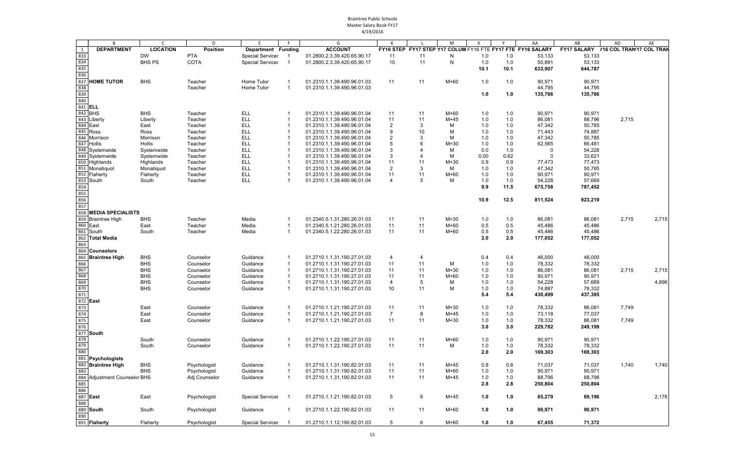Braintree Public Schools
Master Salary Book FY17
4/19/2016

| | B | C | D | E | F | G | K | L | M | X | Y | AA | AB | AD | AE |
|---|---|---|---|---|---|---|---|---|---|---|---|---|---|---|---|
| 1 | DEPARTMENT | LOCATION | Position | Department | Funding | ACCOUNT | FY16 STEP | FY17 STEP | Y17 COLUM | FY16 FTE | FY17 FTE | FY16 SALARY | FY17 SALARY | Y16 COL TRAN | Y17 COL TRAN |
| 833 | | DW | PTA | Special Services | 1 | 01.2800.2.3.39.420.65.90.17 | 11 | 11 | N | 1.0 | 1.0 | 53,133 | 53,133 | | |
| 834 | | BHS PS | COTA | Special Services | 1 | 01.2800.2.3.39.420.65.90.17 | 10 | 11 | N | 1.0 | 1.0 | 50,891 | 53,133 | | |
| 835 | | | | | | | | | | 10.1 | 10.1 | 633,907 | 644,787 | | |
| 836 | | | | | | | | | | | | | | | |
| 837 | HOME TUTOR | BHS | Teacher | Home Tutor | 1 | 01.2310.1.1.39.490.96.01.03 | 11 | 11 | M+60 | 1.0 | 1.0 | 90,971 | 90,971 | | |
| 838 | | | Teacher | Home Tutor | 1 | 01.2310.1.1.39.490.96.01.03 | | | | | | 44,795 | 44,795 | | |
| 839 | | | | | | | | | | 1.0 | 1.0 | 135,766 | 135,766 | | |
| 840 | | | | | | | | | | | | | | | |
| 841 | ELL | | | | | | | | | | | | | | |
| 842 | BHS | BHS | Teacher | ELL | 1 | 01.2310.1.1.39.490.96.01.04 | 11 | 11 | M+60 | 1.0 | 1.0 | 90,971 | 90,971 | | |
| 843 | Liberty | Liberty | Teacher | ELL | 1 | 01.2310.1.1.39.490.96.01.04 | 11 | 11 | M+45 | 1.0 | 1.0 | 86,081 | 88,796 | 2,715 | |
| 844 | East | East | Teacher | ELL | 1 | 01.2310.1.1.39.490.96.01.04 | 2 | 3 | M | 1.0 | 1.0 | 47,342 | 50,785 | | |
| 845 | Ross | Ross | Teacher | ELL | 1 | 01.2310.1.1.39.490.96.01.04 | 9 | 10 | M | 1.0 | 1.0 | 71,443 | 74,887 | | |
| 846 | Morrison | Morrison | Teacher | ELL | 1 | 01.2310.1.1.39.490.96.01.04 | 2 | 3 | M | 1.0 | 1.0 | 47,342 | 50,785 | | |
| 847 | Hollis | Hollis | Teacher | ELL | 1 | 01.2310.1.1.39.490.96.01.04 | 5 | 6 | M+30 | 1.0 | 1.0 | 62,565 | 66,481 | | |
| 848 | Systemwide | Systemwide | Teacher | ELL | 1 | 01.2310.1.1.39.490.96.01.04 | 3 | 4 | M | 0.0 | 1.0 | 0 | 54,228 | | |
| 849 | Systemwide | Systemwide | Teacher | ELL | 1 | 01.2310.1.1.39.490.96.01.04 | 3 | 4 | M | 0.00 | 0.62 | 0 | 33,621 | | |
| 850 | Highlands | Highlands | Teacher | ELL | 1 | 01.2310.1.1.39.490.96.01.04 | 11 | 11 | M+30 | 0.9 | 0.9 | 77,473 | 77,473 | | |
| 851 | Monatiquot | Monatiquot | Teacher | ELL | 1 | 01.2310.1.1.39.490.96.01.04 | 2 | 3 | M | 1.0 | 1.0 | 47,342 | 50,785 | | |
| 852 | Flaherty | Flaherty | Teacher | ELL | 1 | 01.2310.1.1.39.490.96.01.04 | 11 | 11 | M+60 | 1.0 | 1.0 | 90,971 | 90,971 | | |
| 853 | South | South | Teacher | ELL | 1 | 01.2310.1.1.39.490.96.01.04 | 4 | 5 | M | 1.0 | 1.0 | 54,228 | 57,669 | | |
| 854 | | | | | | | | | | 9.9 | 11.5 | 675,758 | 787,452 | | |
| 855 | | | | | | | | | | | | | | | |
| 856 | | | | | | | | | | 10.9 | 12.5 | 811,524 | 923,219 | | |
| 857 | | | | | | | | | | | | | | | |
| 858 | MEDIA SPECIALISTS | | | | | | | | | | | | | | |
| 859 | Braintree High | BHS | Teacher | Media | 1 | 01.2340.5.1.31.280.26.01.03 | 11 | 11 | M+30 | 1.0 | 1.0 | 86,081 | 86,081 | 2,715 | 2,715 |
| 860 | East | East | Teacher | Media | 1 | 01.2340.5.1.21.280.26.01.03 | 11 | 11 | M+60 | 0.5 | 0.5 | 45,486 | 45,486 | | |
| 861 | South | South | Teacher | Media | 1 | 01.2340.5.1.22.280.26.01.03 | 11 | 11 | M+60 | 0.5 | 0.5 | 45,486 | 45,486 | | |
| 862 | Total Media | | | | | | | | | 2.0 | 2.0 | 177,052 | 177,052 | | |
| 863 | | | | | | | | | | | | | | | |
| 864 | Counselors | | | | | | | | | | | | | | |
| 865 | Braintree High | BHS | Counselor | Guidance | 1 | 01.2710.1.1.31.190.27.01.03 | 4 | 4 | | 0.4 | 0.4 | 46,000 | 46,000 | | |
| 866 | | BHS | Counselor | Guidance | 1 | 01.2710.1.1.31.190.27.01.03 | 11 | 11 | M | 1.0 | 1.0 | 78,332 | 78,332 | | |
| 867 | | BHS | Counselor | Guidance | 1 | 01.2710.1.1.31.190.27.01.03 | 11 | 11 | M+30 | 1.0 | 1.0 | 86,081 | 86,081 | 2,715 | 2,715 |
| 868 | | BHS | Counselor | Guidance | 1 | 01.2710.1.1.31.190.27.01.03 | 11 | 11 | M+60 | 1.0 | 1.0 | 90,971 | 90,971 | | |
| 869 | | BHS | Counselor | Guidance | 1 | 01.2710.1.1.31.190.27.01.03 | 4 | 5 | M | 1.0 | 1.0 | 54,228 | 57,669 | | 4,896 |
| 870 | | BHS | Counselor | Guidance | 1 | 01.2710.1.1.31.190.27.01.03 | 10 | 11 | M | 1.0 | 1.0 | 74,887 | 78,332 | | |
| 871 | | | | | | | | | | 5.4 | 5.4 | 430,499 | 437,385 | | |
| 872 | East | | | | | | | | | | | | | | |
| 873 | | East | Counselor | Guidance | 1 | 01.2710.1.1.21.190.27.01.03 | 11 | 11 | M+30 | 1.0 | 1.0 | 78,332 | 86,081 | 7,749 | |
| 874 | | East | Counselor | Guidance | 1 | 01.2710.1.1.21.190.27.01.03 | 7 | 8 | M+45 | 1.0 | 1.0 | 73,118 | 77,037 | | |
| 875 | | East | Counselor | Guidance | 1 | 01.2710.1.1.21.190.27.01.03 | 11 | 11 | M+30 | 1.0 | 1.0 | 78,332 | 86,081 | 7,749 | |
| 876 | | | | | | | | | | 3.0 | 3.0 | 229,782 | 249,199 | | |
| 877 | South | | | | | | | | | | | | | | |
| 878 | | South | Counselor | Guidance | 1 | 01.2710.1.1.22.190.27.01.03 | 11 | 11 | M+60 | 1.0 | 1.0 | 90,971 | 90,971 | | |
| 879 | | South | Counselor | Guidance | 1 | 01.2710.1.1.22.190.27.01.03 | 11 | 11 | M | 1.0 | 1.0 | 78,332 | 78,332 | | |
| 880 | | | | | | | | | | 2.0 | 2.0 | 169,303 | 169,303 | | |
| 881 | Psychologists | | | | | | | | | | | | | | |
| 882 | Braintree High | BHS | Psychologist | Guidance | 1 | 01.2710.1.1.31.190.82.01.03 | 11 | 11 | M+45 | 0.8 | 0.8 | 71,037 | 71,037 | 1,740 | 1,740 |
| 883 | | BHS | Psychologist | Guidance | 1 | 01.2710.1.1.31.190.82.01.03 | 11 | 11 | M+60 | 1.0 | 1.0 | 90,971 | 90,971 | | |
| 884 | Adjustment Counselor | BHS | Adj Counselor | Guidance | 1 | 01.2710.1.1.31.190.82.01.03 | 11 | 11 | M+45 | 1.0 | 1.0 | 88,796 | 88,796 | | |
| 885 | | | | | | | | | | 2.8 | 2.8 | 250,804 | 250,804 | | |
| 886 | | | | | | | | | | | | | | | |
| 887 | East | East | Psychologist | Special Services | 1 | 01.2710.1.1.21.190.82.01.03 | 5 | 6 | M+45 | 1.0 | 1.0 | 65,279 | 69,196 | | 2,176 |
| 888 | | | | | | | | | | | | | | | |
| 889 | South | South | Psychologist | Guidance | 1 | 01.2710.1.1.22.190.82.01.03 | 11 | 11 | M+60 | 1.0 | 1.0 | 90,971 | 90,971 | | |
| 890 | | | | | | | | | | | | | | | |
| 891 | Flaherty | Flaherty | Psychologist | Special Services | 1 | 01.2710.1.1.12.190.82.01.03 | 5 | 6 | M+60 | 1.0 | 1.0 | 67,455 | 71,372 | | |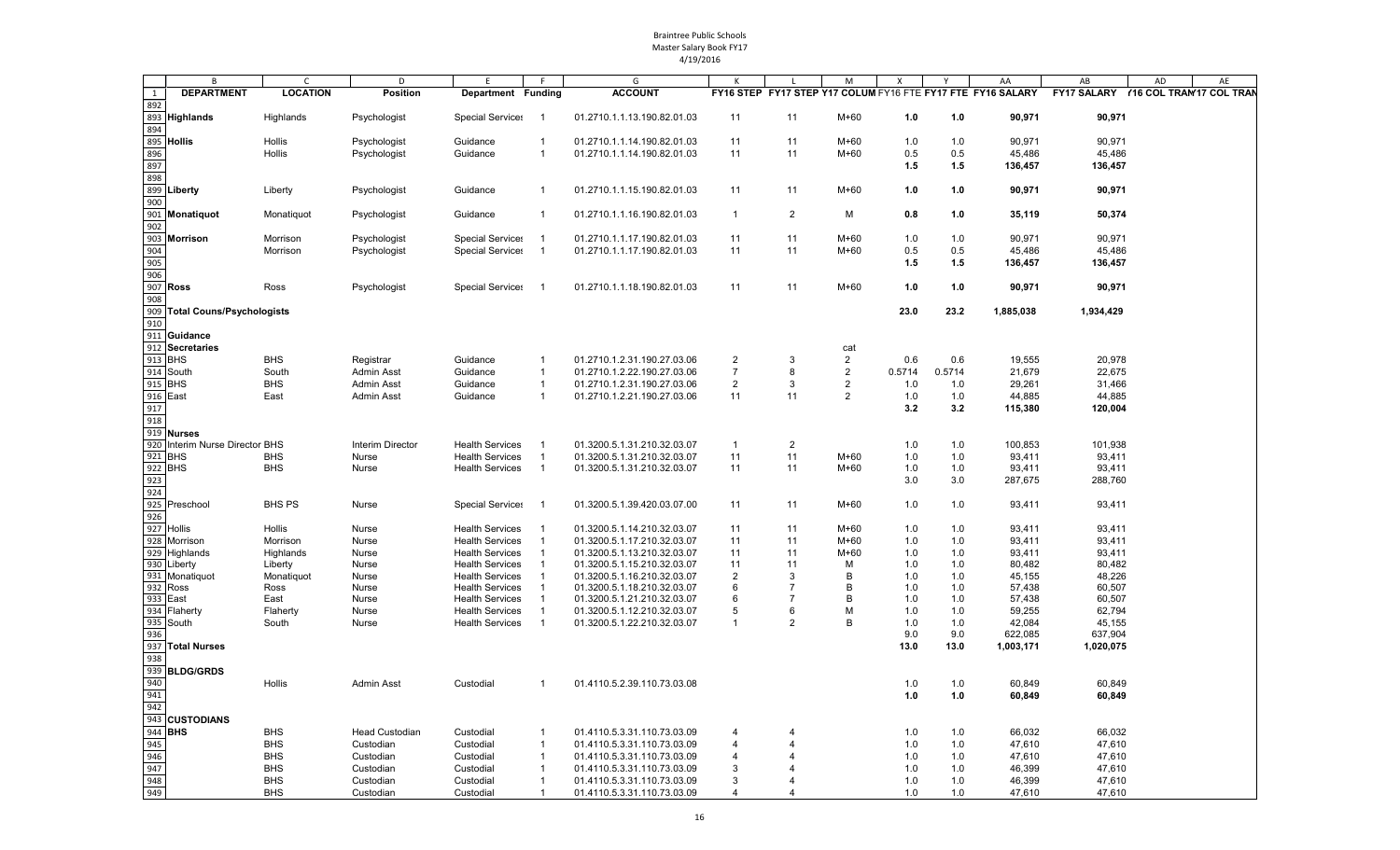Braintree Public Schools
Master Salary Book FY17
4/19/2016

| | B | C | D | E | F | G | K | L | M | X | Y | AA | AB | AD | AE |
|---|---|---|---|---|---|---|---|---|---|---|---|---|---|---|---|
| 1 | **DEPARTMENT** | **LOCATION** | **Position** | **Department** | **Funding** | **ACCOUNT** | **FY16 STEP** | **FY17 STEP** | **Y17 COLUM** | **FY16 FTE** | **FY17 FTE** | **FY16 SALARY** | **FY17 SALARY** | **Y16 COL TRAN** | **Y17 COL TRAN** |
| 892 | | | | | | | | | | | | | | | |
| 893 | **Highlands** | Highlands | Psychologist | Special Services | 1 | 01.2710.1.1.13.190.82.01.03 | 11 | 11 | M+60 | **1.0** | **1.0** | **90,971** | **90,971** | | |
| 894 | | | | | | | | | | | | | | | |
| 895 | **Hollis** | Hollis | Psychologist | Guidance | 1 | 01.2710.1.1.14.190.82.01.03 | 11 | 11 | M+60 | 1.0 | 1.0 | 90,971 | 90,971 | | |
| 896 | | Hollis | Psychologist | Guidance | 1 | 01.2710.1.1.14.190.82.01.03 | 11 | 11 | M+60 | 0.5 | 0.5 | 45,486 | 45,486 | | |
| 897 | | | | | | | | | | **1.5** | **1.5** | **136,457** | **136,457** | | |
| 898 | | | | | | | | | | | | | | | |
| 899 | **Liberty** | Liberty | Psychologist | Guidance | 1 | 01.2710.1.1.15.190.82.01.03 | 11 | 11 | M+60 | **1.0** | **1.0** | **90,971** | **90,971** | | |
| 900 | | | | | | | | | | | | | | | |
| 901 | **Monatiquot** | Monatiquot | Psychologist | Guidance | 1 | 01.2710.1.1.16.190.82.01.03 | 1 | 2 | M | **0.8** | **1.0** | **35,119** | **50,374** | | |
| 902 | | | | | | | | | | | | | | | |
| 903 | **Morrison** | Morrison | Psychologist | Special Services | 1 | 01.2710.1.1.17.190.82.01.03 | 11 | 11 | M+60 | 1.0 | 1.0 | 90,971 | 90,971 | | |
| 904 | | Morrison | Psychologist | Special Services | 1 | 01.2710.1.1.17.190.82.01.03 | 11 | 11 | M+60 | 0.5 | 0.5 | 45,486 | 45,486 | | |
| 905 | | | | | | | | | | **1.5** | **1.5** | **136,457** | **136,457** | | |
| 906 | | | | | | | | | | | | | | | |
| 907 | **Ross** | Ross | Psychologist | Special Services | 1 | 01.2710.1.1.18.190.82.01.03 | 11 | 11 | M+60 | **1.0** | **1.0** | **90,971** | **90,971** | | |
| 908 | | | | | | | | | | | | | | | |
| 909 | **Total Couns/Psychologists** | | | | | | | | | **23.0** | **23.2** | **1,885,038** | **1,934,429** | | |
| 910 | | | | | | | | | | | | | | | |
| 911 | **Guidance** | | | | | | | | | | | | | | |
| 912 | **Secretaries** | | | | | | | | cat | | | | | | |
| 913 | BHS | BHS | Registrar | Guidance | 1 | 01.2710.1.2.31.190.27.03.06 | 2 | 3 | 2 | 0.6 | 0.6 | 19,555 | 20,978 | | |
| 914 | South | South | Admin Asst | Guidance | 1 | 01.2710.1.2.22.190.27.03.06 | 7 | 8 | 2 | 0.5714 | 0.5714 | 21,679 | 22,675 | | |
| 915 | BHS | BHS | Admin Asst | Guidance | 1 | 01.2710.1.2.31.190.27.03.06 | 2 | 3 | 2 | 1.0 | 1.0 | 29,261 | 31,466 | | |
| 916 | East | East | Admin Asst | Guidance | 1 | 01.2710.1.2.21.190.27.03.06 | 11 | 11 | 2 | 1.0 | 1.0 | 44,885 | 44,885 | | |
| 917 | | | | | | | | | | **3.2** | **3.2** | **115,380** | **120,004** | | |
| 918 | | | | | | | | | | | | | | | |
| 919 | **Nurses** | | | | | | | | | | | | | | |
| 920 | Interim Nurse Director | BHS | Interim Director | Health Services | 1 | 01.3200.5.1.31.210.32.03.07 | 1 | 2 | | 1.0 | 1.0 | 100,853 | 101,938 | | |
| 921 | BHS | BHS | Nurse | Health Services | 1 | 01.3200.5.1.31.210.32.03.07 | 11 | 11 | M+60 | 1.0 | 1.0 | 93,411 | 93,411 | | |
| 922 | BHS | BHS | Nurse | Health Services | 1 | 01.3200.5.1.31.210.32.03.07 | 11 | 11 | M+60 | 1.0 | 1.0 | 93,411 | 93,411 | | |
| 923 | | | | | | | | | | 3.0 | 3.0 | 287,675 | 288,760 | | |
| 924 | | | | | | | | | | | | | | | |
| 925 | Preschool | BHS PS | Nurse | Special Services | 1 | 01.3200.5.1.39.420.03.07.00 | 11 | 11 | M+60 | 1.0 | 1.0 | 93,411 | 93,411 | | |
| 926 | | | | | | | | | | | | | | | |
| 927 | Hollis | Hollis | Nurse | Health Services | 1 | 01.3200.5.1.14.210.32.03.07 | 11 | 11 | M+60 | 1.0 | 1.0 | 93,411 | 93,411 | | |
| 928 | Morrison | Morrison | Nurse | Health Services | 1 | 01.3200.5.1.17.210.32.03.07 | 11 | 11 | M+60 | 1.0 | 1.0 | 93,411 | 93,411 | | |
| 929 | Highlands | Highlands | Nurse | Health Services | 1 | 01.3200.5.1.13.210.32.03.07 | 11 | 11 | M+60 | 1.0 | 1.0 | 93,411 | 93,411 | | |
| 930 | Liberty | Liberty | Nurse | Health Services | 1 | 01.3200.5.1.15.210.32.03.07 | 11 | 11 | M | 1.0 | 1.0 | 80,482 | 80,482 | | |
| 931 | Monatiquot | Monatiquot | Nurse | Health Services | 1 | 01.3200.5.1.16.210.32.03.07 | 2 | 3 | B | 1.0 | 1.0 | 45,155 | 48,226 | | |
| 932 | Ross | Ross | Nurse | Health Services | 1 | 01.3200.5.1.18.210.32.03.07 | 6 | 7 | B | 1.0 | 1.0 | 57,438 | 60,507 | | |
| 933 | East | East | Nurse | Health Services | 1 | 01.3200.5.1.21.210.32.03.07 | 6 | 7 | B | 1.0 | 1.0 | 57,438 | 60,507 | | |
| 934 | Flaherty | Flaherty | Nurse | Health Services | 1 | 01.3200.5.1.12.210.32.03.07 | 5 | 6 | M | 1.0 | 1.0 | 59,255 | 62,794 | | |
| 935 | South | South | Nurse | Health Services | 1 | 01.3200.5.1.22.210.32.03.07 | 1 | 2 | B | 1.0 | 1.0 | 42,084 | 45,155 | | |
| 936 | | | | | | | | | | 9.0 | 9.0 | 622,085 | 637,904 | | |
| 937 | **Total Nurses** | | | | | | | | | **13.0** | **13.0** | **1,003,171** | **1,020,075** | | |
| 938 | | | | | | | | | | | | | | | |
| 939 | **BLDG/GRDS** | | | | | | | | | | | | | | |
| 940 | | Hollis | Admin Asst | Custodial | 1 | 01.4110.5.2.39.110.73.03.08 | | | | 1.0 | 1.0 | 60,849 | 60,849 | | |
| 941 | | | | | | | | | | **1.0** | **1.0** | **60,849** | **60,849** | | |
| 942 | | | | | | | | | | | | | | | |
| 943 | **CUSTODIANS** | | | | | | | | | | | | | | |
| 944 | **BHS** | BHS | Head Custodian | Custodial | 1 | 01.4110.5.3.31.110.73.03.09 | 4 | 4 | | 1.0 | 1.0 | 66,032 | 66,032 | | |
| 945 | | BHS | Custodian | Custodial | 1 | 01.4110.5.3.31.110.73.03.09 | 4 | 4 | | 1.0 | 1.0 | 47,610 | 47,610 | | |
| 946 | | BHS | Custodian | Custodial | 1 | 01.4110.5.3.31.110.73.03.09 | 4 | 4 | | 1.0 | 1.0 | 47,610 | 47,610 | | |
| 947 | | BHS | Custodian | Custodial | 1 | 01.4110.5.3.31.110.73.03.09 | 3 | 4 | | 1.0 | 1.0 | 46,399 | 47,610 | | |
| 948 | | BHS | Custodian | Custodial | 1 | 01.4110.5.3.31.110.73.03.09 | 3 | 4 | | 1.0 | 1.0 | 46,399 | 47,610 | | |
| 949 | | BHS | Custodian | Custodial | 1 | 01.4110.5.3.31.110.73.03.09 | 4 | 4 | | 1.0 | 1.0 | 47,610 | 47,610 | | |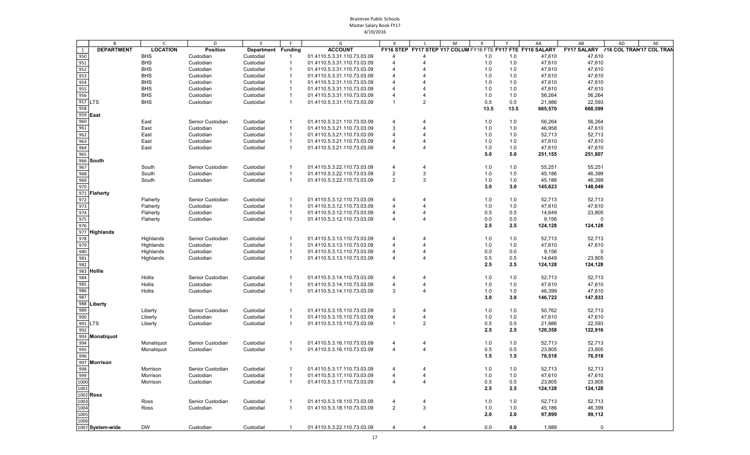Braintree Public Schools
Master Salary Book FY17
4/19/2016

| | B | C | D | E | F | G | K | L | M | X | Y | AA | AB | AD | AE |
|---|---|---|---|---|---|---|---|---|---|---|---|---|---|---|---|
| 1 | DEPARTMENT | LOCATION | Position | Department | Funding | ACCOUNT | FY16 STEP | FY17 STEP | Y17 COLUM | FY16 FTE | FY17 FTE | FY16 SALARY | FY17 SALARY | (16 COL TRAN | '17 COL TRAN |
| 950 | | BHS | Custodian | Custodial | 1 | 01.4110.5.3.31.110.73.03.09 | 4 | 4 | | 1.0 | 1.0 | 47,610 | 47,610 | | |
| 951 | | BHS | Custodian | Custodial | 1 | 01.4110.5.3.31.110.73.03.09 | 4 | 4 | | 1.0 | 1.0 | 47,610 | 47,610 | | |
| 952 | | BHS | Custodian | Custodial | 1 | 01.4110.5.3.31.110.73.03.09 | 4 | 4 | | 1.0 | 1.0 | 47,610 | 47,610 | | |
| 953 | | BHS | Custodian | Custodial | 1 | 01.4110.5.3.31.110.73.03.09 | 4 | 4 | | 1.0 | 1.0 | 47,610 | 47,610 | | |
| 954 | | BHS | Custodian | Custodial | 1 | 01.4110.5.3.31.110.73.03.09 | 4 | 4 | | 1.0 | 1.0 | 47,610 | 47,610 | | |
| 955 | | BHS | Custodian | Custodial | 1 | 01.4110.5.3.31.110.73.03.09 | 4 | 4 | | 1.0 | 1.0 | 47,610 | 47,610 | | |
| 956 | | BHS | Custodian | Custodial | 1 | 01.4110.5.3.31.110.73.03.09 | 4 | 4 | | 1.0 | 1.0 | 56,264 | 56,264 | | |
| 957 | LTS | BHS | Custodian | Custodial | 1 | 01.4110.5.3.31.110.73.03.09 | 1 | 2 | | 0.5 | 0.5 | 21,986 | 22,593 | | |
| 958 | | | | | | | | | | 13.5 | 13.5 | 665,570 | 668,599 | | |
| 959 | East | | | | | | | | | | | | | | |
| 960 | | East | Senior Custodian | Custodial | 1 | 01.4110.5.3.21.110.73.03.09 | 4 | 4 | | 1.0 | 1.0 | 56,264 | 56,264 | | |
| 961 | | East | Custodian | Custodial | 1 | 01.4110.5.3.21.110.73.03.09 | 3 | 4 | | 1.0 | 1.0 | 46,958 | 47,610 | | |
| 962 | | East | Custodian | Custodial | 1 | 01.4110.5.3.21.110.73.03.09 | 4 | 4 | | 1.0 | 1.0 | 52,713 | 52,713 | | |
| 963 | | East | Custodian | Custodial | 1 | 01.4110.5.3.21.110.73.03.09 | 4 | 4 | | 1.0 | 1.0 | 47,610 | 47,610 | | |
| 964 | | East | Custodian | Custodial | 1 | 01.4110.5.3.21.110.73.03.09 | 4 | 4 | | 1.0 | 1.0 | 47,610 | 47,610 | | |
| 965 | | | | | | | | | | 5.0 | 5.0 | 251,155 | 251,807 | | |
| 966 | South | | | | | | | | | | | | | | |
| 967 | | South | Senior Custodian | Custodial | 1 | 01.4110.5.3.22.110.73.03.09 | 4 | 4 | | 1.0 | 1.0 | 55,251 | 55,251 | | |
| 968 | | South | Custodian | Custodial | 1 | 01.4110.5.3.22.110.73.03.09 | 2 | 3 | | 1.0 | 1.0 | 45,186 | 46,399 | | |
| 969 | | South | Custodian | Custodial | 1 | 01.4110.5.3.22.110.73.03.09 | 2 | 3 | | 1.0 | 1.0 | 45,186 | 46,399 | | |
| 970 | | | | | | | | | | 3.0 | 3.0 | 145,623 | 148,049 | | |
| 971 | Flaherty | | | | | | | | | | | | | | |
| 972 | | Flaherty | Senior Custodian | Custodial | 1 | 01.4110.5.3.12.110.73.03.09 | 4 | 4 | | 1.0 | 1.0 | 52,713 | 52,713 | | |
| 973 | | Flaherty | Custodian | Custodial | 1 | 01.4110.5.3.12.110.73.03.09 | 4 | 4 | | 1.0 | 1.0 | 47,610 | 47,610 | | |
| 974 | | Flaherty | Custodian | Custodial | 1 | 01.4110.5.3.12.110.73.03.09 | 4 | 4 | | 0.5 | 0.5 | 14,649 | 23,805 | | |
| 975 | | Flaherty | Custodian | Custodial | 1 | 01.4110.5.3.12.110.73.03.09 | 4 | 4 | | 0.0 | 0.0 | 9,156 | 0 | | |
| 976 | | | | | | | | | | 2.5 | 2.5 | 124,128 | 124,128 | | |
| 977 | Highlands | | | | | | | | | | | | | | |
| 978 | | Highlands | Senior Custodian | Custodial | 1 | 01.4110.5.3.13.110.73.03.09 | 4 | 4 | | 1.0 | 1.0 | 52,713 | 52,713 | | |
| 979 | | Highlands | Custodian | Custodial | 1 | 01.4110.5.3.13.110.73.03.09 | 4 | 4 | | 1.0 | 1.0 | 47,610 | 47,610 | | |
| 980 | | Highlands | Custodian | Custodial | 1 | 01.4110.5.3.13.110.73.03.09 | 4 | 4 | | 0.0 | 0.0 | 9,156 | 0 | | |
| 981 | | Highlands | Custodian | Custodial | 1 | 01.4110.5.3.13.110.73.03.09 | 4 | 4 | | 0.5 | 0.5 | 14,649 | 23,805 | | |
| 982 | | | | | | | | | | 2.5 | 2.5 | 124,128 | 124,128 | | |
| 983 | Hollis | | | | | | | | | | | | | | |
| 984 | | Hollis | Senior Custodian | Custodial | 1 | 01.4110.5.3.14.110.73.03.09 | 4 | 4 | | 1.0 | 1.0 | 52,713 | 52,713 | | |
| 985 | | Hollis | Custodian | Custodial | 1 | 01.4110.5.3.14.110.73.03.09 | 4 | 4 | | 1.0 | 1.0 | 47,610 | 47,610 | | |
| 986 | | Hollis | Custodian | Custodial | 1 | 01.4110.5.3.14.110.73.03.09 | 3 | 4 | | 1.0 | 1.0 | 46,399 | 47,610 | | |
| 987 | | | | | | | | | | 3.0 | 3.0 | 146,722 | 147,933 | | |
| 988 | Liberty | | | | | | | | | | | | | | |
| 989 | | Liberty | Senior Custodian | Custodial | 1 | 01.4110.5.3.15.110.73.03.09 | 3 | 4 | | 1.0 | 1.0 | 50,762 | 52,713 | | |
| 990 | | Liberty | Custodian | Custodial | 1 | 01.4110.5.3.15.110.73.03.09 | 4 | 4 | | 1.0 | 1.0 | 47,610 | 47,610 | | |
| 991 | LTS | Liberty | Custodian | Custodial | 1 | 01.4110.5.3.15.110.73.03.09 | 1 | 2 | | 0.5 | 0.5 | 21,986 | 22,593 | | |
| 992 | | | | | | | | | | 2.5 | 2.5 | 120,358 | 122,916 | | |
| 993 | Monatiquot | | | | | | | | | | | | | | |
| 994 | | Monatiquot | Senior Custodian | Custodial | 1 | 01.4110.5.3.16.110.73.03.09 | 4 | 4 | | 1.0 | 1.0 | 52,713 | 52,713 | | |
| 995 | | Monatiquot | Custodian | Custodial | 1 | 01.4110.5.3.16.110.73.03.09 | 4 | 4 | | 0.5 | 0.5 | 23,805 | 23,805 | | |
| 996 | | | | | | | | | | 1.5 | 1.5 | 76,518 | 76,518 | | |
| 997 | Morrison | | | | | | | | | | | | | | |
| 998 | | Morrison | Senior Custodian | Custodial | 1 | 01.4110.5.3.17.110.73.03.09 | 4 | 4 | | 1.0 | 1.0 | 52,713 | 52,713 | | |
| 999 | | Morrison | Custodian | Custodial | 1 | 01.4110.5.3.17.110.73.03.09 | 4 | 4 | | 1.0 | 1.0 | 47,610 | 47,610 | | |
| 1000 | | Morrison | Custodian | Custodial | 1 | 01.4110.5.3.17.110.73.03.09 | 4 | 4 | | 0.5 | 0.5 | 23,805 | 23,805 | | |
| 1001 | | | | | | | | | | 2.5 | 2.5 | 124,128 | 124,128 | | |
| 1002 | Ross | | | | | | | | | | | | | | |
| 1003 | | Ross | Senior Custodian | Custodial | 1 | 01.4110.5.3.18.110.73.03.09 | 4 | 4 | | 1.0 | 1.0 | 52,713 | 52,713 | | |
| 1004 | | Ross | Custodian | Custodial | 1 | 01.4110.5.3.18.110.73.03.09 | 2 | 3 | | 1.0 | 1.0 | 45,186 | 46,399 | | |
| 1005 | | | | | | | | | | 2.0 | 2.0 | 97,899 | 99,112 | | |
| 1006 | | | | | | | | | | | | | | | |
| 1007 | System-wide | DW | Custodian | Custodial | 1 | 01.4110.5.3.22.110.73.03.09 | 4 | 4 | | 0.0 | 0.0 | 1,988 | 0 | | |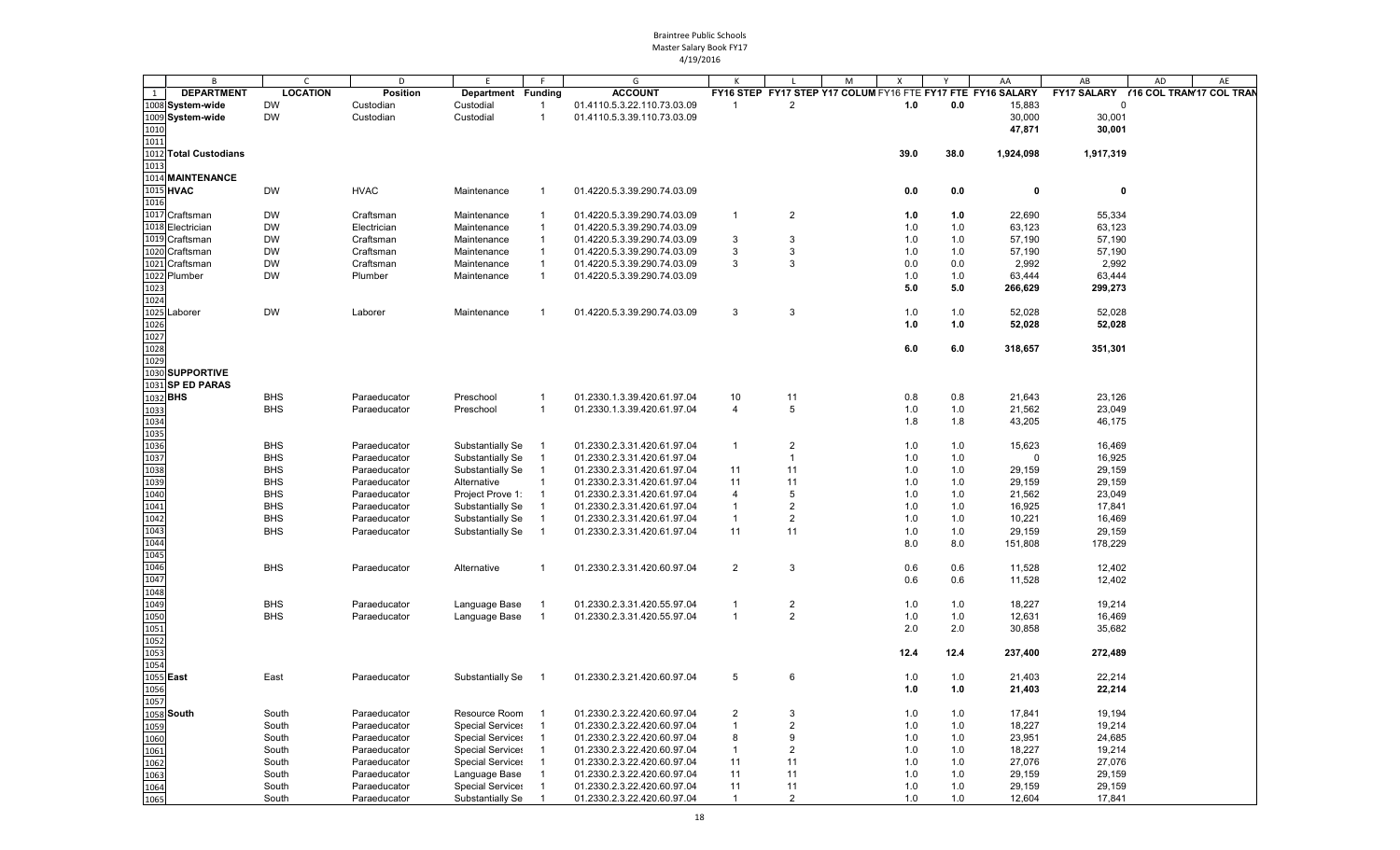Braintree Public Schools
Master Salary Book FY17
4/19/2016

| | B | C | D | E | F | G | K | L | M | X | Y | AA | AB | AD | AE |
|---|---|---|---|---|---|---|---|---|---|---|---|---|---|---|---|
| 1 | DEPARTMENT | LOCATION | Position | Department | Funding | ACCOUNT | FY16 STEP | FY17 STEP | Y17 COLUM | FY16 FTE | FY17 FTE | FY16 SALARY | FY17 SALARY | (16 COL TRAN | '17 COL TRAN |
| 1008 | System-wide | DW | Custodian | Custodial | 1 | 01.4110.5.3.22.110.73.03.09 | 1 | 2 | | 1.0 | 0.0 | 15,883 | 0 | | |
| 1009 | System-wide | DW | Custodian | Custodial | 1 | 01.4110.5.3.39.110.73.03.09 | | | | | | 30,000 | 30,001 | | |
| 1010 | | | | | | | | | | | | 47,871 | 30,001 | | |
| 1011 | | | | | | | | | | | | | | | |
| 1012 | Total Custodians | | | | | | | | | 39.0 | 38.0 | 1,924,098 | 1,917,319 | | |
| 1013 | | | | | | | | | | | | | | | |
| 1014 | MAINTENANCE | | | | | | | | | | | | | | |
| 1015 | HVAC | DW | HVAC | Maintenance | 1 | 01.4220.5.3.39.290.74.03.09 | | | | 0.0 | 0.0 | 0 | 0 | | |
| 1016 | | | | | | | | | | | | | | | |
| 1017 | Craftsman | DW | Craftsman | Maintenance | 1 | 01.4220.5.3.39.290.74.03.09 | 1 | 2 | | 1.0 | 1.0 | 22,690 | 55,334 | | |
| 1018 | Electrician | DW | Electrician | Maintenance | 1 | 01.4220.5.3.39.290.74.03.09 | | | | 1.0 | 1.0 | 63,123 | 63,123 | | |
| 1019 | Craftsman | DW | Craftsman | Maintenance | 1 | 01.4220.5.3.39.290.74.03.09 | 3 | 3 | | 1.0 | 1.0 | 57,190 | 57,190 | | |
| 1020 | Craftsman | DW | Craftsman | Maintenance | 1 | 01.4220.5.3.39.290.74.03.09 | 3 | 3 | | 1.0 | 1.0 | 57,190 | 57,190 | | |
| 1021 | Craftsman | DW | Craftsman | Maintenance | 1 | 01.4220.5.3.39.290.74.03.09 | 3 | 3 | | 0.0 | 0.0 | 2,992 | 2,992 | | |
| 1022 | Plumber | DW | Plumber | Maintenance | 1 | 01.4220.5.3.39.290.74.03.09 | | | | 1.0 | 1.0 | 63,444 | 63,444 | | |
| 1023 | | | | | | | | | | 5.0 | 5.0 | 266,629 | 299,273 | | |
| 1024 | | | | | | | | | | | | | | | |
| 1025 | Laborer | DW | Laborer | Maintenance | 1 | 01.4220.5.3.39.290.74.03.09 | 3 | 3 | | 1.0 | 1.0 | 52,028 | 52,028 | | |
| 1026 | | | | | | | | | | 1.0 | 1.0 | 52,028 | 52,028 | | |
| 1027 | | | | | | | | | | | | | | | |
| 1028 | | | | | | | | | | 6.0 | 6.0 | 318,657 | 351,301 | | |
| 1029 | | | | | | | | | | | | | | | |
| 1030 | SUPPORTIVE | | | | | | | | | | | | | | |
| 1031 | SP ED PARAS | | | | | | | | | | | | | | |
| 1032 | BHS | BHS | Paraeducator | Preschool | 1 | 01.2330.1.3.39.420.61.97.04 | 10 | 11 | | 0.8 | 0.8 | 21,643 | 23,126 | | |
| 1033 | | BHS | Paraeducator | Preschool | 1 | 01.2330.1.3.39.420.61.97.04 | 4 | 5 | | 1.0 | 1.0 | 21,562 | 23,049 | | |
| 1034 | | | | | | | | | | 1.8 | 1.8 | 43,205 | 46,175 | | |
| 1035 | | | | | | | | | | | | | | | |
| 1036 | | BHS | Paraeducator | Substantially Se | 1 | 01.2330.2.3.31.420.61.97.04 | 1 | 2 | | 1.0 | 1.0 | 15,623 | 16,469 | | |
| 1037 | | BHS | Paraeducator | Substantially Se | 1 | 01.2330.2.3.31.420.61.97.04 | | 1 | | 1.0 | 1.0 | 0 | 16,925 | | |
| 1038 | | BHS | Paraeducator | Substantially Se | 1 | 01.2330.2.3.31.420.61.97.04 | 11 | 11 | | 1.0 | 1.0 | 29,159 | 29,159 | | |
| 1039 | | BHS | Paraeducator | Alternative | 1 | 01.2330.2.3.31.420.61.97.04 | 11 | 11 | | 1.0 | 1.0 | 29,159 | 29,159 | | |
| 1040 | | BHS | Paraeducator | Project Prove 1: | 1 | 01.2330.2.3.31.420.61.97.04 | 4 | 5 | | 1.0 | 1.0 | 21,562 | 23,049 | | |
| 1041 | | BHS | Paraeducator | Substantially Se | 1 | 01.2330.2.3.31.420.61.97.04 | 1 | 2 | | 1.0 | 1.0 | 16,925 | 17,841 | | |
| 1042 | | BHS | Paraeducator | Substantially Se | 1 | 01.2330.2.3.31.420.61.97.04 | 1 | 2 | | 1.0 | 1.0 | 10,221 | 16,469 | | |
| 1043 | | BHS | Paraeducator | Substantially Se | 1 | 01.2330.2.3.31.420.61.97.04 | 11 | 11 | | 1.0 | 1.0 | 29,159 | 29,159 | | |
| 1044 | | | | | | | | | | 8.0 | 8.0 | 151,808 | 178,229 | | |
| 1045 | | | | | | | | | | | | | | | |
| 1046 | | BHS | Paraeducator | Alternative | 1 | 01.2330.2.3.31.420.60.97.04 | 2 | 3 | | 0.6 | 0.6 | 11,528 | 12,402 | | |
| 1047 | | | | | | | | | | 0.6 | 0.6 | 11,528 | 12,402 | | |
| 1048 | | | | | | | | | | | | | | | |
| 1049 | | BHS | Paraeducator | Language Base | 1 | 01.2330.2.3.31.420.55.97.04 | 1 | 2 | | 1.0 | 1.0 | 18,227 | 19,214 | | |
| 1050 | | BHS | Paraeducator | Language Base | 1 | 01.2330.2.3.31.420.55.97.04 | 1 | 2 | | 1.0 | 1.0 | 12,631 | 16,469 | | |
| 1051 | | | | | | | | | | 2.0 | 2.0 | 30,858 | 35,682 | | |
| 1052 | | | | | | | | | | | | | | | |
| 1053 | | | | | | | | | | 12.4 | 12.4 | 237,400 | 272,489 | | |
| 1054 | | | | | | | | | | | | | | | |
| 1055 | East | East | Paraeducator | Substantially Se | 1 | 01.2330.2.3.21.420.60.97.04 | 5 | 6 | | 1.0 | 1.0 | 21,403 | 22,214 | | |
| 1056 | | | | | | | | | | 1.0 | 1.0 | 21,403 | 22,214 | | |
| 1057 | | | | | | | | | | | | | | | |
| 1058 | South | South | Paraeducator | Resource Room | 1 | 01.2330.2.3.22.420.60.97.04 | 2 | 3 | | 1.0 | 1.0 | 17,841 | 19,194 | | |
| 1059 | | South | Paraeducator | Special Services | 1 | 01.2330.2.3.22.420.60.97.04 | 1 | 2 | | 1.0 | 1.0 | 18,227 | 19,214 | | |
| 1060 | | South | Paraeducator | Special Services | 1 | 01.2330.2.3.22.420.60.97.04 | 8 | 9 | | 1.0 | 1.0 | 23,951 | 24,685 | | |
| 1061 | | South | Paraeducator | Special Services | 1 | 01.2330.2.3.22.420.60.97.04 | 1 | 2 | | 1.0 | 1.0 | 18,227 | 19,214 | | |
| 1062 | | South | Paraeducator | Special Services | 1 | 01.2330.2.3.22.420.60.97.04 | 11 | 11 | | 1.0 | 1.0 | 27,076 | 27,076 | | |
| 1063 | | South | Paraeducator | Language Base | 1 | 01.2330.2.3.22.420.60.97.04 | 11 | 11 | | 1.0 | 1.0 | 29,159 | 29,159 | | |
| 1064 | | South | Paraeducator | Special Services | 1 | 01.2330.2.3.22.420.60.97.04 | 11 | 11 | | 1.0 | 1.0 | 29,159 | 29,159 | | |
| 1065 | | South | Paraeducator | Substantially Se | 1 | 01.2330.2.3.22.420.60.97.04 | 1 | 2 | | 1.0 | 1.0 | 12,604 | 17,841 | | |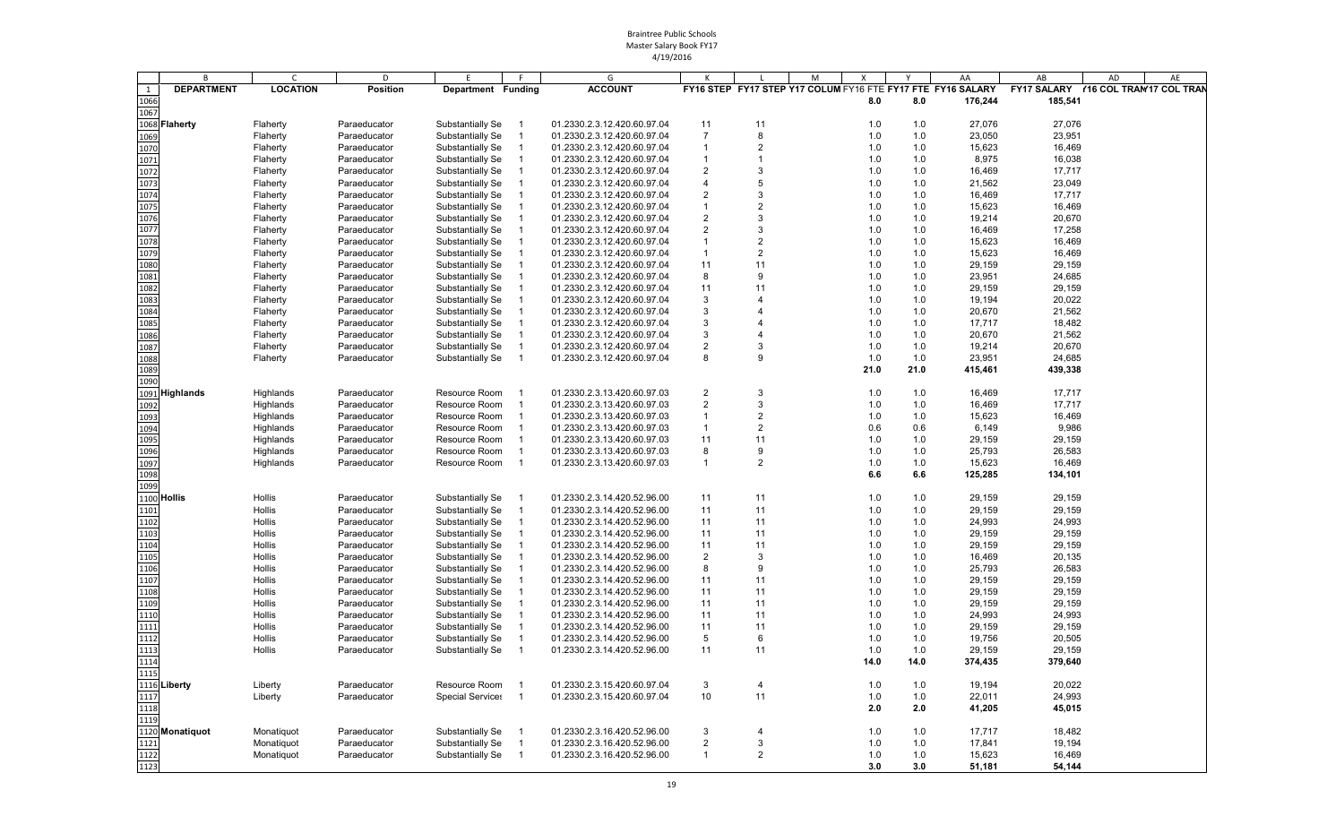Braintree Public Schools
Master Salary Book FY17
4/19/2016

| | B | C | D | E | F | G | K | L | M | X | Y | AA | AB | AD | AE |
|---|---|---|---|---|---|---|---|---|---|---|---|---|---|---|---|
| 1 | DEPARTMENT | LOCATION | Position | Department | Funding | ACCOUNT | FY16 STEP | FY17 STEP | Y17 COLUM | FY16 FTE | FY17 FTE | FY16 SALARY | FY17 SALARY | (16 COL TRAN | '17 COL TRAN |
| 1066 | | | | | | | | | | 8.0 | 8.0 | 176,244 | 185,541 | | |
| 1067 | | | | | | | | | | | | | | | |
| 1068 | Flaherty | Flaherty | Paraeducator | Substantially Se | 1 | 01.2330.2.3.12.420.60.97.04 | 11 | 11 | | 1.0 | 1.0 | 27,076 | 27,076 | | |
| 1069 | | Flaherty | Paraeducator | Substantially Se | 1 | 01.2330.2.3.12.420.60.97.04 | 7 | 8 | | 1.0 | 1.0 | 23,050 | 23,951 | | |
| 1070 | | Flaherty | Paraeducator | Substantially Se | 1 | 01.2330.2.3.12.420.60.97.04 | 1 | 2 | | 1.0 | 1.0 | 15,623 | 16,469 | | |
| 1071 | | Flaherty | Paraeducator | Substantially Se | 1 | 01.2330.2.3.12.420.60.97.04 | 1 | 1 | | 1.0 | 1.0 | 8,975 | 16,038 | | |
| 1072 | | Flaherty | Paraeducator | Substantially Se | 1 | 01.2330.2.3.12.420.60.97.04 | 2 | 3 | | 1.0 | 1.0 | 16,469 | 17,717 | | |
| 1073 | | Flaherty | Paraeducator | Substantially Se | 1 | 01.2330.2.3.12.420.60.97.04 | 4 | 5 | | 1.0 | 1.0 | 21,562 | 23,049 | | |
| 1074 | | Flaherty | Paraeducator | Substantially Se | 1 | 01.2330.2.3.12.420.60.97.04 | 2 | 3 | | 1.0 | 1.0 | 16,469 | 17,717 | | |
| 1075 | | Flaherty | Paraeducator | Substantially Se | 1 | 01.2330.2.3.12.420.60.97.04 | 1 | 2 | | 1.0 | 1.0 | 15,623 | 16,469 | | |
| 1076 | | Flaherty | Paraeducator | Substantially Se | 1 | 01.2330.2.3.12.420.60.97.04 | 2 | 3 | | 1.0 | 1.0 | 19,214 | 20,670 | | |
| 1077 | | Flaherty | Paraeducator | Substantially Se | 1 | 01.2330.2.3.12.420.60.97.04 | 2 | 3 | | 1.0 | 1.0 | 16,469 | 17,258 | | |
| 1078 | | Flaherty | Paraeducator | Substantially Se | 1 | 01.2330.2.3.12.420.60.97.04 | 1 | 2 | | 1.0 | 1.0 | 15,623 | 16,469 | | |
| 1079 | | Flaherty | Paraeducator | Substantially Se | 1 | 01.2330.2.3.12.420.60.97.04 | 1 | 2 | | 1.0 | 1.0 | 15,623 | 16,469 | | |
| 1080 | | Flaherty | Paraeducator | Substantially Se | 1 | 01.2330.2.3.12.420.60.97.04 | 11 | 11 | | 1.0 | 1.0 | 29,159 | 29,159 | | |
| 1081 | | Flaherty | Paraeducator | Substantially Se | 1 | 01.2330.2.3.12.420.60.97.04 | 8 | 9 | | 1.0 | 1.0 | 23,951 | 24,685 | | |
| 1082 | | Flaherty | Paraeducator | Substantially Se | 1 | 01.2330.2.3.12.420.60.97.04 | 11 | 11 | | 1.0 | 1.0 | 29,159 | 29,159 | | |
| 1083 | | Flaherty | Paraeducator | Substantially Se | 1 | 01.2330.2.3.12.420.60.97.04 | 3 | 4 | | 1.0 | 1.0 | 19,194 | 20,022 | | |
| 1084 | | Flaherty | Paraeducator | Substantially Se | 1 | 01.2330.2.3.12.420.60.97.04 | 3 | 4 | | 1.0 | 1.0 | 20,670 | 21,562 | | |
| 1085 | | Flaherty | Paraeducator | Substantially Se | 1 | 01.2330.2.3.12.420.60.97.04 | 3 | 4 | | 1.0 | 1.0 | 17,717 | 18,482 | | |
| 1086 | | Flaherty | Paraeducator | Substantially Se | 1 | 01.2330.2.3.12.420.60.97.04 | 3 | 4 | | 1.0 | 1.0 | 20,670 | 21,562 | | |
| 1087 | | Flaherty | Paraeducator | Substantially Se | 1 | 01.2330.2.3.12.420.60.97.04 | 2 | 3 | | 1.0 | 1.0 | 19,214 | 20,670 | | |
| 1088 | | Flaherty | Paraeducator | Substantially Se | 1 | 01.2330.2.3.12.420.60.97.04 | 8 | 9 | | 1.0 | 1.0 | 23,951 | 24,685 | | |
| 1089 | | | | | | | | | | 21.0 | 21.0 | 415,461 | 439,338 | | |
| 1090 | | | | | | | | | | | | | | | |
| 1091 | Highlands | Highlands | Paraeducator | Resource Room | 1 | 01.2330.2.3.13.420.60.97.03 | 2 | 3 | | 1.0 | 1.0 | 16,469 | 17,717 | | |
| 1092 | | Highlands | Paraeducator | Resource Room | 1 | 01.2330.2.3.13.420.60.97.03 | 2 | 3 | | 1.0 | 1.0 | 16,469 | 17,717 | | |
| 1093 | | Highlands | Paraeducator | Resource Room | 1 | 01.2330.2.3.13.420.60.97.03 | 1 | 2 | | 1.0 | 1.0 | 15,623 | 16,469 | | |
| 1094 | | Highlands | Paraeducator | Resource Room | 1 | 01.2330.2.3.13.420.60.97.03 | 1 | 2 | | 0.6 | 0.6 | 6,149 | 9,986 | | |
| 1095 | | Highlands | Paraeducator | Resource Room | 1 | 01.2330.2.3.13.420.60.97.03 | 11 | 11 | | 1.0 | 1.0 | 29,159 | 29,159 | | |
| 1096 | | Highlands | Paraeducator | Resource Room | 1 | 01.2330.2.3.13.420.60.97.03 | 8 | 9 | | 1.0 | 1.0 | 25,793 | 26,583 | | |
| 1097 | | Highlands | Paraeducator | Resource Room | 1 | 01.2330.2.3.13.420.60.97.03 | 1 | 2 | | 1.0 | 1.0 | 15,623 | 16,469 | | |
| 1098 | | | | | | | | | | 6.6 | 6.6 | 125,285 | 134,101 | | |
| 1099 | | | | | | | | | | | | | | | |
| 1100 | Hollis | Hollis | Paraeducator | Substantially Se | 1 | 01.2330.2.3.14.420.52.96.00 | 11 | 11 | | 1.0 | 1.0 | 29,159 | 29,159 | | |
| 1101 | | Hollis | Paraeducator | Substantially Se | 1 | 01.2330.2.3.14.420.52.96.00 | 11 | 11 | | 1.0 | 1.0 | 29,159 | 29,159 | | |
| 1102 | | Hollis | Paraeducator | Substantially Se | 1 | 01.2330.2.3.14.420.52.96.00 | 11 | 11 | | 1.0 | 1.0 | 24,993 | 24,993 | | |
| 1103 | | Hollis | Paraeducator | Substantially Se | 1 | 01.2330.2.3.14.420.52.96.00 | 11 | 11 | | 1.0 | 1.0 | 29,159 | 29,159 | | |
| 1104 | | Hollis | Paraeducator | Substantially Se | 1 | 01.2330.2.3.14.420.52.96.00 | 11 | 11 | | 1.0 | 1.0 | 29,159 | 29,159 | | |
| 1105 | | Hollis | Paraeducator | Substantially Se | 1 | 01.2330.2.3.14.420.52.96.00 | 2 | 3 | | 1.0 | 1.0 | 16,469 | 20,135 | | |
| 1106 | | Hollis | Paraeducator | Substantially Se | 1 | 01.2330.2.3.14.420.52.96.00 | 8 | 9 | | 1.0 | 1.0 | 25,793 | 26,583 | | |
| 1107 | | Hollis | Paraeducator | Substantially Se | 1 | 01.2330.2.3.14.420.52.96.00 | 11 | 11 | | 1.0 | 1.0 | 29,159 | 29,159 | | |
| 1108 | | Hollis | Paraeducator | Substantially Se | 1 | 01.2330.2.3.14.420.52.96.00 | 11 | 11 | | 1.0 | 1.0 | 29,159 | 29,159 | | |
| 1109 | | Hollis | Paraeducator | Substantially Se | 1 | 01.2330.2.3.14.420.52.96.00 | 11 | 11 | | 1.0 | 1.0 | 29,159 | 29,159 | | |
| 1110 | | Hollis | Paraeducator | Substantially Se | 1 | 01.2330.2.3.14.420.52.96.00 | 11 | 11 | | 1.0 | 1.0 | 24,993 | 24,993 | | |
| 1111 | | Hollis | Paraeducator | Substantially Se | 1 | 01.2330.2.3.14.420.52.96.00 | 11 | 11 | | 1.0 | 1.0 | 29,159 | 29,159 | | |
| 1112 | | Hollis | Paraeducator | Substantially Se | 1 | 01.2330.2.3.14.420.52.96.00 | 5 | 6 | | 1.0 | 1.0 | 19,756 | 20,505 | | |
| 1113 | | Hollis | Paraeducator | Substantially Se | 1 | 01.2330.2.3.14.420.52.96.00 | 11 | 11 | | 1.0 | 1.0 | 29,159 | 29,159 | | |
| 1114 | | | | | | | | | | 14.0 | 14.0 | 374,435 | 379,640 | | |
| 1115 | | | | | | | | | | | | | | | |
| 1116 | Liberty | Liberty | Paraeducator | Resource Room | 1 | 01.2330.2.3.15.420.60.97.04 | 3 | 4 | | 1.0 | 1.0 | 19,194 | 20,022 | | |
| 1117 | | Liberty | Paraeducator | Special Services | 1 | 01.2330.2.3.15.420.60.97.04 | 10 | 11 | | 1.0 | 1.0 | 22,011 | 24,993 | | |
| 1118 | | | | | | | | | | 2.0 | 2.0 | 41,205 | 45,015 | | |
| 1119 | | | | | | | | | | | | | | | |
| 1120 | Monatiquot | Monatiquot | Paraeducator | Substantially Se | 1 | 01.2330.2.3.16.420.52.96.00 | 3 | 4 | | 1.0 | 1.0 | 17,717 | 18,482 | | |
| 1121 | | Monatiquot | Paraeducator | Substantially Se | 1 | 01.2330.2.3.16.420.52.96.00 | 2 | 3 | | 1.0 | 1.0 | 17,841 | 19,194 | | |
| 1122 | | Monatiquot | Paraeducator | Substantially Se | 1 | 01.2330.2.3.16.420.52.96.00 | 1 | 2 | | 1.0 | 1.0 | 15,623 | 16,469 | | |
| 1123 | | | | | | | | | | 3.0 | 3.0 | 51,181 | 54,144 | | |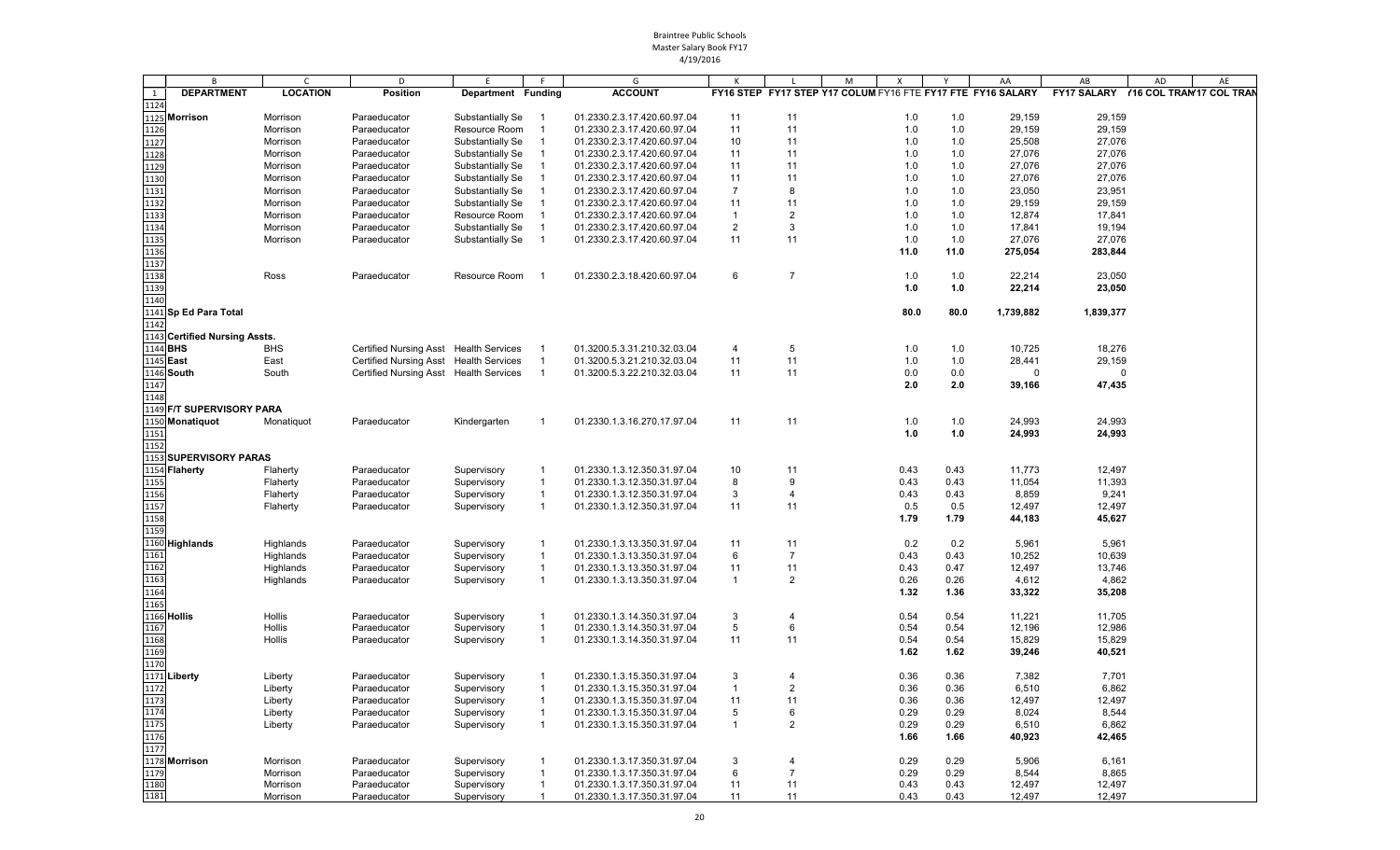Braintree Public Schools
Master Salary Book FY17
4/19/2016

| | B | C | D | E | F | G | K | L | M | X | Y | AA | AB | AD | AE |
|---|---|---|---|---|---|---|---|---|---|---|---|---|---|---|---|
| 1 | DEPARTMENT | LOCATION | Position | Department | Funding | ACCOUNT | FY16 STEP | FY17 STEP | Y17 COLUM | FY16 FTE | FY17 FTE | FY16 SALARY | FY17 SALARY | Y16 COL TRAN | Y17 COL TRAN |
| 1124 | | | | | | | | | | | | | | | |
| 1125 | Morrison | Morrison | Paraeducator | Substantially Se | 1 | 01.2330.2.3.17.420.60.97.04 | 11 | 11 | | 1.0 | 1.0 | 29,159 | 29,159 | | |
| 1126 | | Morrison | Paraeducator | Resource Room | 1 | 01.2330.2.3.17.420.60.97.04 | 11 | 11 | | 1.0 | 1.0 | 29,159 | 29,159 | | |
| 1127 | | Morrison | Paraeducator | Substantially Se | 1 | 01.2330.2.3.17.420.60.97.04 | 10 | 11 | | 1.0 | 1.0 | 25,508 | 27,076 | | |
| 1128 | | Morrison | Paraeducator | Substantially Se | 1 | 01.2330.2.3.17.420.60.97.04 | 11 | 11 | | 1.0 | 1.0 | 27,076 | 27,076 | | |
| 1129 | | Morrison | Paraeducator | Substantially Se | 1 | 01.2330.2.3.17.420.60.97.04 | 11 | 11 | | 1.0 | 1.0 | 27,076 | 27,076 | | |
| 1130 | | Morrison | Paraeducator | Substantially Se | 1 | 01.2330.2.3.17.420.60.97.04 | 11 | 11 | | 1.0 | 1.0 | 27,076 | 27,076 | | |
| 1131 | | Morrison | Paraeducator | Substantially Se | 1 | 01.2330.2.3.17.420.60.97.04 | 7 | 8 | | 1.0 | 1.0 | 23,050 | 23,951 | | |
| 1132 | | Morrison | Paraeducator | Substantially Se | 1 | 01.2330.2.3.17.420.60.97.04 | 11 | 11 | | 1.0 | 1.0 | 29,159 | 29,159 | | |
| 1133 | | Morrison | Paraeducator | Resource Room | 1 | 01.2330.2.3.17.420.60.97.04 | 1 | 2 | | 1.0 | 1.0 | 12,874 | 17,841 | | |
| 1134 | | Morrison | Paraeducator | Substantially Se | 1 | 01.2330.2.3.17.420.60.97.04 | 2 | 3 | | 1.0 | 1.0 | 17,841 | 19,194 | | |
| 1135 | | Morrison | Paraeducator | Substantially Se | 1 | 01.2330.2.3.17.420.60.97.04 | 11 | 11 | | 1.0 | 1.0 | 27,076 | 27,076 | | |
| 1136 | | | | | | | | | | 11.0 | 11.0 | 275,054 | 283,844 | | |
| 1137 | | | | | | | | | | | | | | | |
| 1138 | | Ross | Paraeducator | Resource Room | 1 | 01.2330.2.3.18.420.60.97.04 | 6 | 7 | | 1.0 | 1.0 | 22,214 | 23,050 | | |
| 1139 | | | | | | | | | | 1.0 | 1.0 | 22,214 | 23,050 | | |
| 1140 | | | | | | | | | | | | | | | |
| 1141 | Sp Ed Para Total | | | | | | | | | 80.0 | 80.0 | 1,739,882 | 1,839,377 | | |
| 1142 | | | | | | | | | | | | | | | |
| 1143 | Certified Nursing Assts. | | | | | | | | | | | | | | |
| 1144 | BHS | BHS | Certified Nursing Asst | Health Services | 1 | 01.3200.5.3.31.210.32.03.04 | 4 | 5 | | 1.0 | 1.0 | 10,725 | 18,276 | | |
| 1145 | East | East | Certified Nursing Asst | Health Services | 1 | 01.3200.5.3.21.210.32.03.04 | 11 | 11 | | 1.0 | 1.0 | 28,441 | 29,159 | | |
| 1146 | South | South | Certified Nursing Asst | Health Services | 1 | 01.3200.5.3.22.210.32.03.04 | 11 | 11 | | 0.0 | 0.0 | 0 | 0 | | |
| 1147 | | | | | | | | | | 2.0 | 2.0 | 39,166 | 47,435 | | |
| 1148 | | | | | | | | | | | | | | | |
| 1149 | F/T SUPERVISORY PARA | | | | | | | | | | | | | | |
| 1150 | Monatiquot | Monatiquot | Paraeducator | Kindergarten | 1 | 01.2330.1.3.16.270.17.97.04 | 11 | 11 | | 1.0 | 1.0 | 24,993 | 24,993 | | |
| 1151 | | | | | | | | | | 1.0 | 1.0 | 24,993 | 24,993 | | |
| 1152 | | | | | | | | | | | | | | | |
| 1153 | SUPERVISORY PARAS | | | | | | | | | | | | | | |
| 1154 | Flaherty | Flaherty | Paraeducator | Supervisory | 1 | 01.2330.1.3.12.350.31.97.04 | 10 | 11 | | 0.43 | 0.43 | 11,773 | 12,497 | | |
| 1155 | | Flaherty | Paraeducator | Supervisory | 1 | 01.2330.1.3.12.350.31.97.04 | 8 | 9 | | 0.43 | 0.43 | 11,054 | 11,393 | | |
| 1156 | | Flaherty | Paraeducator | Supervisory | 1 | 01.2330.1.3.12.350.31.97.04 | 3 | 4 | | 0.43 | 0.43 | 8,859 | 9,241 | | |
| 1157 | | Flaherty | Paraeducator | Supervisory | 1 | 01.2330.1.3.12.350.31.97.04 | 11 | 11 | | 0.5 | 0.5 | 12,497 | 12,497 | | |
| 1158 | | | | | | | | | | 1.79 | 1.79 | 44,183 | 45,627 | | |
| 1159 | | | | | | | | | | | | | | | |
| 1160 | Highlands | Highlands | Paraeducator | Supervisory | 1 | 01.2330.1.3.13.350.31.97.04 | 11 | 11 | | 0.2 | 0.2 | 5,961 | 5,961 | | |
| 1161 | | Highlands | Paraeducator | Supervisory | 1 | 01.2330.1.3.13.350.31.97.04 | 6 | 7 | | 0.43 | 0.43 | 10,252 | 10,639 | | |
| 1162 | | Highlands | Paraeducator | Supervisory | 1 | 01.2330.1.3.13.350.31.97.04 | 11 | 11 | | 0.43 | 0.47 | 12,497 | 13,746 | | |
| 1163 | | Highlands | Paraeducator | Supervisory | 1 | 01.2330.1.3.13.350.31.97.04 | 1 | 2 | | 0.26 | 0.26 | 4,612 | 4,862 | | |
| 1164 | | | | | | | | | | 1.32 | 1.36 | 33,322 | 35,208 | | |
| 1165 | | | | | | | | | | | | | | | |
| 1166 | Hollis | Hollis | Paraeducator | Supervisory | 1 | 01.2330.1.3.14.350.31.97.04 | 3 | 4 | | 0.54 | 0.54 | 11,221 | 11,705 | | |
| 1167 | | Hollis | Paraeducator | Supervisory | 1 | 01.2330.1.3.14.350.31.97.04 | 5 | 6 | | 0.54 | 0.54 | 12,196 | 12,986 | | |
| 1168 | | Hollis | Paraeducator | Supervisory | 1 | 01.2330.1.3.14.350.31.97.04 | 11 | 11 | | 0.54 | 0.54 | 15,829 | 15,829 | | |
| 1169 | | | | | | | | | | 1.62 | 1.62 | 39,246 | 40,521 | | |
| 1170 | | | | | | | | | | | | | | | |
| 1171 | Liberty | Liberty | Paraeducator | Supervisory | 1 | 01.2330.1.3.15.350.31.97.04 | 3 | 4 | | 0.36 | 0.36 | 7,382 | 7,701 | | |
| 1172 | | Liberty | Paraeducator | Supervisory | 1 | 01.2330.1.3.15.350.31.97.04 | 1 | 2 | | 0.36 | 0.36 | 6,510 | 6,862 | | |
| 1173 | | Liberty | Paraeducator | Supervisory | 1 | 01.2330.1.3.15.350.31.97.04 | 11 | 11 | | 0.36 | 0.36 | 12,497 | 12,497 | | |
| 1174 | | Liberty | Paraeducator | Supervisory | 1 | 01.2330.1.3.15.350.31.97.04 | 5 | 6 | | 0.29 | 0.29 | 8,024 | 8,544 | | |
| 1175 | | Liberty | Paraeducator | Supervisory | 1 | 01.2330.1.3.15.350.31.97.04 | 1 | 2 | | 0.29 | 0.29 | 6,510 | 6,862 | | |
| 1176 | | | | | | | | | | 1.66 | 1.66 | 40,923 | 42,465 | | |
| 1177 | | | | | | | | | | | | | | | |
| 1178 | Morrison | Morrison | Paraeducator | Supervisory | 1 | 01.2330.1.3.17.350.31.97.04 | 3 | 4 | | 0.29 | 0.29 | 5,906 | 6,161 | | |
| 1179 | | Morrison | Paraeducator | Supervisory | 1 | 01.2330.1.3.17.350.31.97.04 | 6 | 7 | | 0.29 | 0.29 | 8,544 | 8,865 | | |
| 1180 | | Morrison | Paraeducator | Supervisory | 1 | 01.2330.1.3.17.350.31.97.04 | 11 | 11 | | 0.43 | 0.43 | 12,497 | 12,497 | | |
| 1181 | | Morrison | Paraeducator | Supervisory | 1 | 01.2330.1.3.17.350.31.97.04 | 11 | 11 | | 0.43 | 0.43 | 12,497 | 12,497 | | |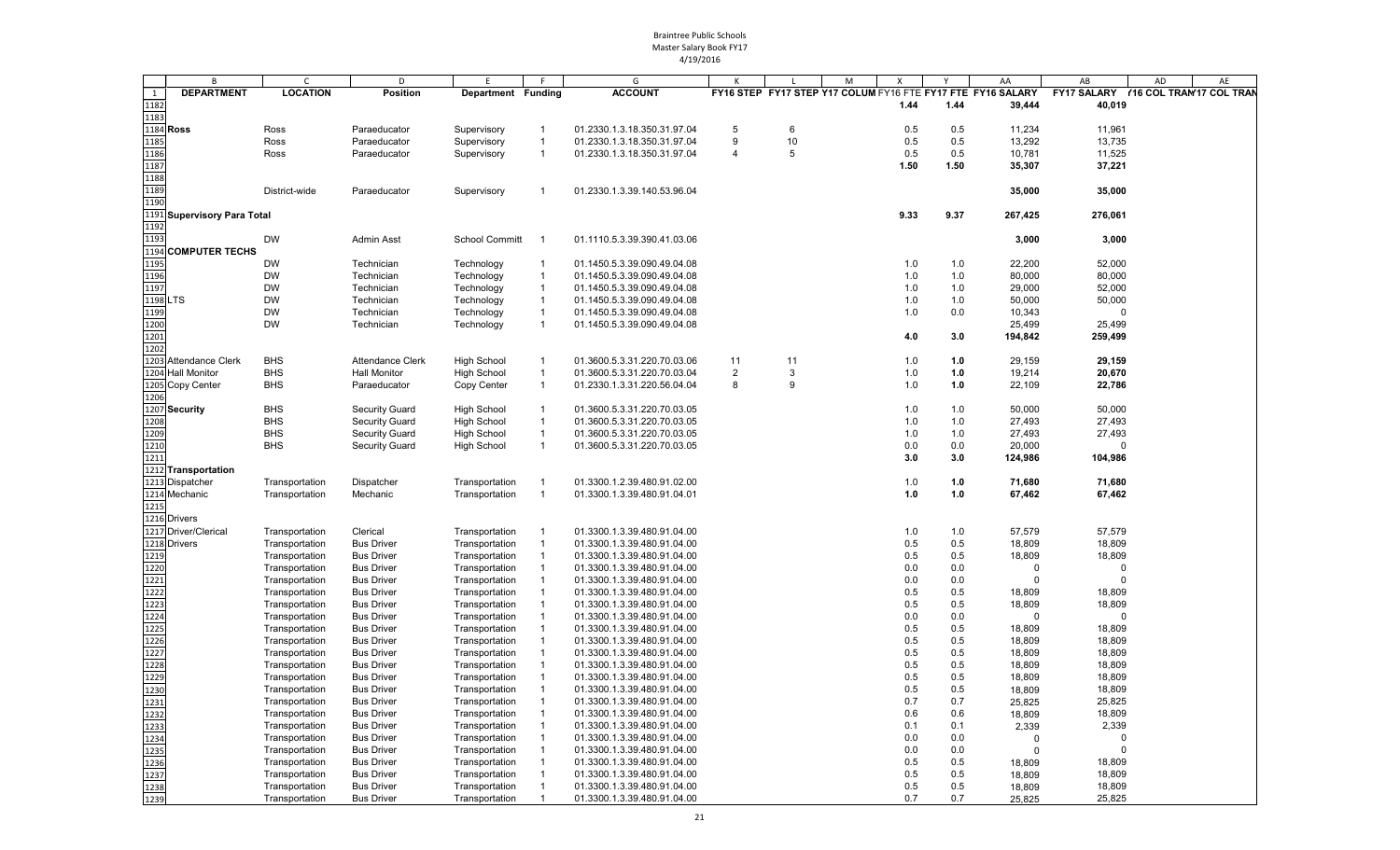Braintree Public Schools
Master Salary Book FY17
4/19/2016

| | B | C | D | E | F | G | K | L | M | X | Y | AA | AB | AD | AE |
|---|---|---|---|---|---|---|---|---|---|---|---|---|---|---|---|
| 1 | **DEPARTMENT** | **LOCATION** | **Position** | **Department** | **Funding** | **ACCOUNT** | **FY16 STEP** | **FY17 STEP** | **Y17 COLUM** | **FY16 FTE** | **FY17 FTE** | **FY16 SALARY** | **FY17 SALARY** | **Y16 COL TRAN** | **Y17 COL TRAN** |
| 1182 | | | | | | | | | | **1.44** | **1.44** | **39,444** | **40,019** | | |
| 1183 | | | | | | | | | | | | | | | |
| 1184 | **Ross** | Ross | Paraeducator | Supervisory | 1 | 01.2330.1.3.18.350.31.97.04 | 5 | 6 | | 0.5 | 0.5 | 11,234 | 11,961 | | |
| 1185 | | Ross | Paraeducator | Supervisory | 1 | 01.2330.1.3.18.350.31.97.04 | 9 | 10 | | 0.5 | 0.5 | 13,292 | 13,735 | | |
| 1186 | | Ross | Paraeducator | Supervisory | 1 | 01.2330.1.3.18.350.31.97.04 | 4 | 5 | | 0.5 | 0.5 | 10,781 | 11,525 | | |
| 1187 | | | | | | | | | | **1.50** | **1.50** | **35,307** | **37,221** | | |
| 1188 | | | | | | | | | | | | | | | |
| 1189 | | District-wide | Paraeducator | Supervisory | 1 | 01.2330.1.3.39.140.53.96.04 | | | | | | **35,000** | **35,000** | | |
| 1190 | | | | | | | | | | | | | | | |
| 1191 | **Supervisory Para Total** | | | | | | | | | **9.33** | **9.37** | **267,425** | **276,061** | | |
| 1192 | | | | | | | | | | | | | | | |
| 1193 | | DW | Admin Asst | School Committ | 1 | 01.1110.5.3.39.390.41.03.06 | | | | | | **3,000** | **3,000** | | |
| 1194 | **COMPUTER TECHS** | | | | | | | | | | | | | | |
| 1195 | | DW | Technician | Technology | 1 | 01.1450.5.3.39.090.49.04.08 | | | | 1.0 | 1.0 | 22,200 | 52,000 | | |
| 1196 | | DW | Technician | Technology | 1 | 01.1450.5.3.39.090.49.04.08 | | | | 1.0 | 1.0 | 80,000 | 80,000 | | |
| 1197 | | DW | Technician | Technology | 1 | 01.1450.5.3.39.090.49.04.08 | | | | 1.0 | 1.0 | 29,000 | 52,000 | | |
| 1198 | LTS | DW | Technician | Technology | 1 | 01.1450.5.3.39.090.49.04.08 | | | | 1.0 | 1.0 | 50,000 | 50,000 | | |
| 1199 | | DW | Technician | Technology | 1 | 01.1450.5.3.39.090.49.04.08 | | | | 1.0 | 0.0 | 10,343 | 0 | | |
| 1200 | | DW | Technician | Technology | 1 | 01.1450.5.3.39.090.49.04.08 | | | | | | 25,499 | 25,499 | | |
| 1201 | | | | | | | | | | **4.0** | **3.0** | **194,842** | **259,499** | | |
| 1202 | | | | | | | | | | | | | | | |
| 1203 | Attendance Clerk | BHS | Attendance Clerk | High School | 1 | 01.3600.5.3.31.220.70.03.06 | 11 | 11 | | 1.0 | **1.0** | 29,159 | **29,159** | | |
| 1204 | Hall Monitor | BHS | Hall Monitor | High School | 1 | 01.3600.5.3.31.220.70.03.04 | 2 | 3 | | 1.0 | **1.0** | 19,214 | **20,670** | | |
| 1205 | Copy Center | BHS | Paraeducator | Copy Center | 1 | 01.2330.1.3.31.220.56.04.04 | 8 | 9 | | 1.0 | **1.0** | 22,109 | **22,786** | | |
| 1206 | | | | | | | | | | | | | | | |
| 1207 | **Security** | BHS | Security Guard | High School | 1 | 01.3600.5.3.31.220.70.03.05 | | | | 1.0 | 1.0 | 50,000 | 50,000 | | |
| 1208 | | BHS | Security Guard | High School | 1 | 01.3600.5.3.31.220.70.03.05 | | | | 1.0 | 1.0 | 27,493 | 27,493 | | |
| 1209 | | BHS | Security Guard | High School | 1 | 01.3600.5.3.31.220.70.03.05 | | | | 1.0 | 1.0 | 27,493 | 27,493 | | |
| 1210 | | BHS | Security Guard | High School | 1 | 01.3600.5.3.31.220.70.03.05 | | | | 0.0 | 0.0 | 20,000 | 0 | | |
| 1211 | | | | | | | | | | **3.0** | **3.0** | **124,986** | **104,986** | | |
| 1212 | **Transportation** | | | | | | | | | | | | | | |
| 1213 | Dispatcher | Transportation | Dispatcher | Transportation | 1 | 01.3300.1.2.39.480.91.02.00 | | | | **1.0** | **1.0** | **71,680** | **71,680** | | |
| 1214 | Mechanic | Transportation | Mechanic | Transportation | 1 | 01.3300.1.3.39.480.91.04.01 | | | | **1.0** | **1.0** | **67,462** | **67,462** | | |
| 1215 | | | | | | | | | | | | | | | |
| 1216 | Drivers | | | | | | | | | | | | | | |
| 1217 | Driver/Clerical | Transportation | Clerical | Transportation | 1 | 01.3300.1.3.39.480.91.04.00 | | | | 1.0 | 1.0 | 57,579 | 57,579 | | |
| 1218 | Drivers | Transportation | Bus Driver | Transportation | 1 | 01.3300.1.3.39.480.91.04.00 | | | | 0.5 | 0.5 | 18,809 | 18,809 | | |
| 1219 | | Transportation | Bus Driver | Transportation | 1 | 01.3300.1.3.39.480.91.04.00 | | | | 0.5 | 0.5 | 18,809 | 18,809 | | |
| 1220 | | Transportation | Bus Driver | Transportation | 1 | 01.3300.1.3.39.480.91.04.00 | | | | 0.0 | 0.0 | 0 | 0 | | |
| 1221 | | Transportation | Bus Driver | Transportation | 1 | 01.3300.1.3.39.480.91.04.00 | | | | 0.0 | 0.0 | 0 | 0 | | |
| 1222 | | Transportation | Bus Driver | Transportation | 1 | 01.3300.1.3.39.480.91.04.00 | | | | 0.5 | 0.5 | 18,809 | 18,809 | | |
| 1223 | | Transportation | Bus Driver | Transportation | 1 | 01.3300.1.3.39.480.91.04.00 | | | | 0.5 | 0.5 | 18,809 | 18,809 | | |
| 1224 | | Transportation | Bus Driver | Transportation | 1 | 01.3300.1.3.39.480.91.04.00 | | | | 0.0 | 0.0 | 0 | 0 | | |
| 1225 | | Transportation | Bus Driver | Transportation | 1 | 01.3300.1.3.39.480.91.04.00 | | | | 0.5 | 0.5 | 18,809 | 18,809 | | |
| 1226 | | Transportation | Bus Driver | Transportation | 1 | 01.3300.1.3.39.480.91.04.00 | | | | 0.5 | 0.5 | 18,809 | 18,809 | | |
| 1227 | | Transportation | Bus Driver | Transportation | 1 | 01.3300.1.3.39.480.91.04.00 | | | | 0.5 | 0.5 | 18,809 | 18,809 | | |
| 1228 | | Transportation | Bus Driver | Transportation | 1 | 01.3300.1.3.39.480.91.04.00 | | | | 0.5 | 0.5 | 18,809 | 18,809 | | |
| 1229 | | Transportation | Bus Driver | Transportation | 1 | 01.3300.1.3.39.480.91.04.00 | | | | 0.5 | 0.5 | 18,809 | 18,809 | | |
| 1230 | | Transportation | Bus Driver | Transportation | 1 | 01.3300.1.3.39.480.91.04.00 | | | | 0.5 | 0.5 | 18,809 | 18,809 | | |
| 1231 | | Transportation | Bus Driver | Transportation | 1 | 01.3300.1.3.39.480.91.04.00 | | | | 0.7 | 0.7 | 25,825 | 25,825 | | |
| 1232 | | Transportation | Bus Driver | Transportation | 1 | 01.3300.1.3.39.480.91.04.00 | | | | 0.6 | 0.6 | 18,809 | 18,809 | | |
| 1233 | | Transportation | Bus Driver | Transportation | 1 | 01.3300.1.3.39.480.91.04.00 | | | | 0.1 | 0.1 | 2,339 | 2,339 | | |
| 1234 | | Transportation | Bus Driver | Transportation | 1 | 01.3300.1.3.39.480.91.04.00 | | | | 0.0 | 0.0 | 0 | 0 | | |
| 1235 | | Transportation | Bus Driver | Transportation | 1 | 01.3300.1.3.39.480.91.04.00 | | | | 0.0 | 0.0 | 0 | 0 | | |
| 1236 | | Transportation | Bus Driver | Transportation | 1 | 01.3300.1.3.39.480.91.04.00 | | | | 0.5 | 0.5 | 18,809 | 18,809 | | |
| 1237 | | Transportation | Bus Driver | Transportation | 1 | 01.3300.1.3.39.480.91.04.00 | | | | 0.5 | 0.5 | 18,809 | 18,809 | | |
| 1238 | | Transportation | Bus Driver | Transportation | 1 | 01.3300.1.3.39.480.91.04.00 | | | | 0.5 | 0.5 | 18,809 | 18,809 | | |
| 1239 | | Transportation | Bus Driver | Transportation | 1 | 01.3300.1.3.39.480.91.04.00 | | | | 0.7 | 0.7 | 25,825 | 25,825 | | |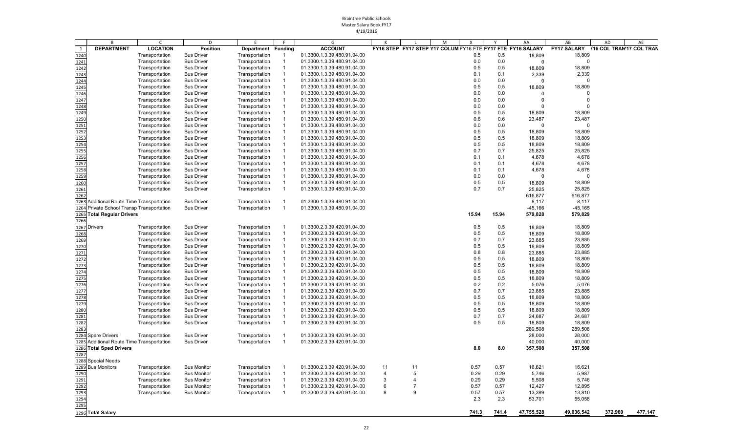Braintree Public Schools
Master Salary Book FY17
4/19/2016

| | B | C | D | E | F | G | K | L | M | X | Y | AA | AB | AD | AE |
|---|---|---|---|---|---|---|---|---|---|---|---|---|---|---|---|
| 1 | DEPARTMENT | LOCATION | Position | Department | Funding | ACCOUNT | FY16 STEP | FY17 STEP | Y17 COLUM | FY16 FTE | FY17 FTE | FY16 SALARY | FY17 SALARY | '16 COL TRAN | '17 COL TRAN |
| 1240 | | Transportation | Bus Driver | Transportation | 1 | 01.3300.1.3.39.480.91.04.00 | | | | 0.5 | 0.5 | 18,809 | 18,809 | | |
| 1241 | | Transportation | Bus Driver | Transportation | 1 | 01.3300.1.3.39.480.91.04.00 | | | | 0.0 | 0.0 | 0 | 0 | | |
| 1242 | | Transportation | Bus Driver | Transportation | 1 | 01.3300.1.3.39.480.91.04.00 | | | | 0.5 | 0.5 | 18,809 | 18,809 | | |
| 1243 | | Transportation | Bus Driver | Transportation | 1 | 01.3300.1.3.39.480.91.04.00 | | | | 0.1 | 0.1 | 2,339 | 2,339 | | |
| 1244 | | Transportation | Bus Driver | Transportation | 1 | 01.3300.1.3.39.480.91.04.00 | | | | 0.0 | 0.0 | 0 | 0 | | |
| 1245 | | Transportation | Bus Driver | Transportation | 1 | 01.3300.1.3.39.480.91.04.00 | | | | 0.5 | 0.5 | 18,809 | 18,809 | | |
| 1246 | | Transportation | Bus Driver | Transportation | 1 | 01.3300.1.3.39.480.91.04.00 | | | | 0.0 | 0.0 | 0 | 0 | | |
| 1247 | | Transportation | Bus Driver | Transportation | 1 | 01.3300.1.3.39.480.91.04.00 | | | | 0.0 | 0.0 | 0 | 0 | | |
| 1248 | | Transportation | Bus Driver | Transportation | 1 | 01.3300.1.3.39.480.91.04.00 | | | | 0.0 | 0.0 | 0 | 0 | | |
| 1249 | | Transportation | Bus Driver | Transportation | 1 | 01.3300.1.3.39.480.91.04.00 | | | | 0.5 | 0.5 | 18,809 | 18,809 | | |
| 1250 | | Transportation | Bus Driver | Transportation | 1 | 01.3300.1.3.39.480.91.04.00 | | | | 0.6 | 0.6 | 23,487 | 23,487 | | |
| 1251 | | Transportation | Bus Driver | Transportation | 1 | 01.3300.1.3.39.480.91.04.00 | | | | 0.0 | 0.0 | 0 | 0 | | |
| 1252 | | Transportation | Bus Driver | Transportation | 1 | 01.3300.1.3.39.480.91.04.00 | | | | 0.5 | 0.5 | 18,809 | 18,809 | | |
| 1253 | | Transportation | Bus Driver | Transportation | 1 | 01.3300.1.3.39.480.91.04.00 | | | | 0.5 | 0.5 | 18,809 | 18,809 | | |
| 1254 | | Transportation | Bus Driver | Transportation | 1 | 01.3300.1.3.39.480.91.04.00 | | | | 0.5 | 0.5 | 18,809 | 18,809 | | |
| 1255 | | Transportation | Bus Driver | Transportation | 1 | 01.3300.1.3.39.480.91.04.00 | | | | 0.7 | 0.7 | 25,825 | 25,825 | | |
| 1256 | | Transportation | Bus Driver | Transportation | 1 | 01.3300.1.3.39.480.91.04.00 | | | | 0.1 | 0.1 | 4,678 | 4,678 | | |
| 1257 | | Transportation | Bus Driver | Transportation | 1 | 01.3300.1.3.39.480.91.04.00 | | | | 0.1 | 0.1 | 4,678 | 4,678 | | |
| 1258 | | Transportation | Bus Driver | Transportation | 1 | 01.3300.1.3.39.480.91.04.00 | | | | 0.1 | 0.1 | 4,678 | 4,678 | | |
| 1259 | | Transportation | Bus Driver | Transportation | 1 | 01.3300.1.3.39.480.91.04.00 | | | | 0.0 | 0.0 | 0 | 0 | | |
| 1260 | | Transportation | Bus Driver | Transportation | 1 | 01.3300.1.3.39.480.91.04.00 | | | | 0.5 | 0.5 | 18,809 | 18,809 | | |
| 1261 | | Transportation | Bus Driver | Transportation | 1 | 01.3300.1.3.39.480.91.04.00 | | | | 0.7 | 0.7 | 25,825 | 25,825 | | |
| 1262 | | | | | | | | | | | | 616,877 | 616,877 | | |
| 1263 | Additional Route Time | Transportation | Bus Driver | Transportation | 1 | 01.3300.1.3.39.480.91.04.00 | | | | | | 8,117 | 8,117 | | |
| 1264 | Private School Transp | Transportation | Bus Driver | Transportation | 1 | 01.3300.1.3.39.480.91.04.00 | | | | | | -45,166 | -45,165 | | |
| 1265 | Total Regular Drivers | | | | | | | | | 15.94 | 15.94 | 579,828 | 579,829 | | |
| 1266 | | | | | | | | | | | | | | | |
| 1267 | Drivers | Transportation | Bus Driver | Transportation | 1 | 01.3300.2.3.39.420.91.04.00 | | | | 0.5 | 0.5 | 18,809 | 18,809 | | |
| 1268 | | Transportation | Bus Driver | Transportation | 1 | 01.3300.2.3.39.420.91.04.00 | | | | 0.5 | 0.5 | 18,809 | 18,809 | | |
| 1269 | | Transportation | Bus Driver | Transportation | 1 | 01.3300.2.3.39.420.91.04.00 | | | | 0.7 | 0.7 | 23,885 | 23,885 | | |
| 1270 | | Transportation | Bus Driver | Transportation | 1 | 01.3300.2.3.39.420.91.04.00 | | | | 0.5 | 0.5 | 18,809 | 18,809 | | |
| 1271 | | Transportation | Bus Driver | Transportation | 1 | 01.3300.2.3.39.420.91.04.00 | | | | 0.8 | 0.8 | 23,885 | 23,885 | | |
| 1272 | | Transportation | Bus Driver | Transportation | 1 | 01.3300.2.3.39.420.91.04.00 | | | | 0.5 | 0.5 | 18,809 | 18,809 | | |
| 1273 | | Transportation | Bus Driver | Transportation | 1 | 01.3300.2.3.39.420.91.04.00 | | | | 0.5 | 0.5 | 18,809 | 18,809 | | |
| 1274 | | Transportation | Bus Driver | Transportation | 1 | 01.3300.2.3.39.420.91.04.00 | | | | 0.5 | 0.5 | 18,809 | 18,809 | | |
| 1275 | | Transportation | Bus Driver | Transportation | 1 | 01.3300.2.3.39.420.91.04.00 | | | | 0.5 | 0.5 | 18,809 | 18,809 | | |
| 1276 | | Transportation | Bus Driver | Transportation | 1 | 01.3300.2.3.39.420.91.04.00 | | | | 0.2 | 0.2 | 5,076 | 5,076 | | |
| 1277 | | Transportation | Bus Driver | Transportation | 1 | 01.3300.2.3.39.420.91.04.00 | | | | 0.7 | 0.7 | 23,885 | 23,885 | | |
| 1278 | | Transportation | Bus Driver | Transportation | 1 | 01.3300.2.3.39.420.91.04.00 | | | | 0.5 | 0.5 | 18,809 | 18,809 | | |
| 1279 | | Transportation | Bus Driver | Transportation | 1 | 01.3300.2.3.39.420.91.04.00 | | | | 0.5 | 0.5 | 18,809 | 18,809 | | |
| 1280 | | Transportation | Bus Driver | Transportation | 1 | 01.3300.2.3.39.420.91.04.00 | | | | 0.5 | 0.5 | 18,809 | 18,809 | | |
| 1281 | | Transportation | Bus Driver | Transportation | 1 | 01.3300.2.3.39.420.91.04.00 | | | | 0.7 | 0.7 | 24,687 | 24,687 | | |
| 1282 | | Transportation | Bus Driver | Transportation | 1 | 01.3300.2.3.39.420.91.04.00 | | | | 0.5 | 0.5 | 18,809 | 18,809 | | |
| 1283 | | | | | | | | | | | | 289,508 | 289,508 | | |
| 1284 | Spare Drivers | Transportation | Bus Driver | Transportation | 1 | 01.3300.2.3.39.420.91.04.00 | | | | | | 28,000 | 28,000 | | |
| 1285 | Additional Route Time | Transportation | Bus Driver | Transportation | 1 | 01.3300.2.3.39.420.91.04.00 | | | | | | 40,000 | 40,000 | | |
| 1286 | Total Sped Drivers | | | | | | | | | 8.0 | 8.0 | 357,508 | 357,508 | | |
| 1287 | | | | | | | | | | | | | | | |
| 1288 | Special Needs | | | | | | | | | | | | | | |
| 1289 | Bus Monitors | Transportation | Bus Monitor | Transportation | 1 | 01.3300.2.3.39.420.91.04.00 | 11 | 11 | | 0.57 | 0.57 | 16,621 | 16,621 | | |
| 1290 | | Transportation | Bus Monitor | Transportation | 1 | 01.3300.2.3.39.420.91.04.00 | 4 | 5 | | 0.29 | 0.29 | 5,746 | 5,987 | | |
| 1291 | | Transportation | Bus Monitor | Transportation | 1 | 01.3300.2.3.39.420.91.04.00 | 3 | 4 | | 0.29 | 0.29 | 5,508 | 5,746 | | |
| 1292 | | Transportation | Bus Monitor | Transportation | 1 | 01.3300.2.3.39.420.91.04.00 | 6 | 7 | | 0.57 | 0.57 | 12,427 | 12,895 | | |
| 1293 | | Transportation | Bus Monitor | Transportation | 1 | 01.3300.2.3.39.420.91.04.00 | 8 | 9 | | 0.57 | 0.57 | 13,399 | 13,810 | | |
| 1294 | | | | | | | | | | 2.3 | 2.3 | 53,701 | 55,058 | | |
| 1295 | | | | | | | | | | | | | | | |
| 1296 | Total Salary | | | | | | | | | 741.3 | 741.4 | 47,755,528 | 49,036,542 | 372,969 | 477,147 |